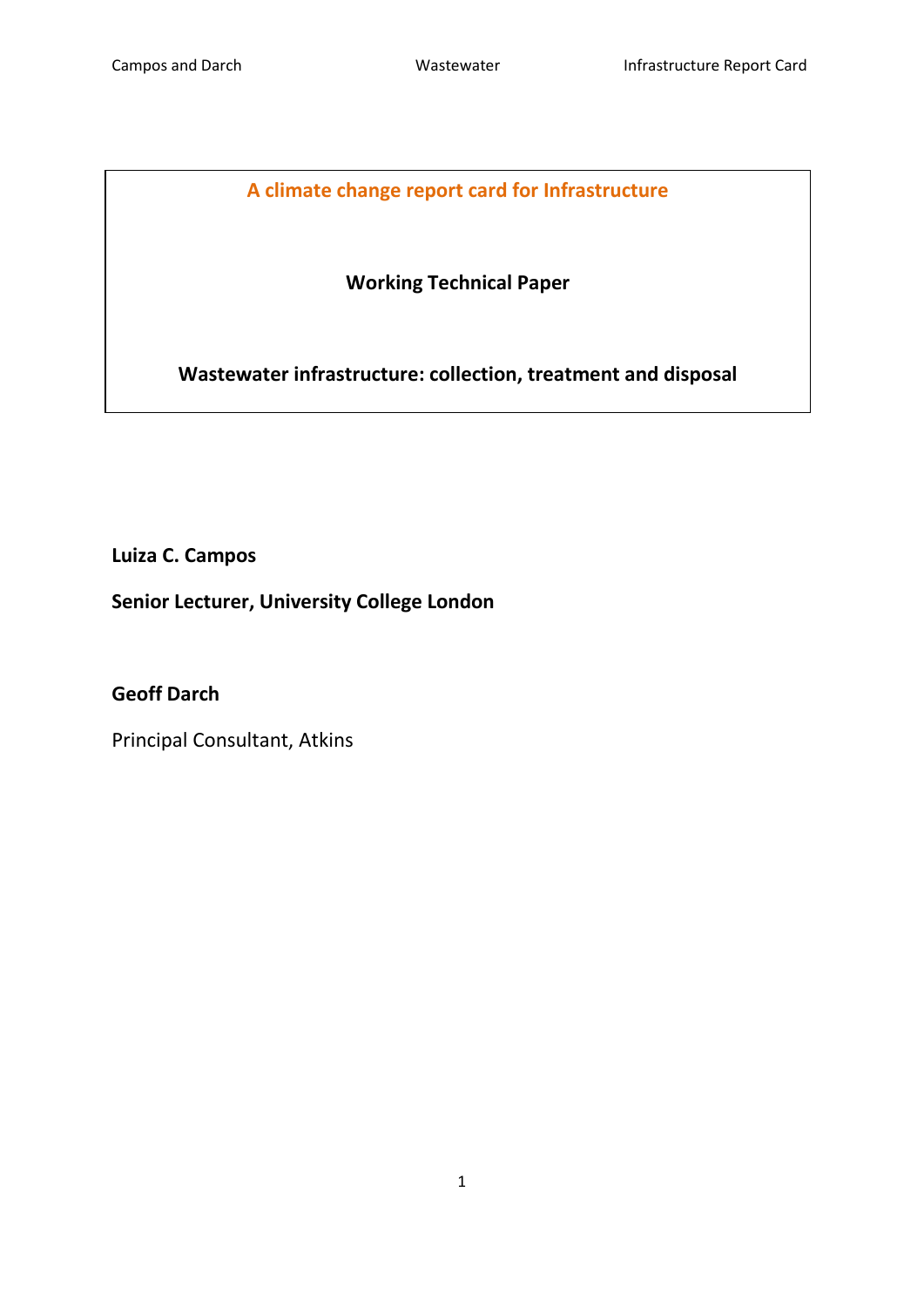**A climate change report card for Infrastructure**

**Working Technical Paper**

**Wastewater infrastructure: collection, treatment and disposal**

**Luiza C. Campos**

**Senior Lecturer, University College London**

**Geoff Darch**

Principal Consultant, Atkins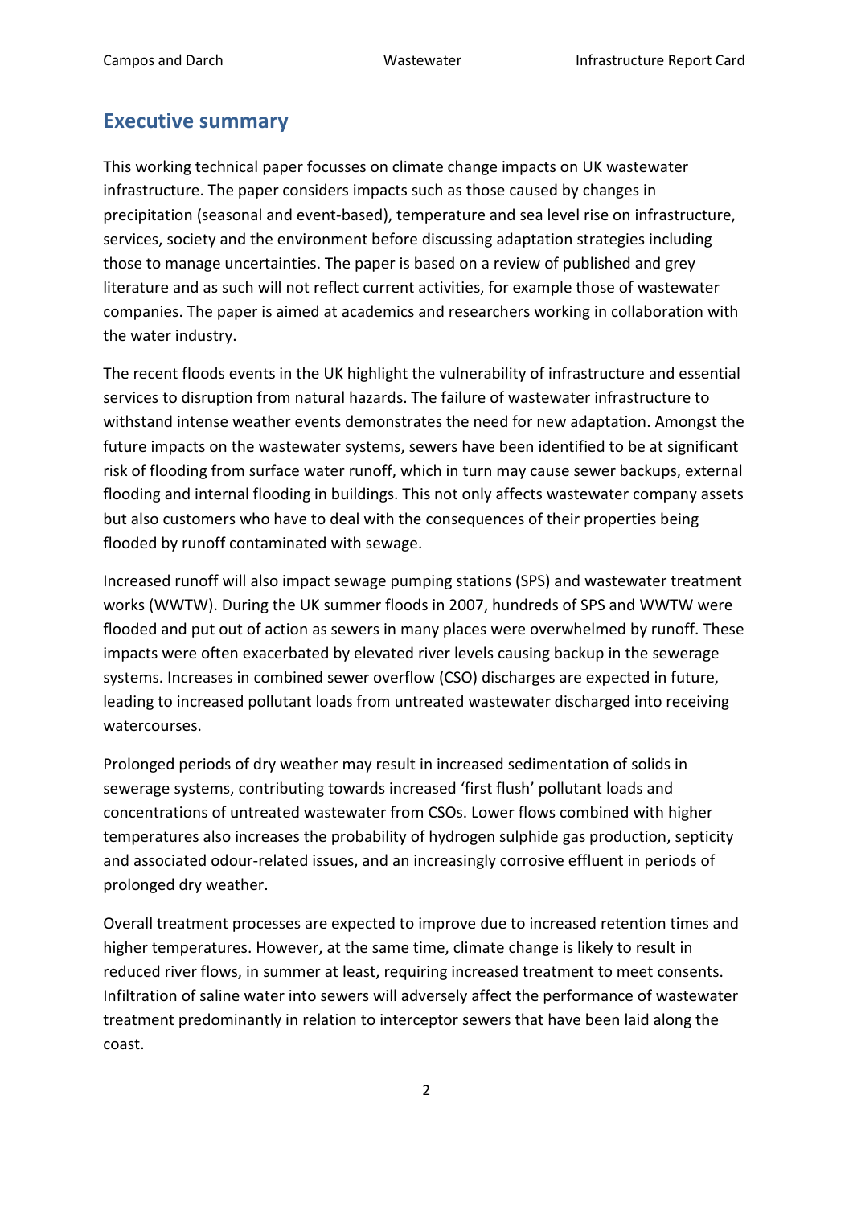## Executive summary

This working technical paper focusses on climate change impacts on UK wastewater infrastructure. The paper considers impacts such as those caused by changes in precipitation (seasonal and event-based), temperature and sea level rise on infrastructure, services, society and the environment before discussing adaptation strategies including those to manage uncertainties. The paper is based on a review of published and grey literature and as such will not reflect current activities, for example those of wastewater companies. The paper is aimed at academics and researchers working in collaboration with the water industry.

The recent floods events in the UK highlight the vulnerability of infrastructure and essential services to disruption from natural hazards. The failure of wastewater infrastructure to withstand intense weather events demonstrates the need for new adaptation. Amongst the future impacts on the wastewater systems, sewers have been identified to be at significant risk of flooding from surface water runoff, which in turn may cause sewer backups, external flooding and internal flooding in buildings. This not only affects wastewater company assets but also customers who have to deal with the consequences of their properties being flooded by runoff contaminated with sewage.

Increased runoff will also impact sewage pumping stations (SPS) and wastewater treatment works (WWTW). During the UK summer floods in 2007, hundreds of SPS and WWTW were flooded and put out of action as sewers in many places were overwhelmed by runoff. These impacts were often exacerbated by elevated river levels causing backup in the sewerage systems. Increases in combined sewer overflow (CSO) discharges are expected in future, leading to increased pollutant loads from untreated wastewater discharged into receiving watercourses.

Prolonged periods of dry weather may result in increased sedimentation of solids in sewerage systems, contributing towards increased 'first flush' pollutant loads and concentrations of untreated wastewater from CSOs. Lower flows combined with higher temperatures also increases the probability of hydrogen sulphide gas production, septicity and associated odour-related issues, and an increasingly corrosive effluent in periods of prolonged dry weather.

Overall treatment processes are expected to improve due to increased retention times and higher temperatures. However, at the same time, climate change is likely to result in reduced river flows, in summer at least, requiring increased treatment to meet consents. Infiltration of saline water into sewers will adversely affect the performance of wastewater treatment predominantly in relation to interceptor sewers that have been laid along the coast.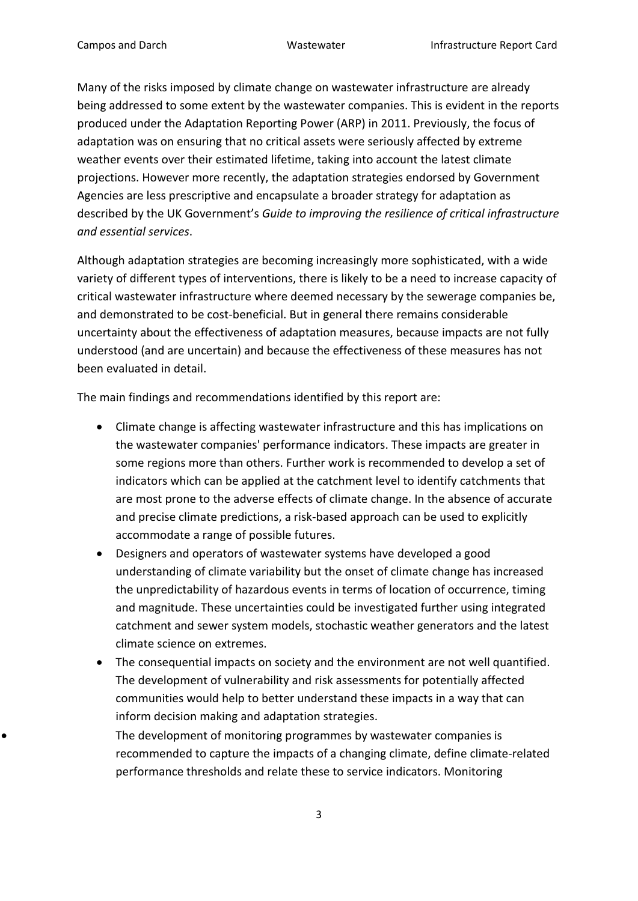Many of the risks imposed by climate change on wastewater infrastructure are already being addressed to some extent by the wastewater companies. This is evident in the reports produced under the Adaptation Reporting Power (ARP) in 2011. Previously, the focus of adaptation was on ensuring that no critical assets were seriously affected by extreme weather events over their estimated lifetime, taking into account the latest climate projections. However more recently, the adaptation strategies endorsed by Government Agencies are less prescriptive and encapsulate a broader strategy for adaptation as described by the UK Government's *Guide to improving the resilience of critical infrastructure and essential services*.

Although adaptation strategies are becoming increasingly more sophisticated, with a wide variety of different types of interventions, there is likely to be a need to increase capacity of critical wastewater infrastructure where deemed necessary by the sewerage companies be, and demonstrated to be cost-beneficial. But in general there remains considerable uncertainty about the effectiveness of adaptation measures, because impacts are not fully understood (and are uncertain) and because the effectiveness of these measures has not been evaluated in detail.

The main findings and recommendations identified by this report are:

- Climate change is affecting wastewater infrastructure and this has implications on the wastewater companies' performance indicators. These impacts are greater in some regions more than others. Further work is recommended to develop a set of indicators which can be applied at the catchment level to identify catchments that are most prone to the adverse effects of climate change. In the absence of accurate and precise climate predictions, a risk-based approach can be used to explicitly accommodate a range of possible futures.
- Designers and operators of wastewater systems have developed a good understanding of climate variability but the onset of climate change has increased the unpredictability of hazardous events in terms of location of occurrence, timing and magnitude. These uncertainties could be investigated further using integrated catchment and sewer system models, stochastic weather generators and the latest climate science on extremes.
- The consequential impacts on society and the environment are not well quantified. The development of vulnerability and risk assessments for potentially affected communities would help to better understand these impacts in a way that can inform decision making and adaptation strategies.
- The development of monitoring programmes by wastewater companies is recommended to capture the impacts of a changing climate, define climate-related performance thresholds and relate these to service indicators. Monitoring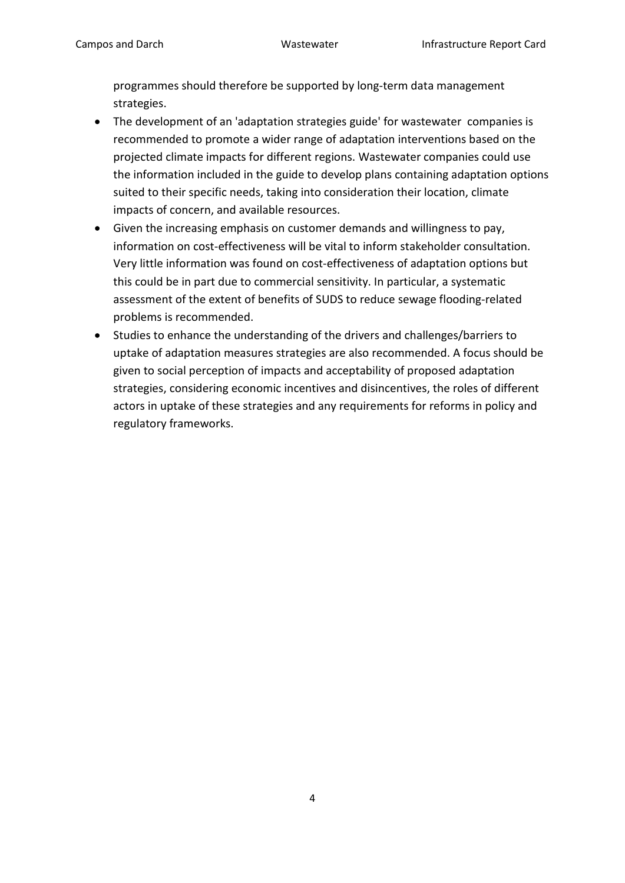programmes should therefore be supported by long-term data management strategies.

- The development of an 'adaptation strategies guide' for wastewater companies is recommended to promote a wider range of adaptation interventions based on the projected climate impacts for different regions. Wastewater companies could use the information included in the guide to develop plans containing adaptation options suited to their specific needs, taking into consideration their location, climate impacts of concern, and available resources.
- Given the increasing emphasis on customer demands and willingness to pay, information on cost-effectiveness will be vital to inform stakeholder consultation. Very little information was found on cost-effectiveness of adaptation options but this could be in part due to commercial sensitivity. In particular, a systematic assessment of the extent of benefits of SUDS to reduce sewage flooding-related problems is recommended.
- Studies to enhance the understanding of the drivers and challenges/barriers to uptake of adaptation measures strategies are also recommended. A focus should be given to social perception of impacts and acceptability of proposed adaptation strategies, considering economic incentives and disincentives, the roles of different actors in uptake of these strategies and any requirements for reforms in policy and regulatory frameworks.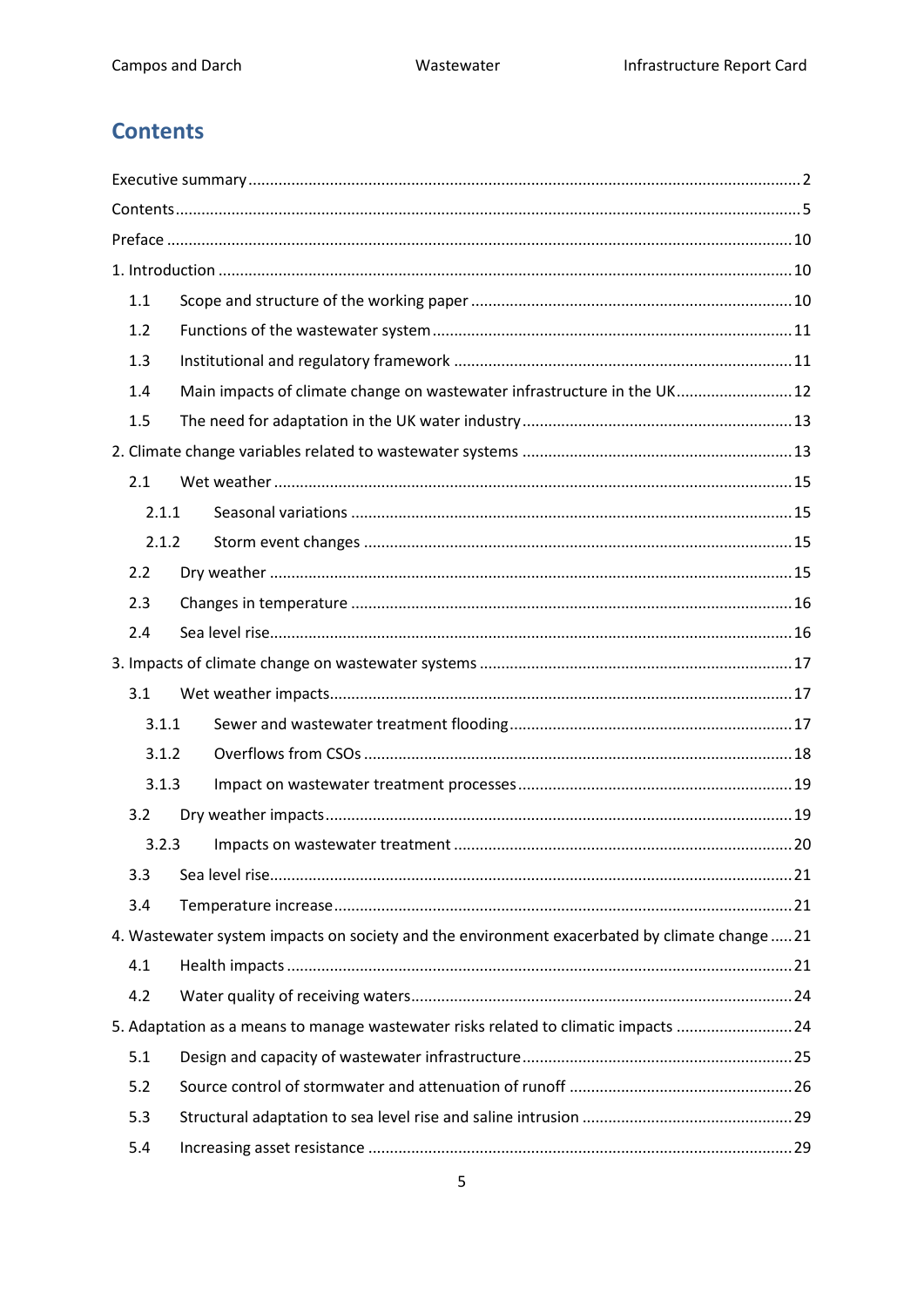## Contents

Executive summary ........................................................................................................................ 2

Contents ........................................................................................................................................ 5

Preface ........................................................................................................................................ 10

1. Introduction .............................................................................................................................. 10

   1.1 Scope and structure of the working paper ........................................................................... 10

   1.2 Functions of the wastewater system ................................................................................... 11

   1.3 Institutional and regulatory framework ............................................................................... 11

   1.4 Main impacts of climate change on wastewater infrastructure in the UK ........................... 12

   1.5 The need for adaptation in the UK water industry ............................................................... 13

2. Climate change variables related to wastewater systems ........................................................ 13

   2.1 Wet weather ........................................................................................................................ 15

      2.1.1 Seasonal variations ....................................................................................................... 15

      2.1.2 Storm event changes .................................................................................................... 15

   2.2 Dry weather ......................................................................................................................... 15

   2.3 Changes in temperature ...................................................................................................... 16

   2.4 Sea level rise ........................................................................................................................ 16

3. Impacts of climate change on wastewater systems .................................................................. 17

   3.1 Wet weather impacts ........................................................................................................... 17

      3.1.1 Sewer and wastewater treatment flooding ................................................................... 17

      3.1.2 Overflows from CSOs ................................................................................................... 18

      3.1.3 Impact on wastewater treatment processes ................................................................. 19

   3.2 Dry weather impacts ............................................................................................................ 19

      3.2.3 Impacts on wastewater treatment ............................................................................... 20

   3.3 Sea level rise ........................................................................................................................ 21

   3.4 Temperature increase .......................................................................................................... 21

4. Wastewater system impacts on society and the environment exacerbated by climate change ..... 21

   4.1 Health impacts ..................................................................................................................... 21

   4.2 Water quality of receiving waters ......................................................................................... 24

5. Adaptation as a means to manage wastewater risks related to climatic impacts ...................... 24

   5.1 Design and capacity of wastewater infrastructure ............................................................... 25

   5.2 Source control of stormwater and attenuation of runoff .................................................... 26

   5.3 Structural adaptation to sea level rise and saline intrusion ................................................. 29

   5.4 Increasing asset resistance .................................................................................................. 29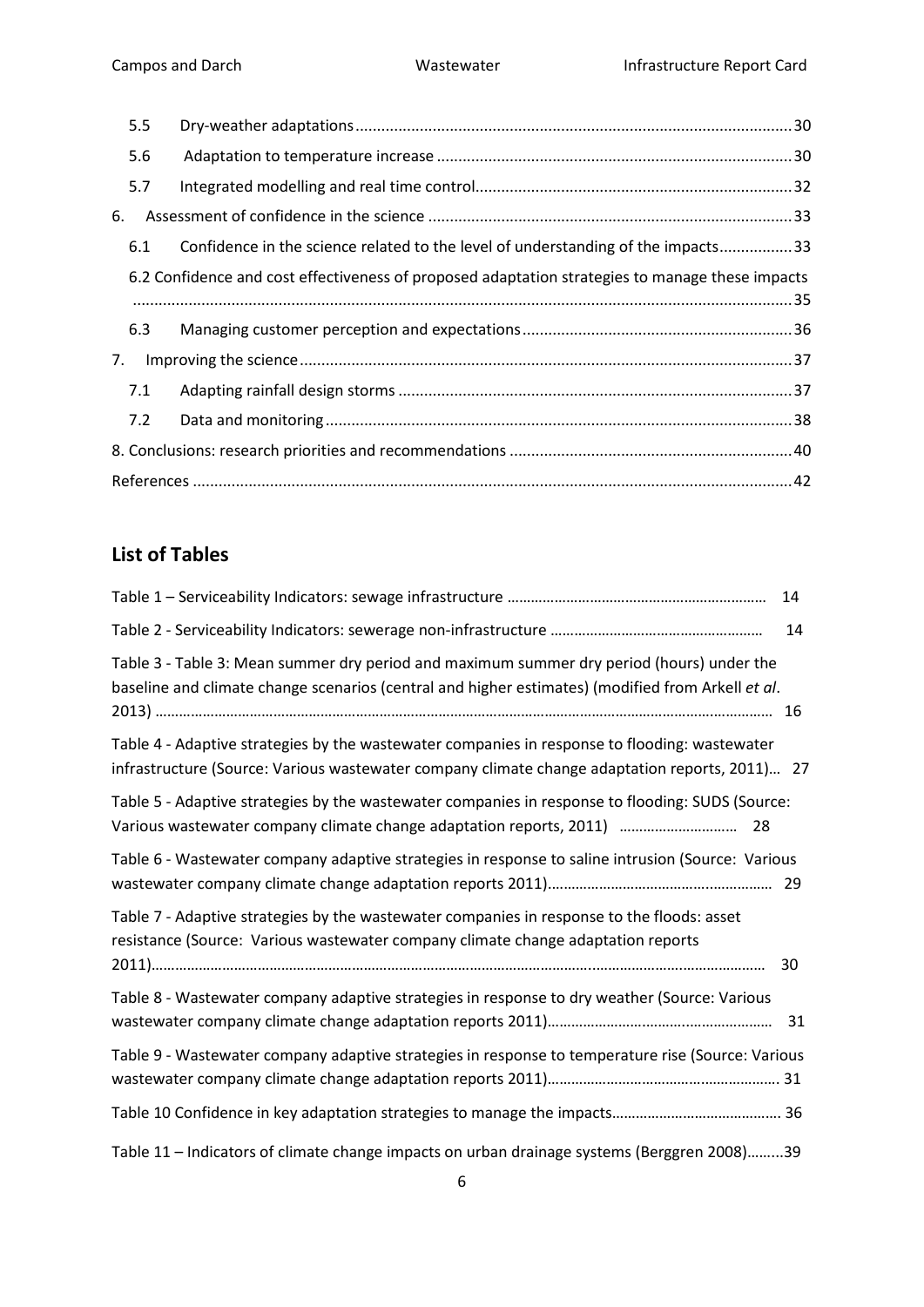5.5 Dry-weather adaptations ... 30

5.6 Adaptation to temperature increase ... 30

5.7 Integrated modelling and real time control ... 32

6. Assessment of confidence in the science ... 33

6.1 Confidence in the science related to the level of understanding of the impacts ... 33

6.2 Confidence and cost effectiveness of proposed adaptation strategies to manage these impacts ... 35

6.3 Managing customer perception and expectations ... 36

7. Improving the science ... 37

7.1 Adapting rainfall design storms ... 37

7.2 Data and monitoring ... 38

8. Conclusions: research priorities and recommendations ... 40

References ... 42

## List of Tables

Table 1 – Serviceability Indicators: sewage infrastructure ... 14

Table 2 - Serviceability Indicators: sewerage non-infrastructure ... 14

Table 3 - Table 3: Mean summer dry period and maximum summer dry period (hours) under the baseline and climate change scenarios (central and higher estimates) (modified from Arkell *et al*. 2013) ... 16

Table 4 - Adaptive strategies by the wastewater companies in response to flooding: wastewater infrastructure (Source: Various wastewater company climate change adaptation reports, 2011)... 27

Table 5 - Adaptive strategies by the wastewater companies in response to flooding: SUDS (Source: Various wastewater company climate change adaptation reports, 2011) ... 28

Table 6 - Wastewater company adaptive strategies in response to saline intrusion (Source: Various wastewater company climate change adaptation reports 2011) ... 29

Table 7 - Adaptive strategies by the wastewater companies in response to the floods: asset resistance (Source: Various wastewater company climate change adaptation reports 2011) ... 30

Table 8 - Wastewater company adaptive strategies in response to dry weather (Source: Various wastewater company climate change adaptation reports 2011) ... 31

Table 9 - Wastewater company adaptive strategies in response to temperature rise (Source: Various wastewater company climate change adaptation reports 2011) ... 31

Table 10 Confidence in key adaptation strategies to manage the impacts ... 36

Table 11 – Indicators of climate change impacts on urban drainage systems (Berggren 2008) ... 39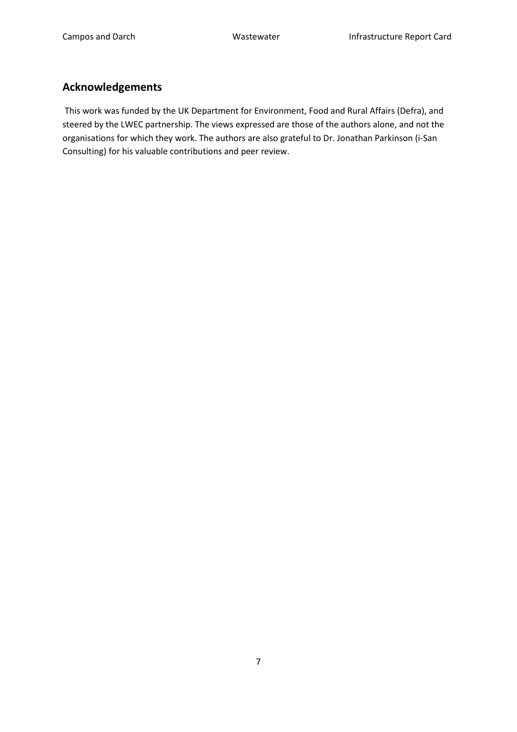## Acknowledgements

This work was funded by the UK Department for Environment, Food and Rural Affairs (Defra), and steered by the LWEC partnership. The views expressed are those of the authors alone, and not the organisations for which they work. The authors are also grateful to Dr. Jonathan Parkinson (i-San Consulting) for his valuable contributions and peer review.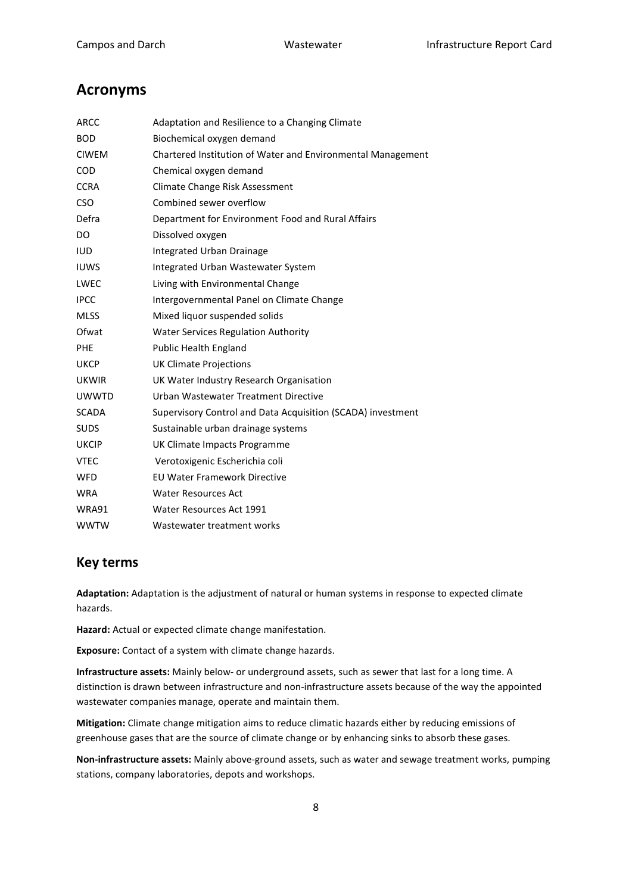## Acronyms

| | |
|---|---|
| ARCC | Adaptation and Resilience to a Changing Climate |
| BOD | Biochemical oxygen demand |
| CIWEM | Chartered Institution of Water and Environmental Management |
| COD | Chemical oxygen demand |
| CCRA | Climate Change Risk Assessment |
| CSO | Combined sewer overflow |
| Defra | Department for Environment Food and Rural Affairs |
| DO | Dissolved oxygen |
| IUD | Integrated Urban Drainage |
| IUWS | Integrated Urban Wastewater System |
| LWEC | Living with Environmental Change |
| IPCC | Intergovernmental Panel on Climate Change |
| MLSS | Mixed liquor suspended solids |
| Ofwat | Water Services Regulation Authority |
| PHE | Public Health England |
| UKCP | UK Climate Projections |
| UKWIR | UK Water Industry Research Organisation |
| UWWTD | Urban Wastewater Treatment Directive |
| SCADA | Supervisory Control and Data Acquisition (SCADA) investment |
| SUDS | Sustainable urban drainage systems |
| UKCIP | UK Climate Impacts Programme |
| VTEC | Verotoxigenic Escherichia coli |
| WFD | EU Water Framework Directive |
| WRA | Water Resources Act |
| WRA91 | Water Resources Act 1991 |
| WWTW | Wastewater treatment works |

## Key terms

**Adaptation:** Adaptation is the adjustment of natural or human systems in response to expected climate hazards.

**Hazard:** Actual or expected climate change manifestation.

**Exposure:** Contact of a system with climate change hazards.

**Infrastructure assets:** Mainly below- or underground assets, such as sewer that last for a long time. A distinction is drawn between infrastructure and non-infrastructure assets because of the way the appointed wastewater companies manage, operate and maintain them.

**Mitigation:** Climate change mitigation aims to reduce climatic hazards either by reducing emissions of greenhouse gases that are the source of climate change or by enhancing sinks to absorb these gases.

**Non-infrastructure assets:** Mainly above-ground assets, such as water and sewage treatment works, pumping stations, company laboratories, depots and workshops.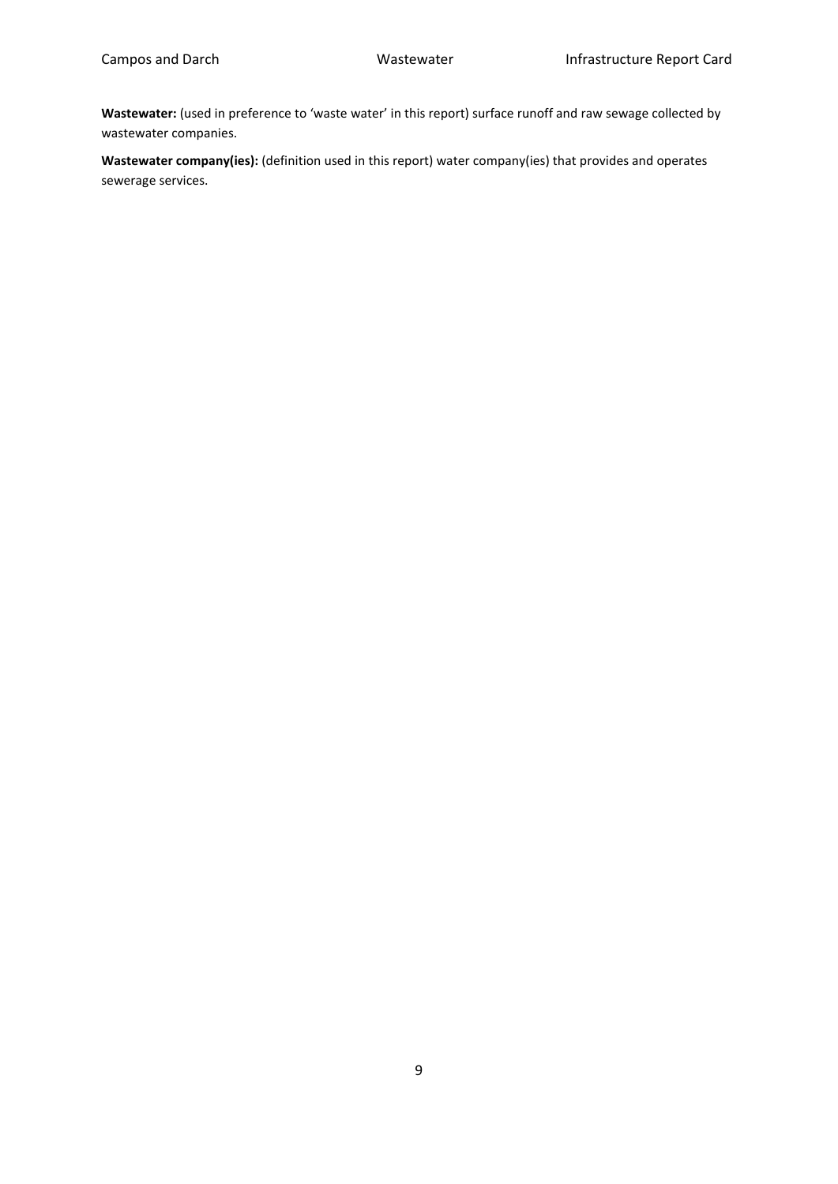**Wastewater:** (used in preference to 'waste water' in this report) surface runoff and raw sewage collected by wastewater companies.

**Wastewater company(ies):** (definition used in this report) water company(ies) that provides and operates sewerage services.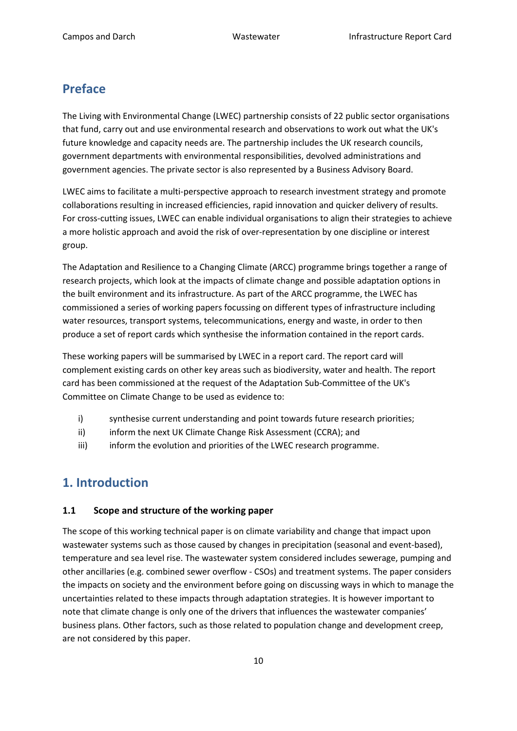## Preface

The Living with Environmental Change (LWEC) partnership consists of 22 public sector organisations that fund, carry out and use environmental research and observations to work out what the UK's future knowledge and capacity needs are. The partnership includes the UK research councils, government departments with environmental responsibilities, devolved administrations and government agencies. The private sector is also represented by a Business Advisory Board.

LWEC aims to facilitate a multi-perspective approach to research investment strategy and promote collaborations resulting in increased efficiencies, rapid innovation and quicker delivery of results. For cross-cutting issues, LWEC can enable individual organisations to align their strategies to achieve a more holistic approach and avoid the risk of over-representation by one discipline or interest group.

The Adaptation and Resilience to a Changing Climate (ARCC) programme brings together a range of research projects, which look at the impacts of climate change and possible adaptation options in the built environment and its infrastructure. As part of the ARCC programme, the LWEC has commissioned a series of working papers focussing on different types of infrastructure including water resources, transport systems, telecommunications, energy and waste, in order to then produce a set of report cards which synthesise the information contained in the report cards.

These working papers will be summarised by LWEC in a report card. The report card will complement existing cards on other key areas such as biodiversity, water and health. The report card has been commissioned at the request of the Adaptation Sub-Committee of the UK's Committee on Climate Change to be used as evidence to:

i) synthesise current understanding and point towards future research priorities;
ii) inform the next UK Climate Change Risk Assessment (CCRA); and
iii) inform the evolution and priorities of the LWEC research programme.

## 1. Introduction

### 1.1 Scope and structure of the working paper

The scope of this working technical paper is on climate variability and change that impact upon wastewater systems such as those caused by changes in precipitation (seasonal and event-based), temperature and sea level rise. The wastewater system considered includes sewerage, pumping and other ancillaries (e.g. combined sewer overflow - CSOs) and treatment systems. The paper considers the impacts on society and the environment before going on discussing ways in which to manage the uncertainties related to these impacts through adaptation strategies. It is however important to note that climate change is only one of the drivers that influences the wastewater companies' business plans. Other factors, such as those related to population change and development creep, are not considered by this paper.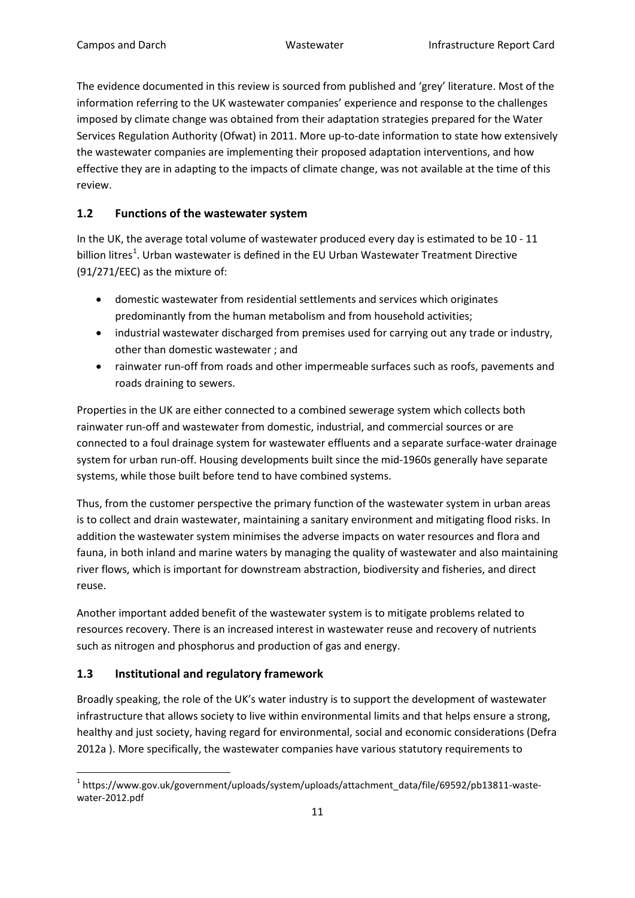The evidence documented in this review is sourced from published and 'grey' literature. Most of the information referring to the UK wastewater companies' experience and response to the challenges imposed by climate change was obtained from their adaptation strategies prepared for the Water Services Regulation Authority (Ofwat) in 2011. More up-to-date information to state how extensively the wastewater companies are implementing their proposed adaptation interventions, and how effective they are in adapting to the impacts of climate change, was not available at the time of this review.

## 1.2 Functions of the wastewater system

In the UK, the average total volume of wastewater produced every day is estimated to be 10 - 11 billion litres[1]. Urban wastewater is defined in the EU Urban Wastewater Treatment Directive (91/271/EEC) as the mixture of:

- domestic wastewater from residential settlements and services which originates predominantly from the human metabolism and from household activities;
- industrial wastewater discharged from premises used for carrying out any trade or industry, other than domestic wastewater ; and
- rainwater run-off from roads and other impermeable surfaces such as roofs, pavements and roads draining to sewers.

Properties in the UK are either connected to a combined sewerage system which collects both rainwater run-off and wastewater from domestic, industrial, and commercial sources or are connected to a foul drainage system for wastewater effluents and a separate surface-water drainage system for urban run-off. Housing developments built since the mid-1960s generally have separate systems, while those built before tend to have combined systems.

Thus, from the customer perspective the primary function of the wastewater system in urban areas is to collect and drain wastewater, maintaining a sanitary environment and mitigating flood risks. In addition the wastewater system minimises the adverse impacts on water resources and flora and fauna, in both inland and marine waters by managing the quality of wastewater and also maintaining river flows, which is important for downstream abstraction, biodiversity and fisheries, and direct reuse.

Another important added benefit of the wastewater system is to mitigate problems related to resources recovery. There is an increased interest in wastewater reuse and recovery of nutrients such as nitrogen and phosphorus and production of gas and energy.

## 1.3 Institutional and regulatory framework

Broadly speaking, the role of the UK's water industry is to support the development of wastewater infrastructure that allows society to live within environmental limits and that helps ensure a strong, healthy and just society, having regard for environmental, social and economic considerations (Defra 2012a ). More specifically, the wastewater companies have various statutory requirements to

[1] https://www.gov.uk/government/uploads/system/uploads/attachment_data/file/69592/pb13811-waste-water-2012.pdf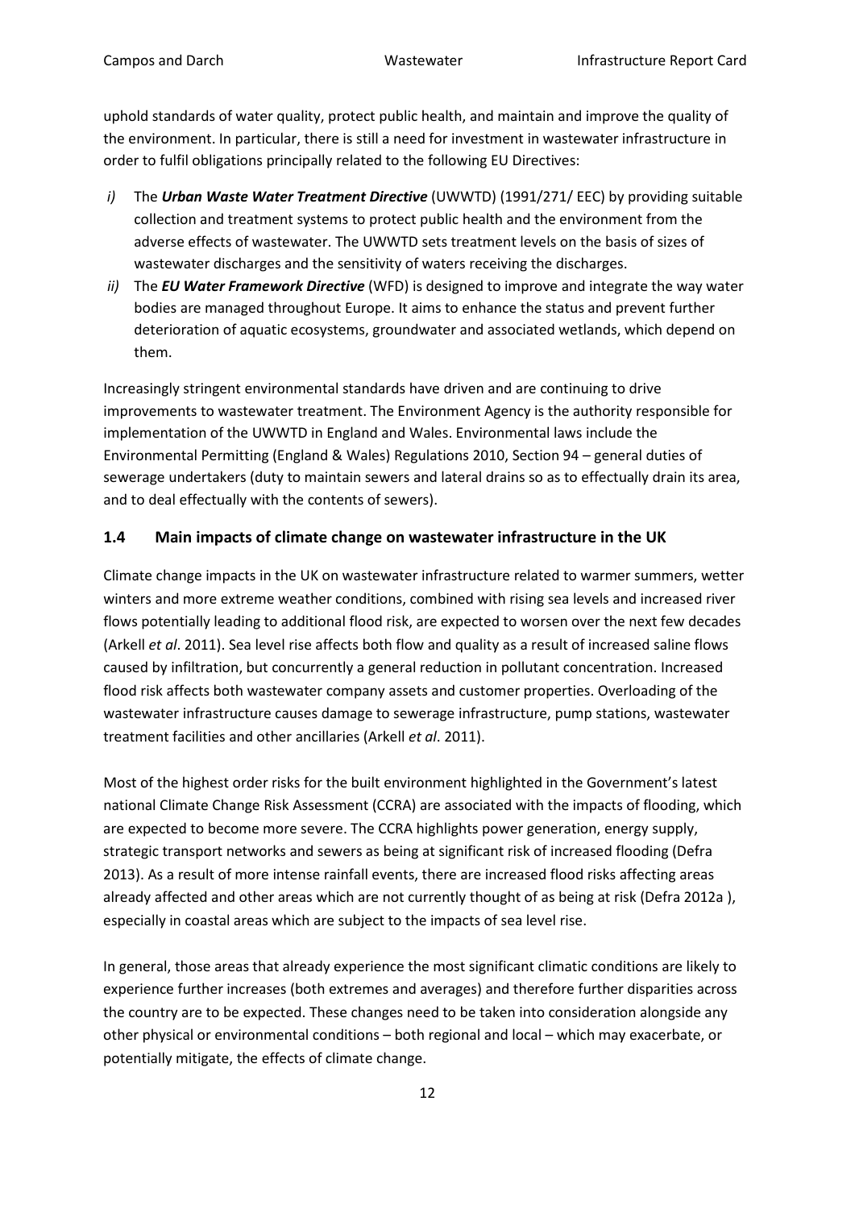uphold standards of water quality, protect public health, and maintain and improve the quality of the environment. In particular, there is still a need for investment in wastewater infrastructure in order to fulfil obligations principally related to the following EU Directives:

*i)* The ***Urban Waste Water Treatment Directive*** (UWWTD) (1991/271/ EEC) by providing suitable collection and treatment systems to protect public health and the environment from the adverse effects of wastewater. The UWWTD sets treatment levels on the basis of sizes of wastewater discharges and the sensitivity of waters receiving the discharges.

*ii)* The ***EU Water Framework Directive*** (WFD) is designed to improve and integrate the way water bodies are managed throughout Europe. It aims to enhance the status and prevent further deterioration of aquatic ecosystems, groundwater and associated wetlands, which depend on them.

Increasingly stringent environmental standards have driven and are continuing to drive improvements to wastewater treatment. The Environment Agency is the authority responsible for implementation of the UWWTD in England and Wales. Environmental laws include the Environmental Permitting (England & Wales) Regulations 2010, Section 94 – general duties of sewerage undertakers (duty to maintain sewers and lateral drains so as to effectually drain its area, and to deal effectually with the contents of sewers).

## 1.4 Main impacts of climate change on wastewater infrastructure in the UK

Climate change impacts in the UK on wastewater infrastructure related to warmer summers, wetter winters and more extreme weather conditions, combined with rising sea levels and increased river flows potentially leading to additional flood risk, are expected to worsen over the next few decades (Arkell *et al*. 2011). Sea level rise affects both flow and quality as a result of increased saline flows caused by infiltration, but concurrently a general reduction in pollutant concentration. Increased flood risk affects both wastewater company assets and customer properties. Overloading of the wastewater infrastructure causes damage to sewerage infrastructure, pump stations, wastewater treatment facilities and other ancillaries (Arkell *et al*. 2011).

Most of the highest order risks for the built environment highlighted in the Government's latest national Climate Change Risk Assessment (CCRA) are associated with the impacts of flooding, which are expected to become more severe. The CCRA highlights power generation, energy supply, strategic transport networks and sewers as being at significant risk of increased flooding (Defra 2013). As a result of more intense rainfall events, there are increased flood risks affecting areas already affected and other areas which are not currently thought of as being at risk (Defra 2012a ), especially in coastal areas which are subject to the impacts of sea level rise.

In general, those areas that already experience the most significant climatic conditions are likely to experience further increases (both extremes and averages) and therefore further disparities across the country are to be expected. These changes need to be taken into consideration alongside any other physical or environmental conditions – both regional and local – which may exacerbate, or potentially mitigate, the effects of climate change.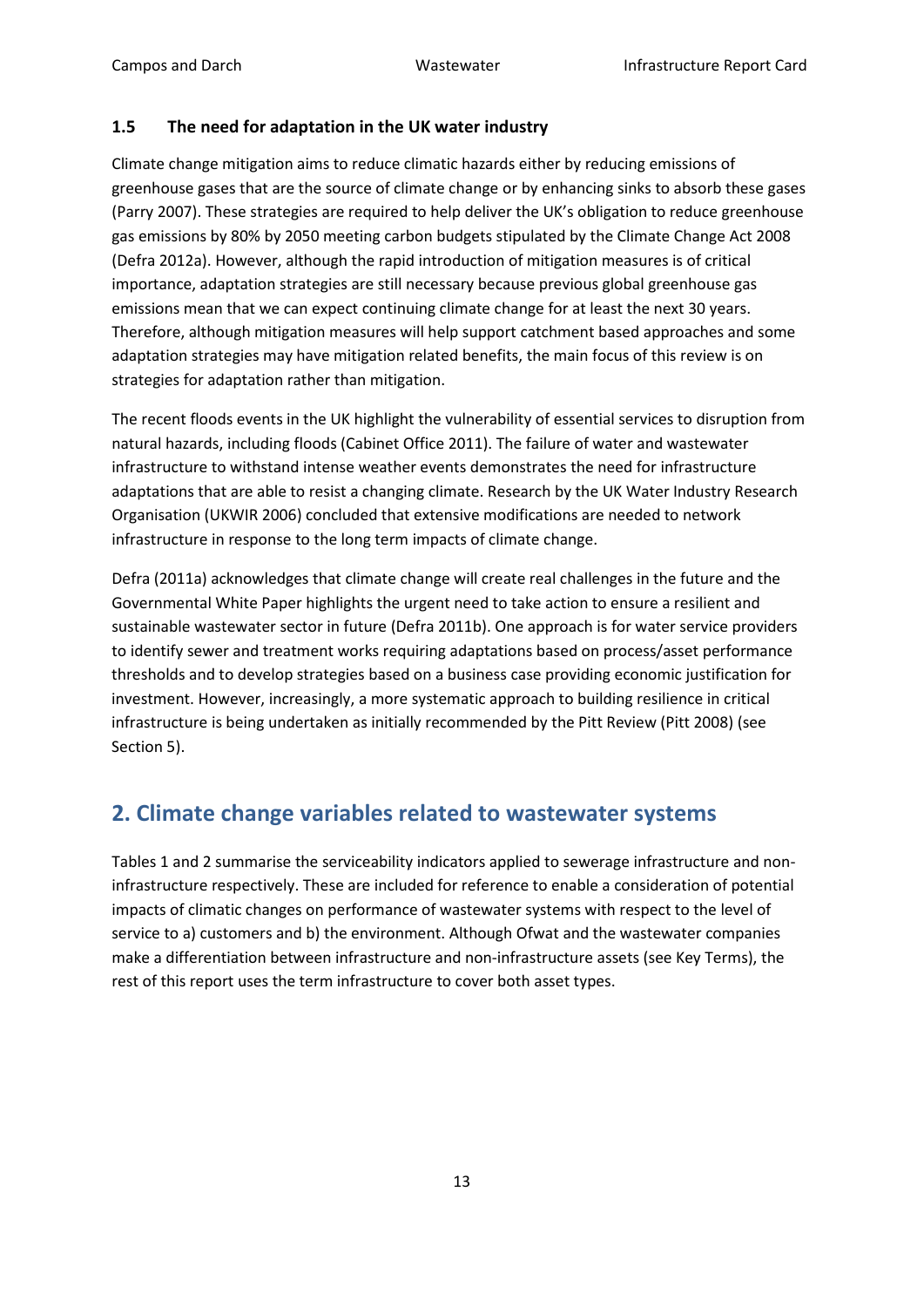### 1.5 The need for adaptation in the UK water industry

Climate change mitigation aims to reduce climatic hazards either by reducing emissions of greenhouse gases that are the source of climate change or by enhancing sinks to absorb these gases (Parry 2007). These strategies are required to help deliver the UK's obligation to reduce greenhouse gas emissions by 80% by 2050 meeting carbon budgets stipulated by the Climate Change Act 2008 (Defra 2012a). However, although the rapid introduction of mitigation measures is of critical importance, adaptation strategies are still necessary because previous global greenhouse gas emissions mean that we can expect continuing climate change for at least the next 30 years. Therefore, although mitigation measures will help support catchment based approaches and some adaptation strategies may have mitigation related benefits, the main focus of this review is on strategies for adaptation rather than mitigation.

The recent floods events in the UK highlight the vulnerability of essential services to disruption from natural hazards, including floods (Cabinet Office 2011). The failure of water and wastewater infrastructure to withstand intense weather events demonstrates the need for infrastructure adaptations that are able to resist a changing climate. Research by the UK Water Industry Research Organisation (UKWIR 2006) concluded that extensive modifications are needed to network infrastructure in response to the long term impacts of climate change.

Defra (2011a) acknowledges that climate change will create real challenges in the future and the Governmental White Paper highlights the urgent need to take action to ensure a resilient and sustainable wastewater sector in future (Defra 2011b). One approach is for water service providers to identify sewer and treatment works requiring adaptations based on process/asset performance thresholds and to develop strategies based on a business case providing economic justification for investment. However, increasingly, a more systematic approach to building resilience in critical infrastructure is being undertaken as initially recommended by the Pitt Review (Pitt 2008) (see Section 5).

## 2. Climate change variables related to wastewater systems

Tables 1 and 2 summarise the serviceability indicators applied to sewerage infrastructure and non-infrastructure respectively. These are included for reference to enable a consideration of potential impacts of climatic changes on performance of wastewater systems with respect to the level of service to a) customers and b) the environment. Although Ofwat and the wastewater companies make a differentiation between infrastructure and non-infrastructure assets (see Key Terms), the rest of this report uses the term infrastructure to cover both asset types.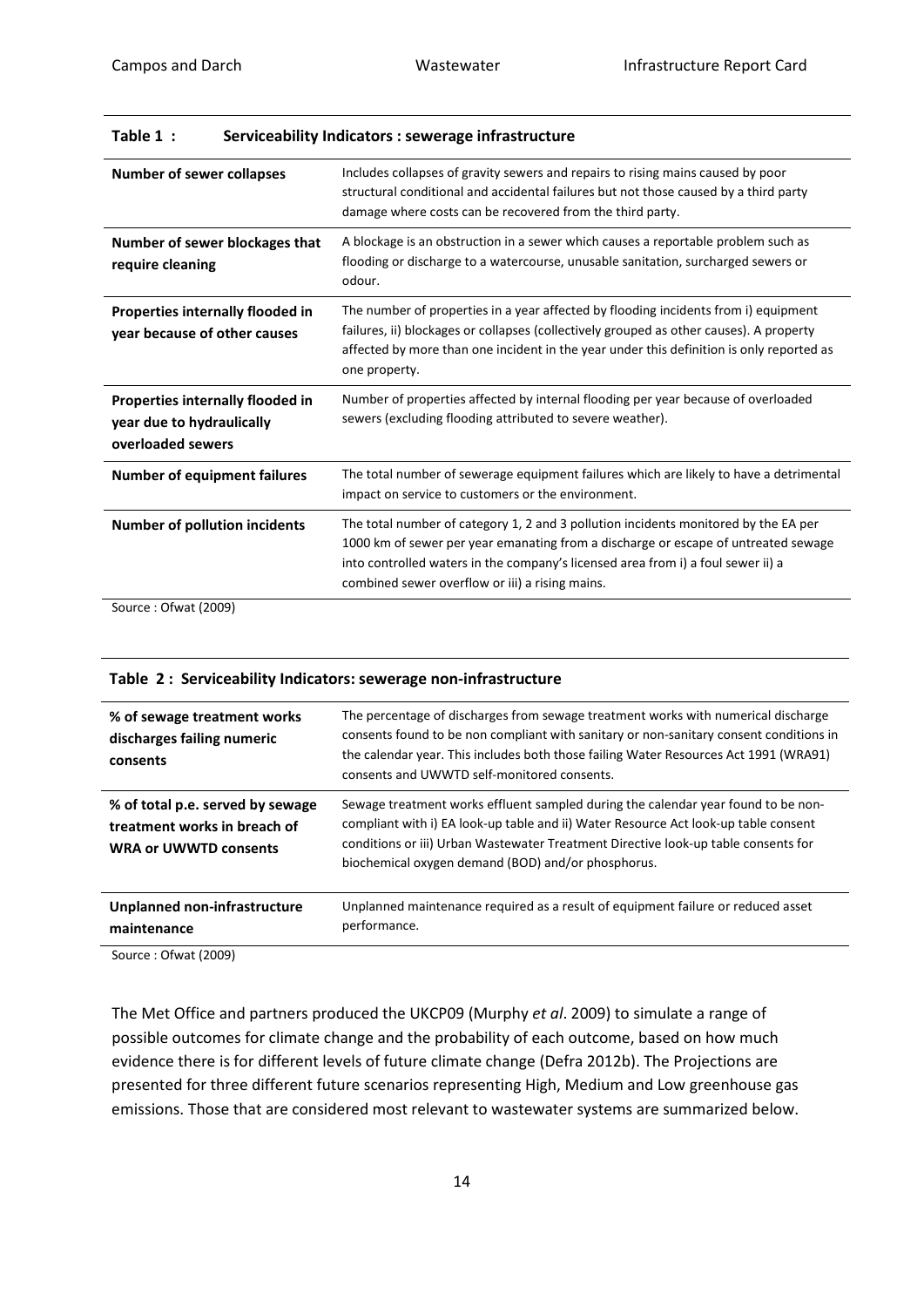**Table 1 : Serviceability Indicators : sewerage infrastructure**

| | |
|---|---|
| **Number of sewer collapses** | Includes collapses of gravity sewers and repairs to rising mains caused by poor structural conditional and accidental failures but not those caused by a third party damage where costs can be recovered from the third party. |
| **Number of sewer blockages that require cleaning** | A blockage is an obstruction in a sewer which causes a reportable problem such as flooding or discharge to a watercourse, unusable sanitation, surcharged sewers or odour. |
| **Properties internally flooded in year because of other causes** | The number of properties in a year affected by flooding incidents from i) equipment failures, ii) blockages or collapses (collectively grouped as other causes). A property affected by more than one incident in the year under this definition is only reported as one property. |
| **Properties internally flooded in year due to hydraulically overloaded sewers** | Number of properties affected by internal flooding per year because of overloaded sewers (excluding flooding attributed to severe weather). |
| **Number of equipment failures** | The total number of sewerage equipment failures which are likely to have a detrimental impact on service to customers or the environment. |
| **Number of pollution incidents** | The total number of category 1, 2 and 3 pollution incidents monitored by the EA per 1000 km of sewer per year emanating from a discharge or escape of untreated sewage into controlled waters in the company's licensed area from i) a foul sewer ii) a combined sewer overflow or iii) a rising mains. |

Source : Ofwat (2009)

**Table 2 : Serviceability Indicators: sewerage non-infrastructure**

| | |
|---|---|
| **% of sewage treatment works discharges failing numeric consents** | The percentage of discharges from sewage treatment works with numerical discharge consents found to be non compliant with sanitary or non-sanitary consent conditions in the calendar year. This includes both those failing Water Resources Act 1991 (WRA91) consents and UWWTD self-monitored consents. |
| **% of total p.e. served by sewage treatment works in breach of WRA or UWWTD consents** | Sewage treatment works effluent sampled during the calendar year found to be non-compliant with i) EA look-up table and ii) Water Resource Act look-up table consent conditions or iii) Urban Wastewater Treatment Directive look-up table consents for biochemical oxygen demand (BOD) and/or phosphorus. |
| **Unplanned non-infrastructure maintenance** | Unplanned maintenance required as a result of equipment failure or reduced asset performance. |

Source : Ofwat (2009)

The Met Office and partners produced the UKCP09 (Murphy *et al*. 2009) to simulate a range of possible outcomes for climate change and the probability of each outcome, based on how much evidence there is for different levels of future climate change (Defra 2012b). The Projections are presented for three different future scenarios representing High, Medium and Low greenhouse gas emissions. Those that are considered most relevant to wastewater systems are summarized below.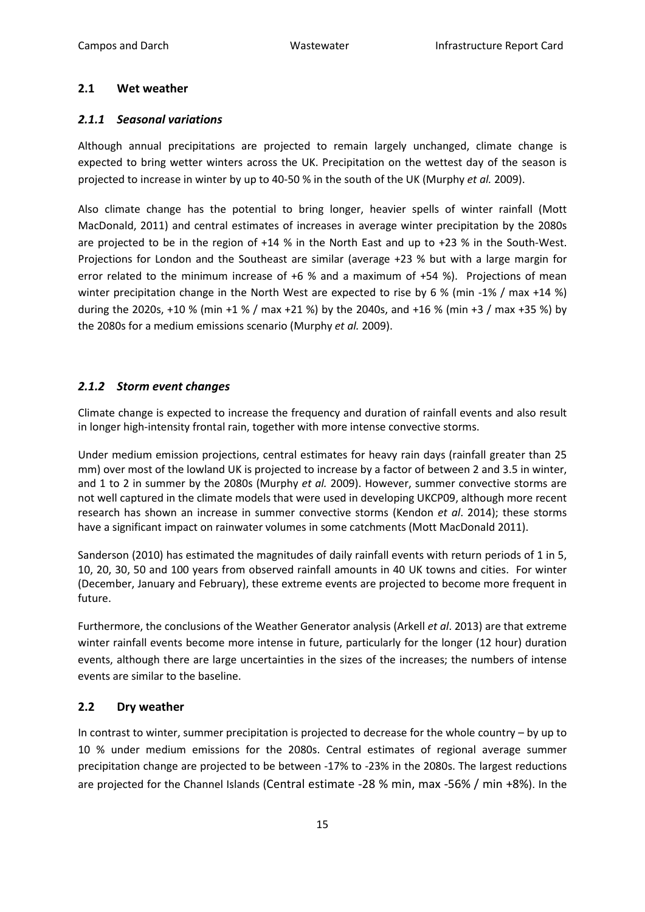## 2.1 Wet weather

### *2.1.1 Seasonal variations*

Although annual precipitations are projected to remain largely unchanged, climate change is expected to bring wetter winters across the UK. Precipitation on the wettest day of the season is projected to increase in winter by up to 40-50 % in the south of the UK (Murphy *et al.* 2009).

Also climate change has the potential to bring longer, heavier spells of winter rainfall (Mott MacDonald, 2011) and central estimates of increases in average winter precipitation by the 2080s are projected to be in the region of +14 % in the North East and up to +23 % in the South-West. Projections for London and the Southeast are similar (average +23 % but with a large margin for error related to the minimum increase of +6 % and a maximum of +54 %). Projections of mean winter precipitation change in the North West are expected to rise by 6 % (min -1% / max +14 %) during the 2020s, +10 % (min +1 % / max +21 %) by the 2040s, and +16 % (min +3 / max +35 %) by the 2080s for a medium emissions scenario (Murphy *et al.* 2009).

### *2.1.2 Storm event changes*

Climate change is expected to increase the frequency and duration of rainfall events and also result in longer high-intensity frontal rain, together with more intense convective storms.

Under medium emission projections, central estimates for heavy rain days (rainfall greater than 25 mm) over most of the lowland UK is projected to increase by a factor of between 2 and 3.5 in winter, and 1 to 2 in summer by the 2080s (Murphy *et al.* 2009). However, summer convective storms are not well captured in the climate models that were used in developing UKCP09, although more recent research has shown an increase in summer convective storms (Kendon *et al*. 2014); these storms have a significant impact on rainwater volumes in some catchments (Mott MacDonald 2011).

Sanderson (2010) has estimated the magnitudes of daily rainfall events with return periods of 1 in 5, 10, 20, 30, 50 and 100 years from observed rainfall amounts in 40 UK towns and cities. For winter (December, January and February), these extreme events are projected to become more frequent in future.

Furthermore, the conclusions of the Weather Generator analysis (Arkell *et al*. 2013) are that extreme winter rainfall events become more intense in future, particularly for the longer (12 hour) duration events, although there are large uncertainties in the sizes of the increases; the numbers of intense events are similar to the baseline.

## 2.2 Dry weather

In contrast to winter, summer precipitation is projected to decrease for the whole country – by up to 10 % under medium emissions for the 2080s. Central estimates of regional average summer precipitation change are projected to be between -17% to -23% in the 2080s. The largest reductions are projected for the Channel Islands (Central estimate -28 % min, max -56% / min +8%). In the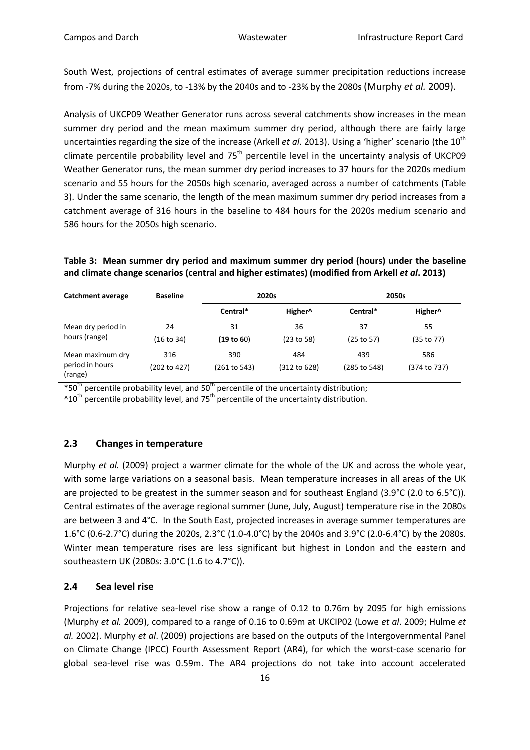South West, projections of central estimates of average summer precipitation reductions increase from -7% during the 2020s, to -13% by the 2040s and to -23% by the 2080s (Murphy *et al.* 2009).

Analysis of UKCP09 Weather Generator runs across several catchments show increases in the mean summer dry period and the mean maximum summer dry period, although there are fairly large uncertainties regarding the size of the increase (Arkell *et al*. 2013). Using a 'higher' scenario (the 10th climate percentile probability level and 75th percentile level in the uncertainty analysis of UKCP09 Weather Generator runs, the mean summer dry period increases to 37 hours for the 2020s medium scenario and 55 hours for the 2050s high scenario, averaged across a number of catchments (Table 3). Under the same scenario, the length of the mean maximum summer dry period increases from a catchment average of 316 hours in the baseline to 484 hours for the 2020s medium scenario and 586 hours for the 2050s high scenario.

**Table 3: Mean summer dry period and maximum summer dry period (hours) under the baseline and climate change scenarios (central and higher estimates) (modified from Arkell *et al*. 2013)**

| Catchment average | Baseline | 2020s | | 2050s | |
|---|---|---|---|---|---|
| | | Central* | Higher^ | Central* | Higher^ |
| Mean dry period in hours (range) | 24<br>(16 to 34) | 31<br>(**19 to 6**0) | 36<br>(23 to 58) | 37<br>(25 to 57) | 55<br>(35 to 77) |
| Mean maximum dry period in hours (range) | 316<br>(202 to 427) | 390<br>(261 to 543) | 484<br>(312 to 628) | 439<br>(285 to 548) | 586<br>(374 to 737) |

*50th percentile probability level, and 50th percentile of the uncertainty distribution;
^10th percentile probability level, and 75th percentile of the uncertainty distribution.

## 2.3 Changes in temperature

Murphy *et al.* (2009) project a warmer climate for the whole of the UK and across the whole year, with some large variations on a seasonal basis. Mean temperature increases in all areas of the UK are projected to be greatest in the summer season and for southeast England (3.9°C (2.0 to 6.5°C)). Central estimates of the average regional summer (June, July, August) temperature rise in the 2080s are between 3 and 4°C. In the South East, projected increases in average summer temperatures are 1.6°C (0.6-2.7°C) during the 2020s, 2.3°C (1.0-4.0°C) by the 2040s and 3.9°C (2.0-6.4°C) by the 2080s. Winter mean temperature rises are less significant but highest in London and the eastern and southeastern UK (2080s: 3.0°C (1.6 to 4.7°C)).

## 2.4 Sea level rise

Projections for relative sea-level rise show a range of 0.12 to 0.76m by 2095 for high emissions (Murphy *et al.* 2009), compared to a range of 0.16 to 0.69m at UKCIP02 (Lowe *et al*. 2009; Hulme *et al.* 2002). Murphy *et al*. (2009) projections are based on the outputs of the Intergovernmental Panel on Climate Change (IPCC) Fourth Assessment Report (AR4), for which the worst-case scenario for global sea-level rise was 0.59m. The AR4 projections do not take into account accelerated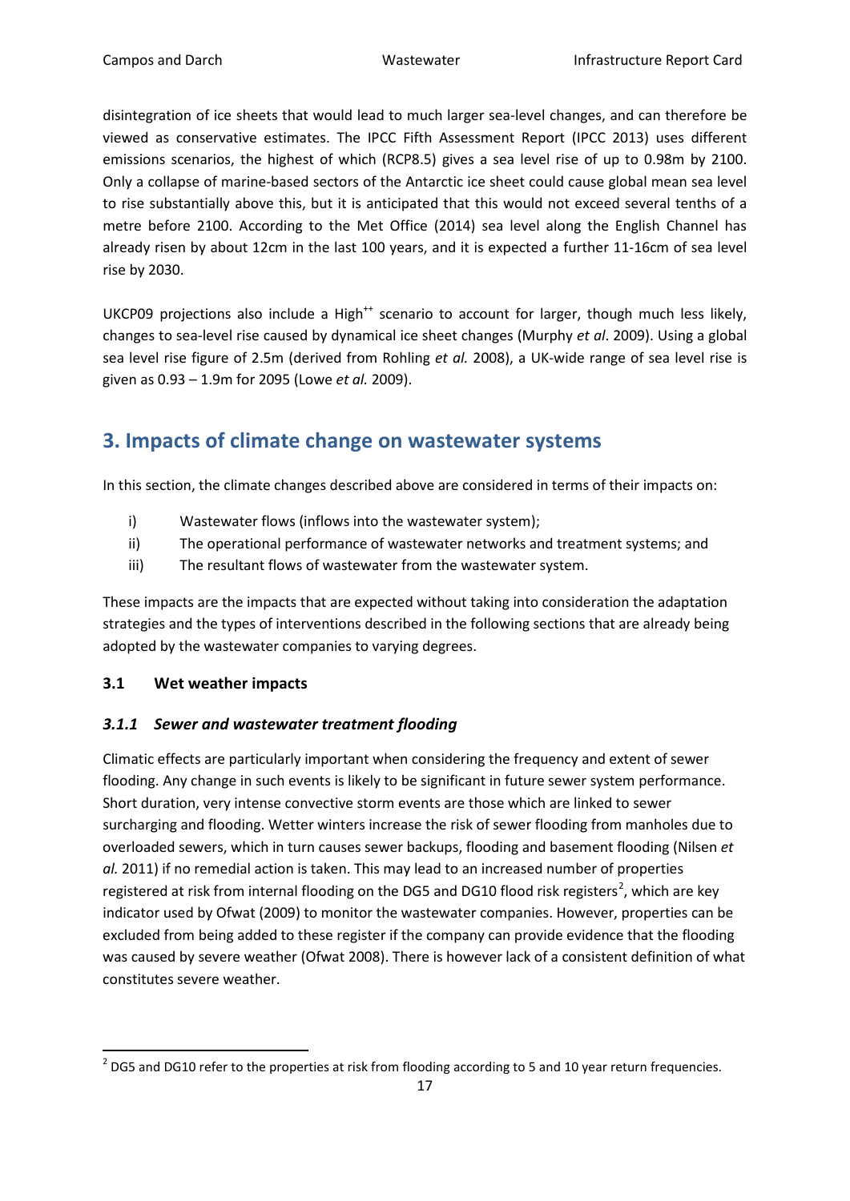disintegration of ice sheets that would lead to much larger sea-level changes, and can therefore be viewed as conservative estimates. The IPCC Fifth Assessment Report (IPCC 2013) uses different emissions scenarios, the highest of which (RCP8.5) gives a sea level rise of up to 0.98m by 2100. Only a collapse of marine-based sectors of the Antarctic ice sheet could cause global mean sea level to rise substantially above this, but it is anticipated that this would not exceed several tenths of a metre before 2100. According to the Met Office (2014) sea level along the English Channel has already risen by about 12cm in the last 100 years, and it is expected a further 11-16cm of sea level rise by 2030.

UKCP09 projections also include a High$^{++}$ scenario to account for larger, though much less likely, changes to sea-level rise caused by dynamical ice sheet changes (Murphy *et al*. 2009). Using a global sea level rise figure of 2.5m (derived from Rohling *et al.* 2008), a UK-wide range of sea level rise is given as 0.93 – 1.9m for 2095 (Lowe *et al.* 2009).

## 3. Impacts of climate change on wastewater systems

In this section, the climate changes described above are considered in terms of their impacts on:

i) Wastewater flows (inflows into the wastewater system);
ii) The operational performance of wastewater networks and treatment systems; and
iii) The resultant flows of wastewater from the wastewater system.

These impacts are the impacts that are expected without taking into consideration the adaptation strategies and the types of interventions described in the following sections that are already being adopted by the wastewater companies to varying degrees.

### 3.1 Wet weather impacts

#### *3.1.1 Sewer and wastewater treatment flooding*

Climatic effects are particularly important when considering the frequency and extent of sewer flooding. Any change in such events is likely to be significant in future sewer system performance. Short duration, very intense convective storm events are those which are linked to sewer surcharging and flooding. Wetter winters increase the risk of sewer flooding from manholes due to overloaded sewers, which in turn causes sewer backups, flooding and basement flooding (Nilsen *et al.* 2011) if no remedial action is taken. This may lead to an increased number of properties registered at risk from internal flooding on the DG5 and DG10 flood risk registers[2], which are key indicator used by Ofwat (2009) to monitor the wastewater companies. However, properties can be excluded from being added to these register if the company can provide evidence that the flooding was caused by severe weather (Ofwat 2008). There is however lack of a consistent definition of what constitutes severe weather.

[2] DG5 and DG10 refer to the properties at risk from flooding according to 5 and 10 year return frequencies.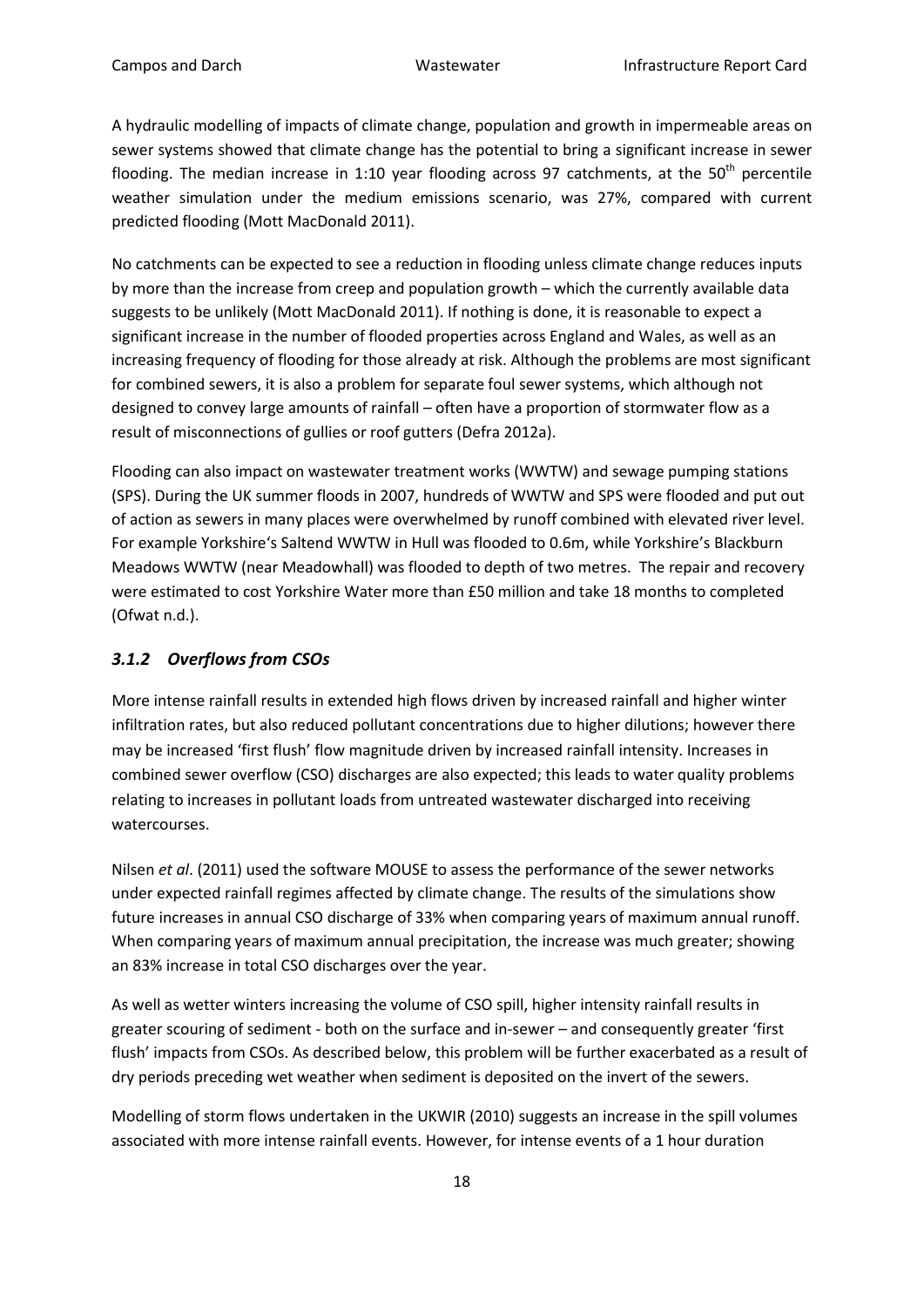A hydraulic modelling of impacts of climate change, population and growth in impermeable areas on sewer systems showed that climate change has the potential to bring a significant increase in sewer flooding. The median increase in 1:10 year flooding across 97 catchments, at the 50$^{th}$ percentile weather simulation under the medium emissions scenario, was 27%, compared with current predicted flooding (Mott MacDonald 2011).

No catchments can be expected to see a reduction in flooding unless climate change reduces inputs by more than the increase from creep and population growth – which the currently available data suggests to be unlikely (Mott MacDonald 2011). If nothing is done, it is reasonable to expect a significant increase in the number of flooded properties across England and Wales, as well as an increasing frequency of flooding for those already at risk. Although the problems are most significant for combined sewers, it is also a problem for separate foul sewer systems, which although not designed to convey large amounts of rainfall – often have a proportion of stormwater flow as a result of misconnections of gullies or roof gutters (Defra 2012a).

Flooding can also impact on wastewater treatment works (WWTW) and sewage pumping stations (SPS). During the UK summer floods in 2007, hundreds of WWTW and SPS were flooded and put out of action as sewers in many places were overwhelmed by runoff combined with elevated river level. For example Yorkshire's Saltend WWTW in Hull was flooded to 0.6m, while Yorkshire's Blackburn Meadows WWTW (near Meadowhall) was flooded to depth of two metres. The repair and recovery were estimated to cost Yorkshire Water more than £50 million and take 18 months to completed (Ofwat n.d.).

### *3.1.2 Overflows from CSOs*

More intense rainfall results in extended high flows driven by increased rainfall and higher winter infiltration rates, but also reduced pollutant concentrations due to higher dilutions; however there may be increased 'first flush' flow magnitude driven by increased rainfall intensity. Increases in combined sewer overflow (CSO) discharges are also expected; this leads to water quality problems relating to increases in pollutant loads from untreated wastewater discharged into receiving watercourses.

Nilsen *et al*. (2011) used the software MOUSE to assess the performance of the sewer networks under expected rainfall regimes affected by climate change. The results of the simulations show future increases in annual CSO discharge of 33% when comparing years of maximum annual runoff. When comparing years of maximum annual precipitation, the increase was much greater; showing an 83% increase in total CSO discharges over the year.

As well as wetter winters increasing the volume of CSO spill, higher intensity rainfall results in greater scouring of sediment - both on the surface and in-sewer – and consequently greater 'first flush' impacts from CSOs. As described below, this problem will be further exacerbated as a result of dry periods preceding wet weather when sediment is deposited on the invert of the sewers.

Modelling of storm flows undertaken in the UKWIR (2010) suggests an increase in the spill volumes associated with more intense rainfall events. However, for intense events of a 1 hour duration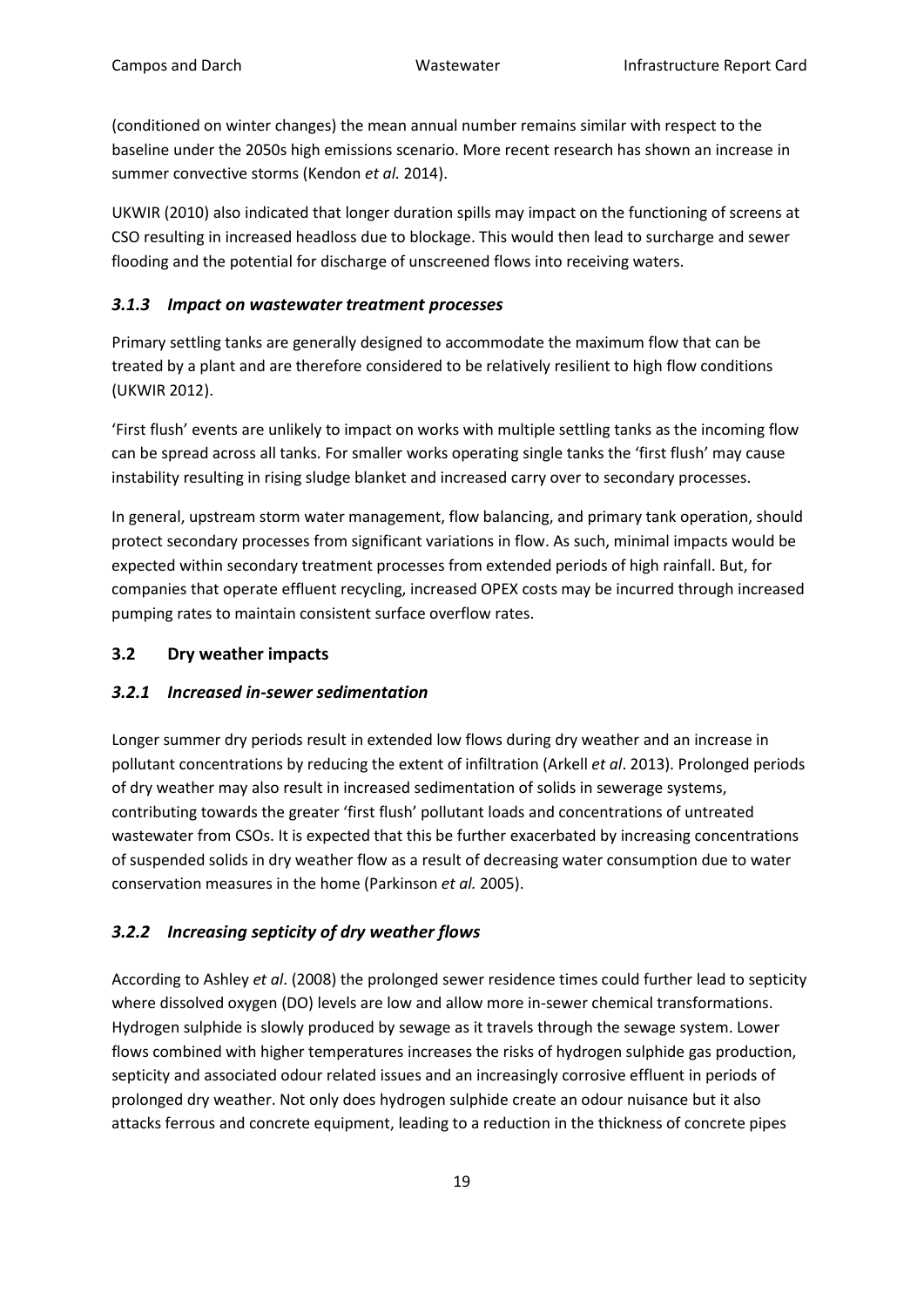(conditioned on winter changes) the mean annual number remains similar with respect to the baseline under the 2050s high emissions scenario. More recent research has shown an increase in summer convective storms (Kendon *et al.* 2014).

UKWIR (2010) also indicated that longer duration spills may impact on the functioning of screens at CSO resulting in increased headloss due to blockage. This would then lead to surcharge and sewer flooding and the potential for discharge of unscreened flows into receiving waters.

### *3.1.3 Impact on wastewater treatment processes*

Primary settling tanks are generally designed to accommodate the maximum flow that can be treated by a plant and are therefore considered to be relatively resilient to high flow conditions (UKWIR 2012).

'First flush' events are unlikely to impact on works with multiple settling tanks as the incoming flow can be spread across all tanks. For smaller works operating single tanks the 'first flush' may cause instability resulting in rising sludge blanket and increased carry over to secondary processes.

In general, upstream storm water management, flow balancing, and primary tank operation, should protect secondary processes from significant variations in flow. As such, minimal impacts would be expected within secondary treatment processes from extended periods of high rainfall. But, for companies that operate effluent recycling, increased OPEX costs may be incurred through increased pumping rates to maintain consistent surface overflow rates.

## 3.2 Dry weather impacts

### *3.2.1 Increased in-sewer sedimentation*

Longer summer dry periods result in extended low flows during dry weather and an increase in pollutant concentrations by reducing the extent of infiltration (Arkell *et al*. 2013). Prolonged periods of dry weather may also result in increased sedimentation of solids in sewerage systems, contributing towards the greater 'first flush' pollutant loads and concentrations of untreated wastewater from CSOs. It is expected that this be further exacerbated by increasing concentrations of suspended solids in dry weather flow as a result of decreasing water consumption due to water conservation measures in the home (Parkinson *et al.* 2005).

### *3.2.2 Increasing septicity of dry weather flows*

According to Ashley *et al*. (2008) the prolonged sewer residence times could further lead to septicity where dissolved oxygen (DO) levels are low and allow more in-sewer chemical transformations. Hydrogen sulphide is slowly produced by sewage as it travels through the sewage system. Lower flows combined with higher temperatures increases the risks of hydrogen sulphide gas production, septicity and associated odour related issues and an increasingly corrosive effluent in periods of prolonged dry weather. Not only does hydrogen sulphide create an odour nuisance but it also attacks ferrous and concrete equipment, leading to a reduction in the thickness of concrete pipes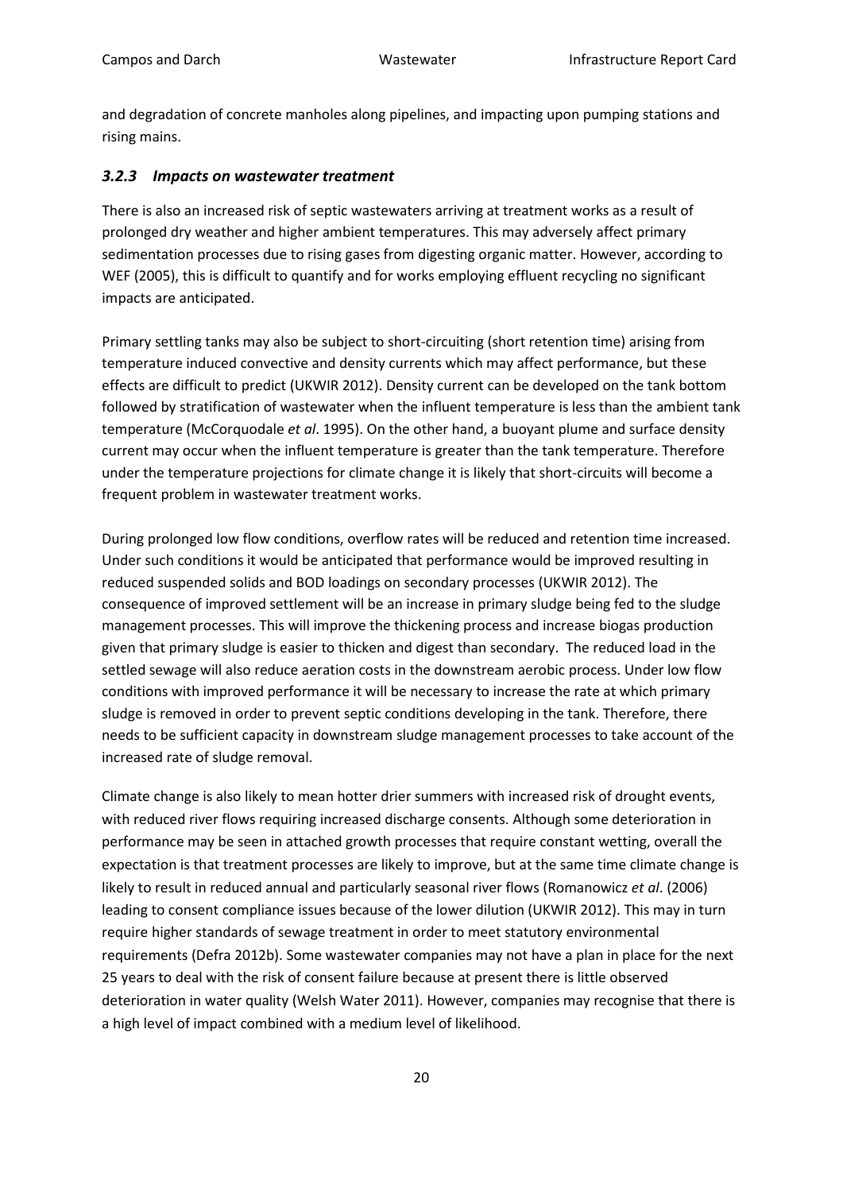and degradation of concrete manholes along pipelines, and impacting upon pumping stations and rising mains.

### *3.2.3 Impacts on wastewater treatment*

There is also an increased risk of septic wastewaters arriving at treatment works as a result of prolonged dry weather and higher ambient temperatures. This may adversely affect primary sedimentation processes due to rising gases from digesting organic matter. However, according to WEF (2005), this is difficult to quantify and for works employing effluent recycling no significant impacts are anticipated.

Primary settling tanks may also be subject to short-circuiting (short retention time) arising from temperature induced convective and density currents which may affect performance, but these effects are difficult to predict (UKWIR 2012). Density current can be developed on the tank bottom followed by stratification of wastewater when the influent temperature is less than the ambient tank temperature (McCorquodale *et al*. 1995). On the other hand, a buoyant plume and surface density current may occur when the influent temperature is greater than the tank temperature. Therefore under the temperature projections for climate change it is likely that short-circuits will become a frequent problem in wastewater treatment works.

During prolonged low flow conditions, overflow rates will be reduced and retention time increased. Under such conditions it would be anticipated that performance would be improved resulting in reduced suspended solids and BOD loadings on secondary processes (UKWIR 2012). The consequence of improved settlement will be an increase in primary sludge being fed to the sludge management processes. This will improve the thickening process and increase biogas production given that primary sludge is easier to thicken and digest than secondary. The reduced load in the settled sewage will also reduce aeration costs in the downstream aerobic process. Under low flow conditions with improved performance it will be necessary to increase the rate at which primary sludge is removed in order to prevent septic conditions developing in the tank. Therefore, there needs to be sufficient capacity in downstream sludge management processes to take account of the increased rate of sludge removal.

Climate change is also likely to mean hotter drier summers with increased risk of drought events, with reduced river flows requiring increased discharge consents. Although some deterioration in performance may be seen in attached growth processes that require constant wetting, overall the expectation is that treatment processes are likely to improve, but at the same time climate change is likely to result in reduced annual and particularly seasonal river flows (Romanowicz *et al*. (2006) leading to consent compliance issues because of the lower dilution (UKWIR 2012). This may in turn require higher standards of sewage treatment in order to meet statutory environmental requirements (Defra 2012b). Some wastewater companies may not have a plan in place for the next 25 years to deal with the risk of consent failure because at present there is little observed deterioration in water quality (Welsh Water 2011). However, companies may recognise that there is a high level of impact combined with a medium level of likelihood.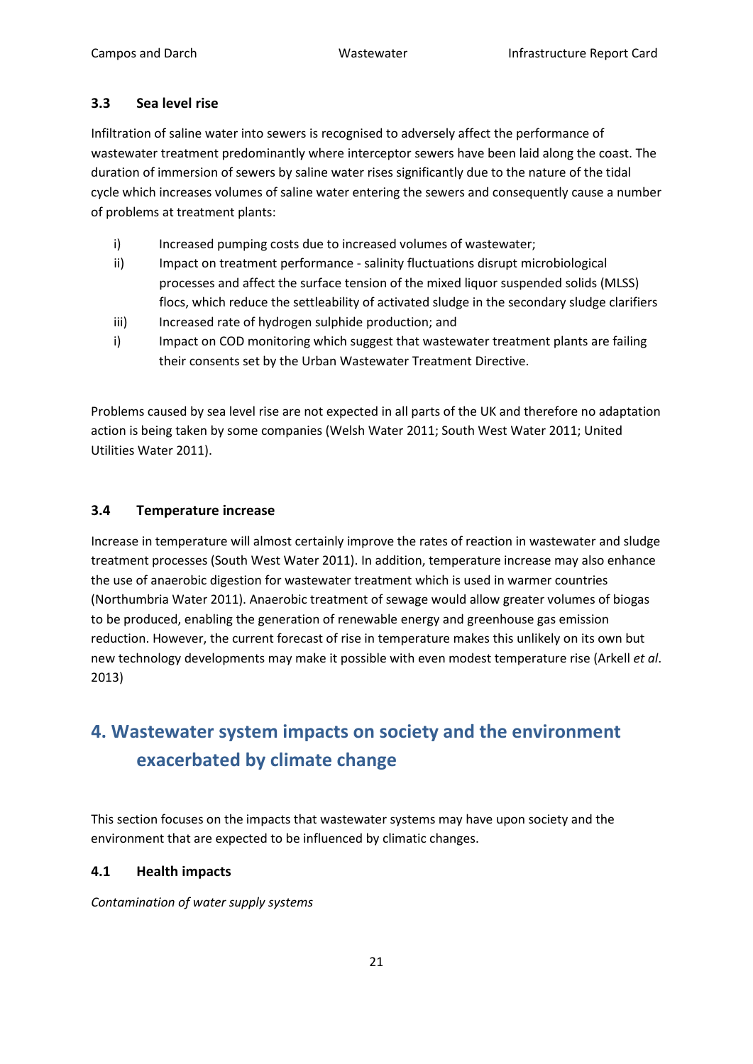### 3.3 Sea level rise

Infiltration of saline water into sewers is recognised to adversely affect the performance of wastewater treatment predominantly where interceptor sewers have been laid along the coast. The duration of immersion of sewers by saline water rises significantly due to the nature of the tidal cycle which increases volumes of saline water entering the sewers and consequently cause a number of problems at treatment plants:

i) Increased pumping costs due to increased volumes of wastewater;

ii) Impact on treatment performance - salinity fluctuations disrupt microbiological processes and affect the surface tension of the mixed liquor suspended solids (MLSS) flocs, which reduce the settleability of activated sludge in the secondary sludge clarifiers

iii) Increased rate of hydrogen sulphide production; and

i) Impact on COD monitoring which suggest that wastewater treatment plants are failing their consents set by the Urban Wastewater Treatment Directive.

Problems caused by sea level rise are not expected in all parts of the UK and therefore no adaptation action is being taken by some companies (Welsh Water 2011; South West Water 2011; United Utilities Water 2011).

### 3.4 Temperature increase

Increase in temperature will almost certainly improve the rates of reaction in wastewater and sludge treatment processes (South West Water 2011). In addition, temperature increase may also enhance the use of anaerobic digestion for wastewater treatment which is used in warmer countries (Northumbria Water 2011). Anaerobic treatment of sewage would allow greater volumes of biogas to be produced, enabling the generation of renewable energy and greenhouse gas emission reduction. However, the current forecast of rise in temperature makes this unlikely on its own but new technology developments may make it possible with even modest temperature rise (Arkell *et al*. 2013)

## 4. Wastewater system impacts on society and the environment exacerbated by climate change

This section focuses on the impacts that wastewater systems may have upon society and the environment that are expected to be influenced by climatic changes.

### 4.1 Health impacts

*Contamination of water supply systems*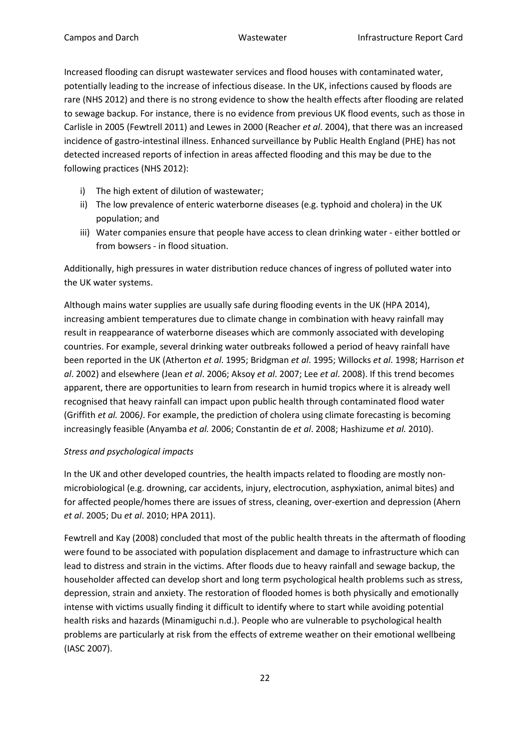Increased flooding can disrupt wastewater services and flood houses with contaminated water, potentially leading to the increase of infectious disease. In the UK, infections caused by floods are rare (NHS 2012) and there is no strong evidence to show the health effects after flooding are related to sewage backup. For instance, there is no evidence from previous UK flood events, such as those in Carlisle in 2005 (Fewtrell 2011) and Lewes in 2000 (Reacher *et al*. 2004), that there was an increased incidence of gastro-intestinal illness. Enhanced surveillance by Public Health England (PHE) has not detected increased reports of infection in areas affected flooding and this may be due to the following practices (NHS 2012):

i) The high extent of dilution of wastewater;
ii) The low prevalence of enteric waterborne diseases (e.g. typhoid and cholera) in the UK population; and
iii) Water companies ensure that people have access to clean drinking water - either bottled or from bowsers - in flood situation.

Additionally, high pressures in water distribution reduce chances of ingress of polluted water into the UK water systems.

Although mains water supplies are usually safe during flooding events in the UK (HPA 2014), increasing ambient temperatures due to climate change in combination with heavy rainfall may result in reappearance of waterborne diseases which are commonly associated with developing countries. For example, several drinking water outbreaks followed a period of heavy rainfall have been reported in the UK (Atherton *et al*. 1995; Bridgman *et al*. 1995; Willocks *et al*. 1998; Harrison *et al*. 2002) and elsewhere (Jean *et al*. 2006; Aksoy *et al*. 2007; Lee *et al*. 2008). If this trend becomes apparent, there are opportunities to learn from research in humid tropics where it is already well recognised that heavy rainfall can impact upon public health through contaminated flood water (Griffith *et al.* 2006*)*. For example, the prediction of cholera using climate forecasting is becoming increasingly feasible (Anyamba *et al.* 2006; Constantin de *et al*. 2008; Hashizume *et al.* 2010).

*Stress and psychological impacts*

In the UK and other developed countries, the health impacts related to flooding are mostly non-microbiological (e.g. drowning, car accidents, injury, electrocution, asphyxiation, animal bites) and for affected people/homes there are issues of stress, cleaning, over-exertion and depression (Ahern *et al*. 2005; Du *et al*. 2010; HPA 2011).

Fewtrell and Kay (2008) concluded that most of the public health threats in the aftermath of flooding were found to be associated with population displacement and damage to infrastructure which can lead to distress and strain in the victims. After floods due to heavy rainfall and sewage backup, the householder affected can develop short and long term psychological health problems such as stress, depression, strain and anxiety. The restoration of flooded homes is both physically and emotionally intense with victims usually finding it difficult to identify where to start while avoiding potential health risks and hazards (Minamiguchi n.d.). People who are vulnerable to psychological health problems are particularly at risk from the effects of extreme weather on their emotional wellbeing (IASC 2007).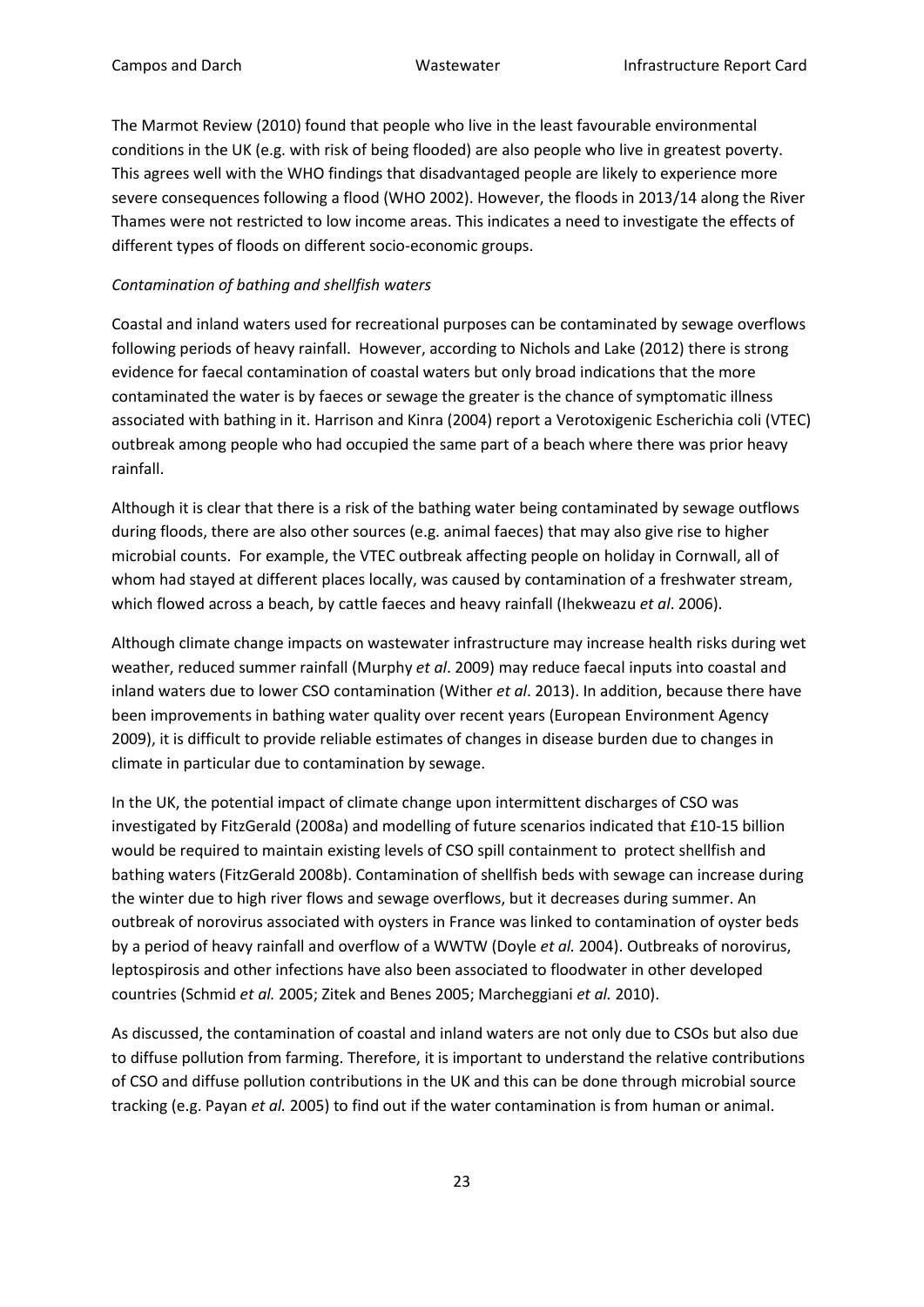The Marmot Review (2010) found that people who live in the least favourable environmental conditions in the UK (e.g. with risk of being flooded) are also people who live in greatest poverty. This agrees well with the WHO findings that disadvantaged people are likely to experience more severe consequences following a flood (WHO 2002). However, the floods in 2013/14 along the River Thames were not restricted to low income areas. This indicates a need to investigate the effects of different types of floods on different socio-economic groups.

*Contamination of bathing and shellfish waters*

Coastal and inland waters used for recreational purposes can be contaminated by sewage overflows following periods of heavy rainfall. However, according to Nichols and Lake (2012) there is strong evidence for faecal contamination of coastal waters but only broad indications that the more contaminated the water is by faeces or sewage the greater is the chance of symptomatic illness associated with bathing in it. Harrison and Kinra (2004) report a Verotoxigenic Escherichia coli (VTEC) outbreak among people who had occupied the same part of a beach where there was prior heavy rainfall.

Although it is clear that there is a risk of the bathing water being contaminated by sewage outflows during floods, there are also other sources (e.g. animal faeces) that may also give rise to higher microbial counts. For example, the VTEC outbreak affecting people on holiday in Cornwall, all of whom had stayed at different places locally, was caused by contamination of a freshwater stream, which flowed across a beach, by cattle faeces and heavy rainfall (Ihekweazu *et al*. 2006).

Although climate change impacts on wastewater infrastructure may increase health risks during wet weather, reduced summer rainfall (Murphy *et al*. 2009) may reduce faecal inputs into coastal and inland waters due to lower CSO contamination (Wither *et al*. 2013). In addition, because there have been improvements in bathing water quality over recent years (European Environment Agency 2009), it is difficult to provide reliable estimates of changes in disease burden due to changes in climate in particular due to contamination by sewage.

In the UK, the potential impact of climate change upon intermittent discharges of CSO was investigated by FitzGerald (2008a) and modelling of future scenarios indicated that £10-15 billion would be required to maintain existing levels of CSO spill containment to protect shellfish and bathing waters (FitzGerald 2008b). Contamination of shellfish beds with sewage can increase during the winter due to high river flows and sewage overflows, but it decreases during summer. An outbreak of norovirus associated with oysters in France was linked to contamination of oyster beds by a period of heavy rainfall and overflow of a WWTW (Doyle *et al.* 2004). Outbreaks of norovirus, leptospirosis and other infections have also been associated to floodwater in other developed countries (Schmid *et al.* 2005; Zitek and Benes 2005; Marcheggiani *et al.* 2010).

As discussed, the contamination of coastal and inland waters are not only due to CSOs but also due to diffuse pollution from farming. Therefore, it is important to understand the relative contributions of CSO and diffuse pollution contributions in the UK and this can be done through microbial source tracking (e.g. Payan *et al.* 2005) to find out if the water contamination is from human or animal.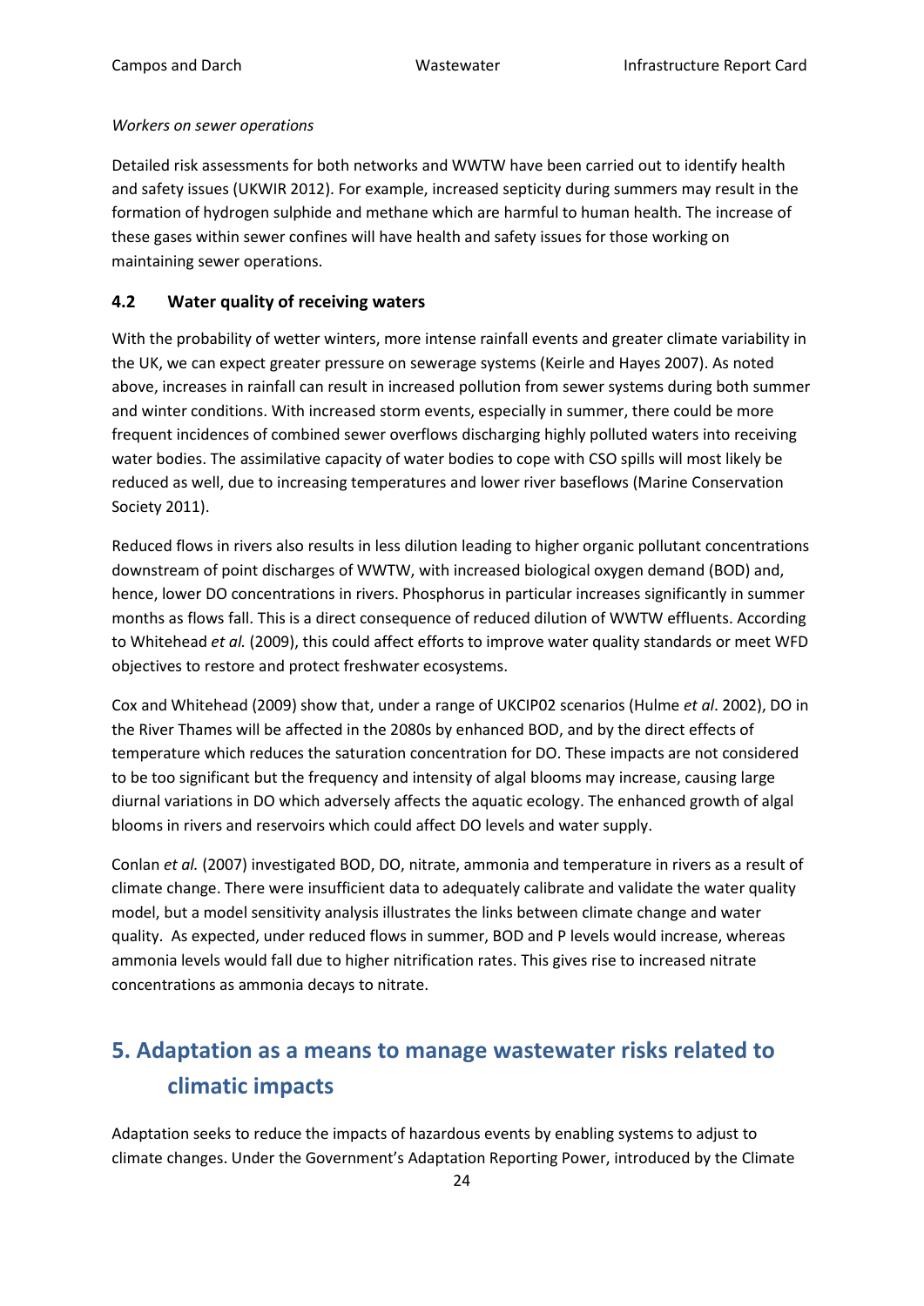*Workers on sewer operations*

Detailed risk assessments for both networks and WWTW have been carried out to identify health and safety issues (UKWIR 2012). For example, increased septicity during summers may result in the formation of hydrogen sulphide and methane which are harmful to human health. The increase of these gases within sewer confines will have health and safety issues for those working on maintaining sewer operations.

### 4.2 Water quality of receiving waters

With the probability of wetter winters, more intense rainfall events and greater climate variability in the UK, we can expect greater pressure on sewerage systems (Keirle and Hayes 2007). As noted above, increases in rainfall can result in increased pollution from sewer systems during both summer and winter conditions. With increased storm events, especially in summer, there could be more frequent incidences of combined sewer overflows discharging highly polluted waters into receiving water bodies. The assimilative capacity of water bodies to cope with CSO spills will most likely be reduced as well, due to increasing temperatures and lower river baseflows (Marine Conservation Society 2011).

Reduced flows in rivers also results in less dilution leading to higher organic pollutant concentrations downstream of point discharges of WWTW, with increased biological oxygen demand (BOD) and, hence, lower DO concentrations in rivers. Phosphorus in particular increases significantly in summer months as flows fall. This is a direct consequence of reduced dilution of WWTW effluents. According to Whitehead *et al.* (2009), this could affect efforts to improve water quality standards or meet WFD objectives to restore and protect freshwater ecosystems.

Cox and Whitehead (2009) show that, under a range of UKCIP02 scenarios (Hulme *et al*. 2002), DO in the River Thames will be affected in the 2080s by enhanced BOD, and by the direct effects of temperature which reduces the saturation concentration for DO. These impacts are not considered to be too significant but the frequency and intensity of algal blooms may increase, causing large diurnal variations in DO which adversely affects the aquatic ecology. The enhanced growth of algal blooms in rivers and reservoirs which could affect DO levels and water supply.

Conlan *et al.* (2007) investigated BOD, DO, nitrate, ammonia and temperature in rivers as a result of climate change. There were insufficient data to adequately calibrate and validate the water quality model, but a model sensitivity analysis illustrates the links between climate change and water quality. As expected, under reduced flows in summer, BOD and P levels would increase, whereas ammonia levels would fall due to higher nitrification rates. This gives rise to increased nitrate concentrations as ammonia decays to nitrate.

## 5. Adaptation as a means to manage wastewater risks related to climatic impacts

Adaptation seeks to reduce the impacts of hazardous events by enabling systems to adjust to climate changes. Under the Government's Adaptation Reporting Power, introduced by the Climate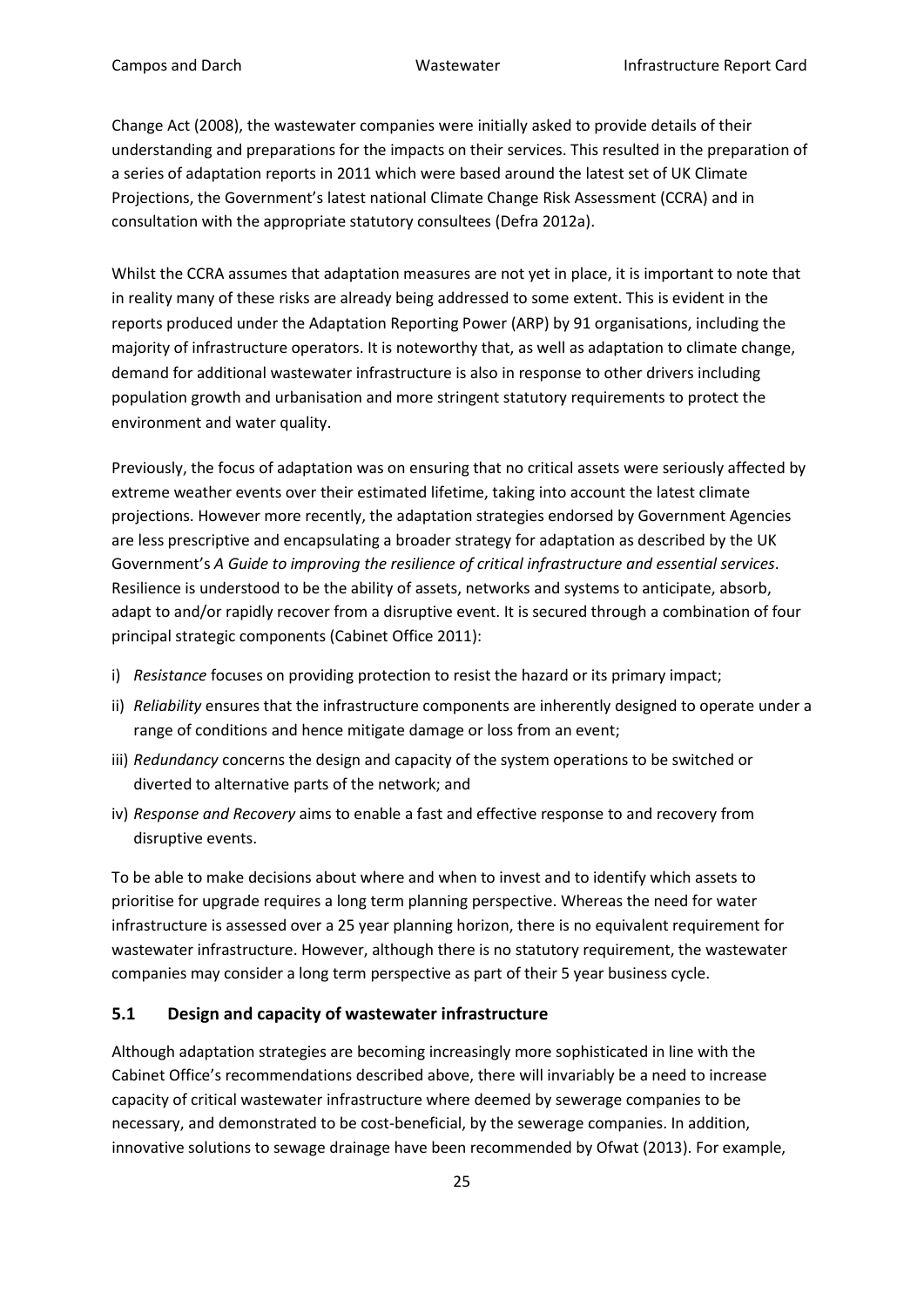Change Act (2008), the wastewater companies were initially asked to provide details of their understanding and preparations for the impacts on their services. This resulted in the preparation of a series of adaptation reports in 2011 which were based around the latest set of UK Climate Projections, the Government's latest national Climate Change Risk Assessment (CCRA) and in consultation with the appropriate statutory consultees (Defra 2012a).

Whilst the CCRA assumes that adaptation measures are not yet in place, it is important to note that in reality many of these risks are already being addressed to some extent. This is evident in the reports produced under the Adaptation Reporting Power (ARP) by 91 organisations, including the majority of infrastructure operators. It is noteworthy that, as well as adaptation to climate change, demand for additional wastewater infrastructure is also in response to other drivers including population growth and urbanisation and more stringent statutory requirements to protect the environment and water quality.

Previously, the focus of adaptation was on ensuring that no critical assets were seriously affected by extreme weather events over their estimated lifetime, taking into account the latest climate projections. However more recently, the adaptation strategies endorsed by Government Agencies are less prescriptive and encapsulating a broader strategy for adaptation as described by the UK Government's *A Guide to improving the resilience of critical infrastructure and essential services*. Resilience is understood to be the ability of assets, networks and systems to anticipate, absorb, adapt to and/or rapidly recover from a disruptive event. It is secured through a combination of four principal strategic components (Cabinet Office 2011):

i) *Resistance* focuses on providing protection to resist the hazard or its primary impact;
ii) *Reliability* ensures that the infrastructure components are inherently designed to operate under a range of conditions and hence mitigate damage or loss from an event;
iii) *Redundancy* concerns the design and capacity of the system operations to be switched or diverted to alternative parts of the network; and
iv) *Response and Recovery* aims to enable a fast and effective response to and recovery from disruptive events.

To be able to make decisions about where and when to invest and to identify which assets to prioritise for upgrade requires a long term planning perspective. Whereas the need for water infrastructure is assessed over a 25 year planning horizon, there is no equivalent requirement for wastewater infrastructure. However, although there is no statutory requirement, the wastewater companies may consider a long term perspective as part of their 5 year business cycle.

## 5.1 Design and capacity of wastewater infrastructure

Although adaptation strategies are becoming increasingly more sophisticated in line with the Cabinet Office's recommendations described above, there will invariably be a need to increase capacity of critical wastewater infrastructure where deemed by sewerage companies to be necessary, and demonstrated to be cost-beneficial, by the sewerage companies. In addition, innovative solutions to sewage drainage have been recommended by Ofwat (2013). For example,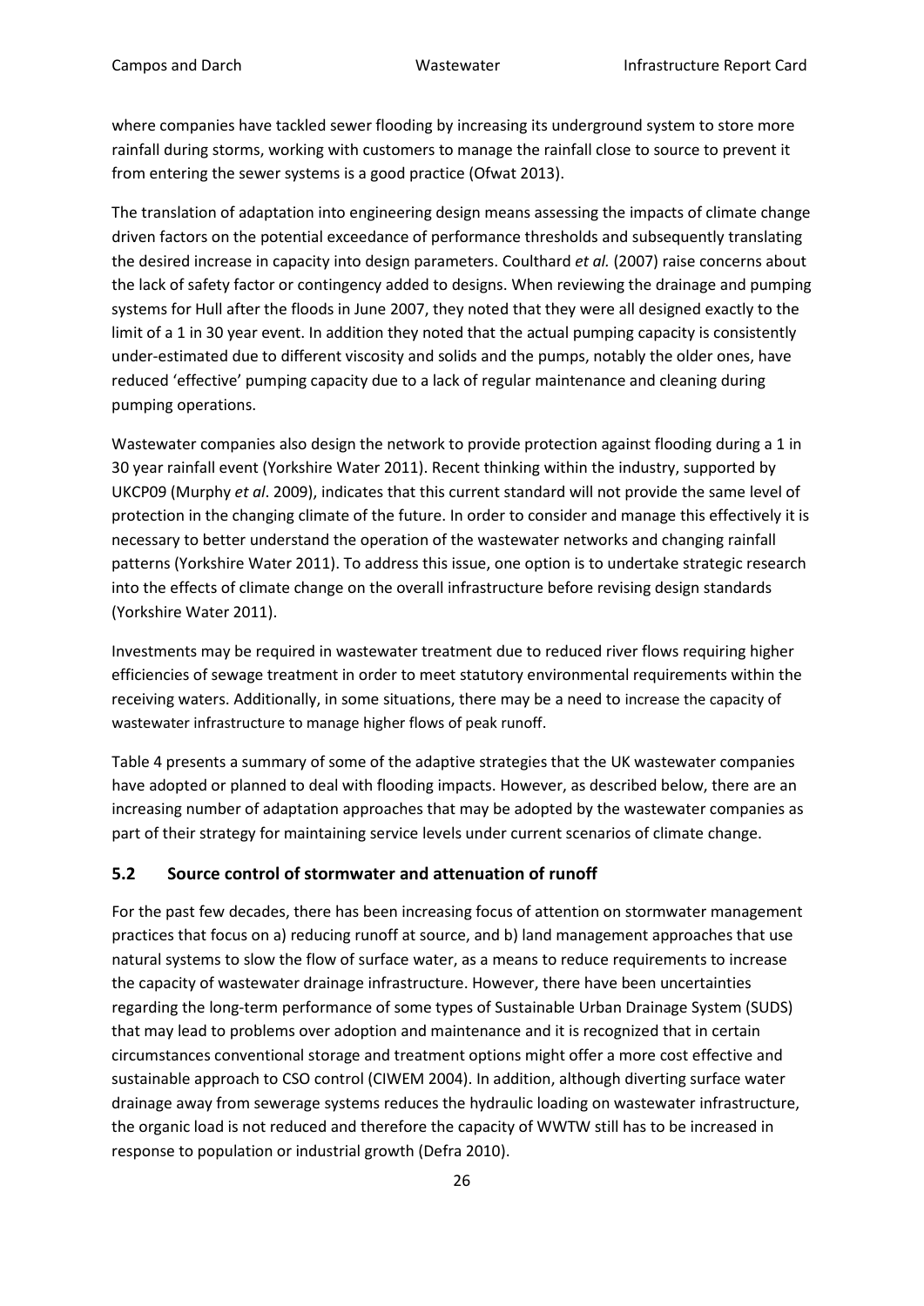where companies have tackled sewer flooding by increasing its underground system to store more rainfall during storms, working with customers to manage the rainfall close to source to prevent it from entering the sewer systems is a good practice (Ofwat 2013).

The translation of adaptation into engineering design means assessing the impacts of climate change driven factors on the potential exceedance of performance thresholds and subsequently translating the desired increase in capacity into design parameters. Coulthard *et al.* (2007) raise concerns about the lack of safety factor or contingency added to designs. When reviewing the drainage and pumping systems for Hull after the floods in June 2007, they noted that they were all designed exactly to the limit of a 1 in 30 year event. In addition they noted that the actual pumping capacity is consistently under-estimated due to different viscosity and solids and the pumps, notably the older ones, have reduced 'effective' pumping capacity due to a lack of regular maintenance and cleaning during pumping operations.

Wastewater companies also design the network to provide protection against flooding during a 1 in 30 year rainfall event (Yorkshire Water 2011). Recent thinking within the industry, supported by UKCP09 (Murphy *et al*. 2009), indicates that this current standard will not provide the same level of protection in the changing climate of the future. In order to consider and manage this effectively it is necessary to better understand the operation of the wastewater networks and changing rainfall patterns (Yorkshire Water 2011). To address this issue, one option is to undertake strategic research into the effects of climate change on the overall infrastructure before revising design standards (Yorkshire Water 2011).

Investments may be required in wastewater treatment due to reduced river flows requiring higher efficiencies of sewage treatment in order to meet statutory environmental requirements within the receiving waters. Additionally, in some situations, there may be a need to increase the capacity of wastewater infrastructure to manage higher flows of peak runoff.

Table 4 presents a summary of some of the adaptive strategies that the UK wastewater companies have adopted or planned to deal with flooding impacts. However, as described below, there are an increasing number of adaptation approaches that may be adopted by the wastewater companies as part of their strategy for maintaining service levels under current scenarios of climate change.

## 5.2 Source control of stormwater and attenuation of runoff

For the past few decades, there has been increasing focus of attention on stormwater management practices that focus on a) reducing runoff at source, and b) land management approaches that use natural systems to slow the flow of surface water, as a means to reduce requirements to increase the capacity of wastewater drainage infrastructure. However, there have been uncertainties regarding the long-term performance of some types of Sustainable Urban Drainage System (SUDS) that may lead to problems over adoption and maintenance and it is recognized that in certain circumstances conventional storage and treatment options might offer a more cost effective and sustainable approach to CSO control (CIWEM 2004). In addition, although diverting surface water drainage away from sewerage systems reduces the hydraulic loading on wastewater infrastructure, the organic load is not reduced and therefore the capacity of WWTW still has to be increased in response to population or industrial growth (Defra 2010).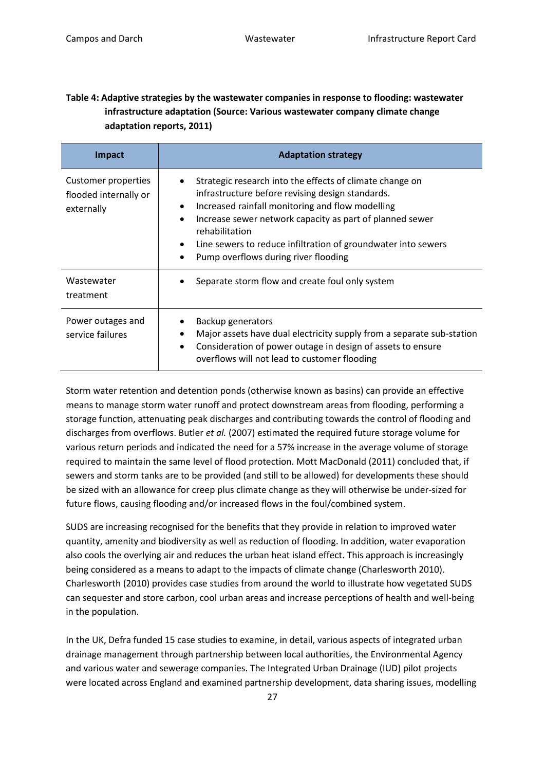**Table 4: Adaptive strategies by the wastewater companies in response to flooding: wastewater infrastructure adaptation (Source: Various wastewater company climate change adaptation reports, 2011)**

| Impact | Adaptation strategy |
|---|---|
| Customer properties flooded internally or externally | • Strategic research into the effects of climate change on infrastructure before revising design standards.<br>• Increased rainfall monitoring and flow modelling<br>• Increase sewer network capacity as part of planned sewer rehabilitation<br>• Line sewers to reduce infiltration of groundwater into sewers<br>• Pump overflows during river flooding |
| Wastewater treatment | • Separate storm flow and create foul only system |
| Power outages and service failures | • Backup generators<br>• Major assets have dual electricity supply from a separate sub-station<br>• Consideration of power outage in design of assets to ensure overflows will not lead to customer flooding |

Storm water retention and detention ponds (otherwise known as basins) can provide an effective means to manage storm water runoff and protect downstream areas from flooding, performing a storage function, attenuating peak discharges and contributing towards the control of flooding and discharges from overflows. Butler *et al.* (2007) estimated the required future storage volume for various return periods and indicated the need for a 57% increase in the average volume of storage required to maintain the same level of flood protection. Mott MacDonald (2011) concluded that, if sewers and storm tanks are to be provided (and still to be allowed) for developments these should be sized with an allowance for creep plus climate change as they will otherwise be under-sized for future flows, causing flooding and/or increased flows in the foul/combined system.

SUDS are increasing recognised for the benefits that they provide in relation to improved water quantity, amenity and biodiversity as well as reduction of flooding. In addition, water evaporation also cools the overlying air and reduces the urban heat island effect. This approach is increasingly being considered as a means to adapt to the impacts of climate change (Charlesworth 2010). Charlesworth (2010) provides case studies from around the world to illustrate how vegetated SUDS can sequester and store carbon, cool urban areas and increase perceptions of health and well-being in the population.

In the UK, Defra funded 15 case studies to examine, in detail, various aspects of integrated urban drainage management through partnership between local authorities, the Environmental Agency and various water and sewerage companies. The Integrated Urban Drainage (IUD) pilot projects were located across England and examined partnership development, data sharing issues, modelling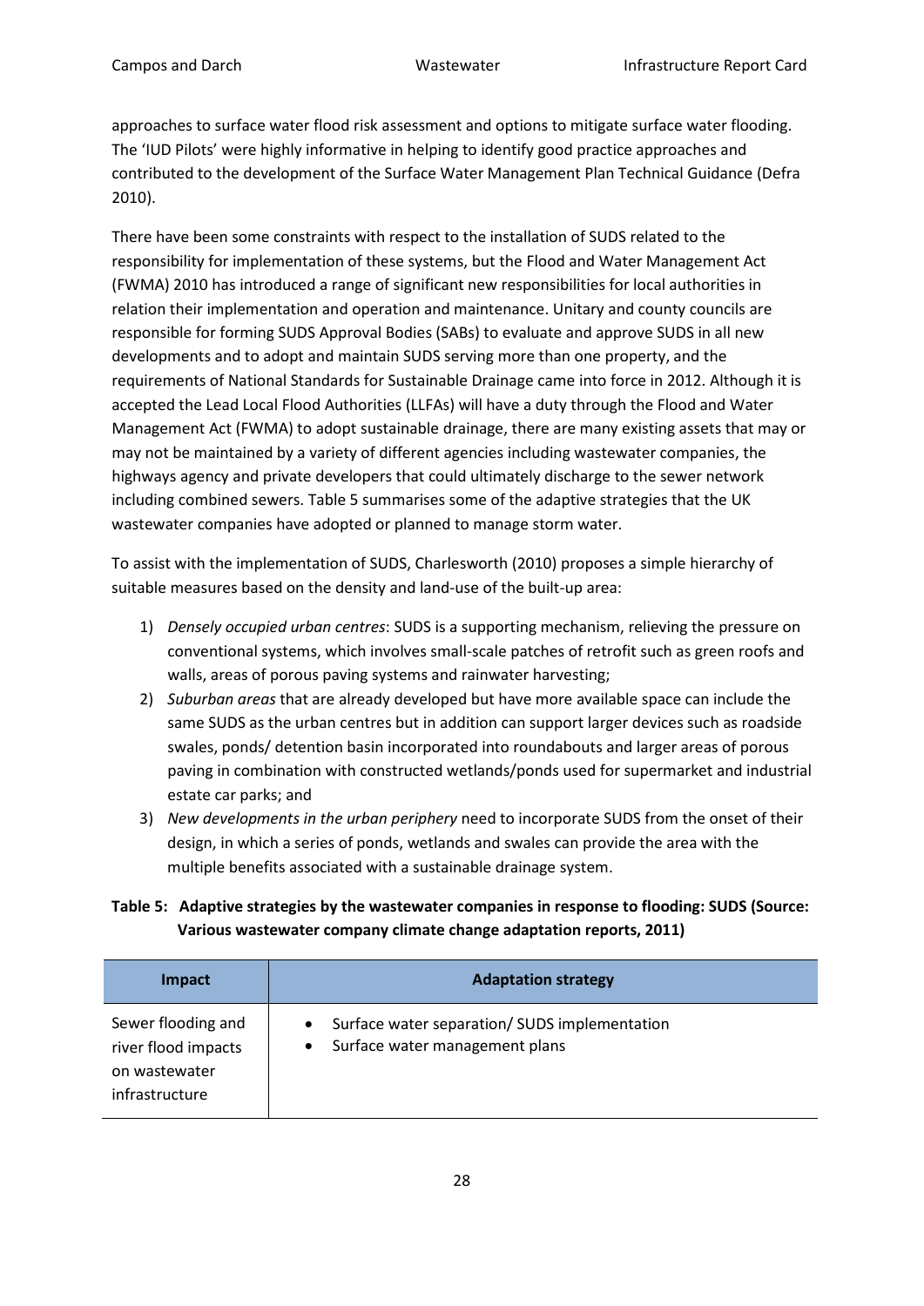approaches to surface water flood risk assessment and options to mitigate surface water flooding. The 'IUD Pilots' were highly informative in helping to identify good practice approaches and contributed to the development of the Surface Water Management Plan Technical Guidance (Defra 2010).

There have been some constraints with respect to the installation of SUDS related to the responsibility for implementation of these systems, but the Flood and Water Management Act (FWMA) 2010 has introduced a range of significant new responsibilities for local authorities in relation their implementation and operation and maintenance. Unitary and county councils are responsible for forming SUDS Approval Bodies (SABs) to evaluate and approve SUDS in all new developments and to adopt and maintain SUDS serving more than one property, and the requirements of National Standards for Sustainable Drainage came into force in 2012. Although it is accepted the Lead Local Flood Authorities (LLFAs) will have a duty through the Flood and Water Management Act (FWMA) to adopt sustainable drainage, there are many existing assets that may or may not be maintained by a variety of different agencies including wastewater companies, the highways agency and private developers that could ultimately discharge to the sewer network including combined sewers. Table 5 summarises some of the adaptive strategies that the UK wastewater companies have adopted or planned to manage storm water.

To assist with the implementation of SUDS, Charlesworth (2010) proposes a simple hierarchy of suitable measures based on the density and land-use of the built-up area:

1) *Densely occupied urban centres*: SUDS is a supporting mechanism, relieving the pressure on conventional systems, which involves small-scale patches of retrofit such as green roofs and walls, areas of porous paving systems and rainwater harvesting;
2) *Suburban areas* that are already developed but have more available space can include the same SUDS as the urban centres but in addition can support larger devices such as roadside swales, ponds/ detention basin incorporated into roundabouts and larger areas of porous paving in combination with constructed wetlands/ponds used for supermarket and industrial estate car parks; and
3) *New developments in the urban periphery* need to incorporate SUDS from the onset of their design, in which a series of ponds, wetlands and swales can provide the area with the multiple benefits associated with a sustainable drainage system.

**Table 5: Adaptive strategies by the wastewater companies in response to flooding: SUDS (Source: Various wastewater company climate change adaptation reports, 2011)**

| Impact | Adaptation strategy |
|---|---|
| Sewer flooding and river flood impacts on wastewater infrastructure | • Surface water separation/ SUDS implementation<br>• Surface water management plans |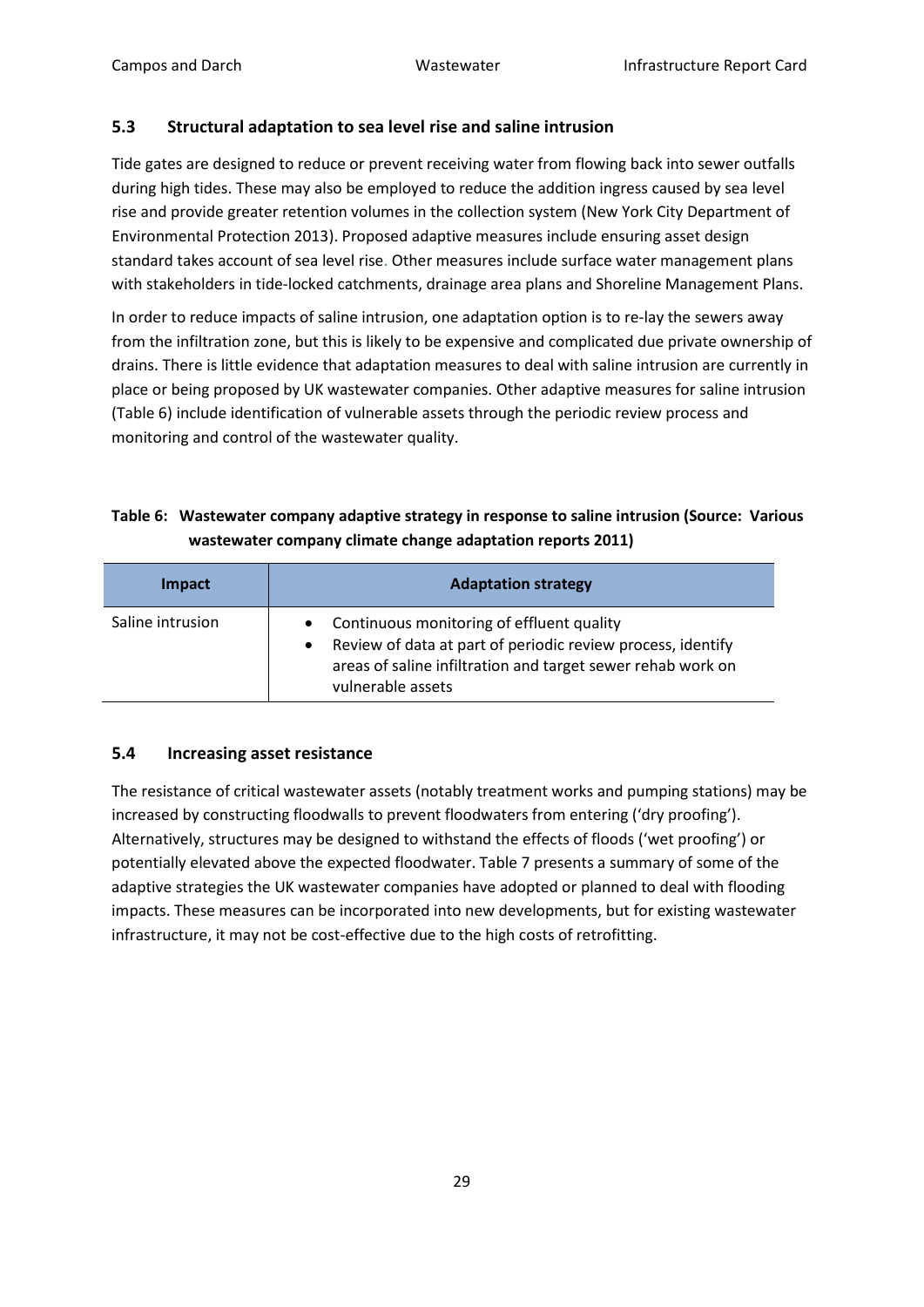### 5.3 Structural adaptation to sea level rise and saline intrusion

Tide gates are designed to reduce or prevent receiving water from flowing back into sewer outfalls during high tides. These may also be employed to reduce the addition ingress caused by sea level rise and provide greater retention volumes in the collection system (New York City Department of Environmental Protection 2013). Proposed adaptive measures include ensuring asset design standard takes account of sea level rise. Other measures include surface water management plans with stakeholders in tide-locked catchments, drainage area plans and Shoreline Management Plans.

In order to reduce impacts of saline intrusion, one adaptation option is to re-lay the sewers away from the infiltration zone, but this is likely to be expensive and complicated due private ownership of drains. There is little evidence that adaptation measures to deal with saline intrusion are currently in place or being proposed by UK wastewater companies. Other adaptive measures for saline intrusion (Table 6) include identification of vulnerable assets through the periodic review process and monitoring and control of the wastewater quality.

**Table 6: Wastewater company adaptive strategy in response to saline intrusion (Source: Various wastewater company climate change adaptation reports 2011)**

| Impact | Adaptation strategy |
| --- | --- |
| Saline intrusion | • Continuous monitoring of effluent quality<br>• Review of data at part of periodic review process, identify areas of saline infiltration and target sewer rehab work on vulnerable assets |

### 5.4 Increasing asset resistance

The resistance of critical wastewater assets (notably treatment works and pumping stations) may be increased by constructing floodwalls to prevent floodwaters from entering ('dry proofing'). Alternatively, structures may be designed to withstand the effects of floods ('wet proofing') or potentially elevated above the expected floodwater. Table 7 presents a summary of some of the adaptive strategies the UK wastewater companies have adopted or planned to deal with flooding impacts. These measures can be incorporated into new developments, but for existing wastewater infrastructure, it may not be cost-effective due to the high costs of retrofitting.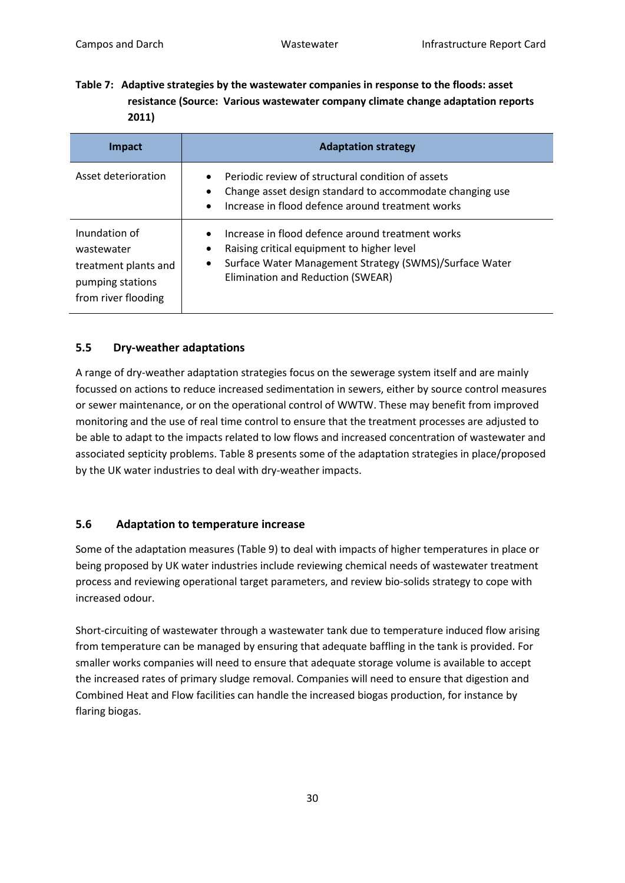**Table 7: Adaptive strategies by the wastewater companies in response to the floods: asset resistance (Source: Various wastewater company climate change adaptation reports 2011)**

| Impact | Adaptation strategy |
|---|---|
| Asset deterioration | • Periodic review of structural condition of assets<br>• Change asset design standard to accommodate changing use<br>• Increase in flood defence around treatment works |
| Inundation of wastewater treatment plants and pumping stations from river flooding | • Increase in flood defence around treatment works<br>• Raising critical equipment to higher level<br>• Surface Water Management Strategy (SWMS)/Surface Water Elimination and Reduction (SWEAR) |

## 5.5 Dry-weather adaptations

A range of dry-weather adaptation strategies focus on the sewerage system itself and are mainly focussed on actions to reduce increased sedimentation in sewers, either by source control measures or sewer maintenance, or on the operational control of WWTW. These may benefit from improved monitoring and the use of real time control to ensure that the treatment processes are adjusted to be able to adapt to the impacts related to low flows and increased concentration of wastewater and associated septicity problems. Table 8 presents some of the adaptation strategies in place/proposed by the UK water industries to deal with dry-weather impacts.

## 5.6 Adaptation to temperature increase

Some of the adaptation measures (Table 9) to deal with impacts of higher temperatures in place or being proposed by UK water industries include reviewing chemical needs of wastewater treatment process and reviewing operational target parameters, and review bio-solids strategy to cope with increased odour.

Short-circuiting of wastewater through a wastewater tank due to temperature induced flow arising from temperature can be managed by ensuring that adequate baffling in the tank is provided. For smaller works companies will need to ensure that adequate storage volume is available to accept the increased rates of primary sludge removal. Companies will need to ensure that digestion and Combined Heat and Flow facilities can handle the increased biogas production, for instance by flaring biogas.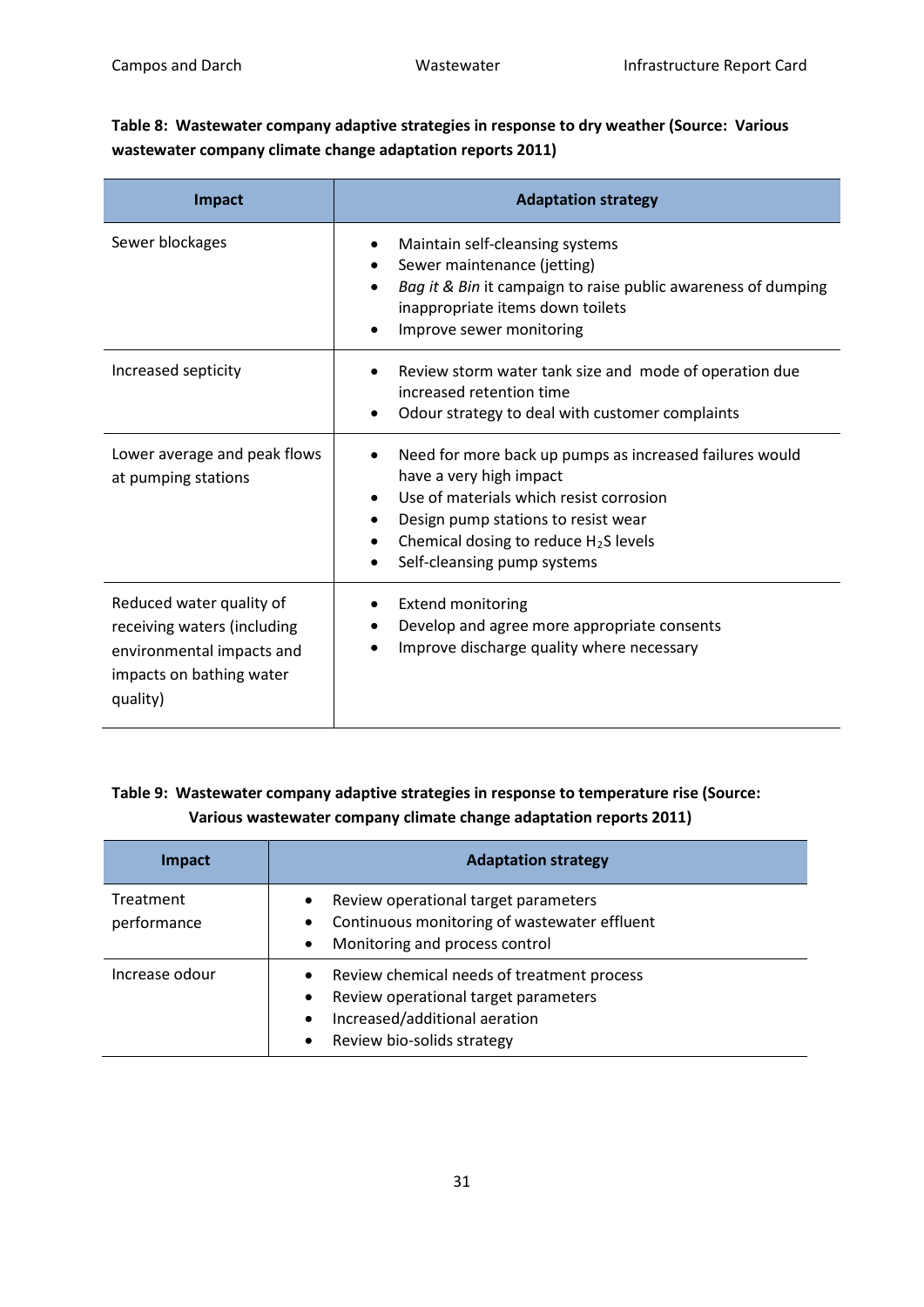**Table 8: Wastewater company adaptive strategies in response to dry weather (Source: Various wastewater company climate change adaptation reports 2011)**

| Impact | Adaptation strategy |
|---|---|
| Sewer blockages | • Maintain self-cleansing systems<br>• Sewer maintenance (jetting)<br>• *Bag it & Bin* it campaign to raise public awareness of dumping inappropriate items down toilets<br>• Improve sewer monitoring |
| Increased septicity | • Review storm water tank size and mode of operation due increased retention time<br>• Odour strategy to deal with customer complaints |
| Lower average and peak flows at pumping stations | • Need for more back up pumps as increased failures would have a very high impact<br>• Use of materials which resist corrosion<br>• Design pump stations to resist wear<br>• Chemical dosing to reduce $H_2S$ levels<br>• Self-cleansing pump systems |
| Reduced water quality of receiving waters (including environmental impacts and impacts on bathing water quality) | • Extend monitoring<br>• Develop and agree more appropriate consents<br>• Improve discharge quality where necessary |

**Table 9: Wastewater company adaptive strategies in response to temperature rise (Source: Various wastewater company climate change adaptation reports 2011)**

| Impact | Adaptation strategy |
|---|---|
| Treatment performance | • Review operational target parameters<br>• Continuous monitoring of wastewater effluent<br>• Monitoring and process control |
| Increase odour | • Review chemical needs of treatment process<br>• Review operational target parameters<br>• Increased/additional aeration<br>• Review bio-solids strategy |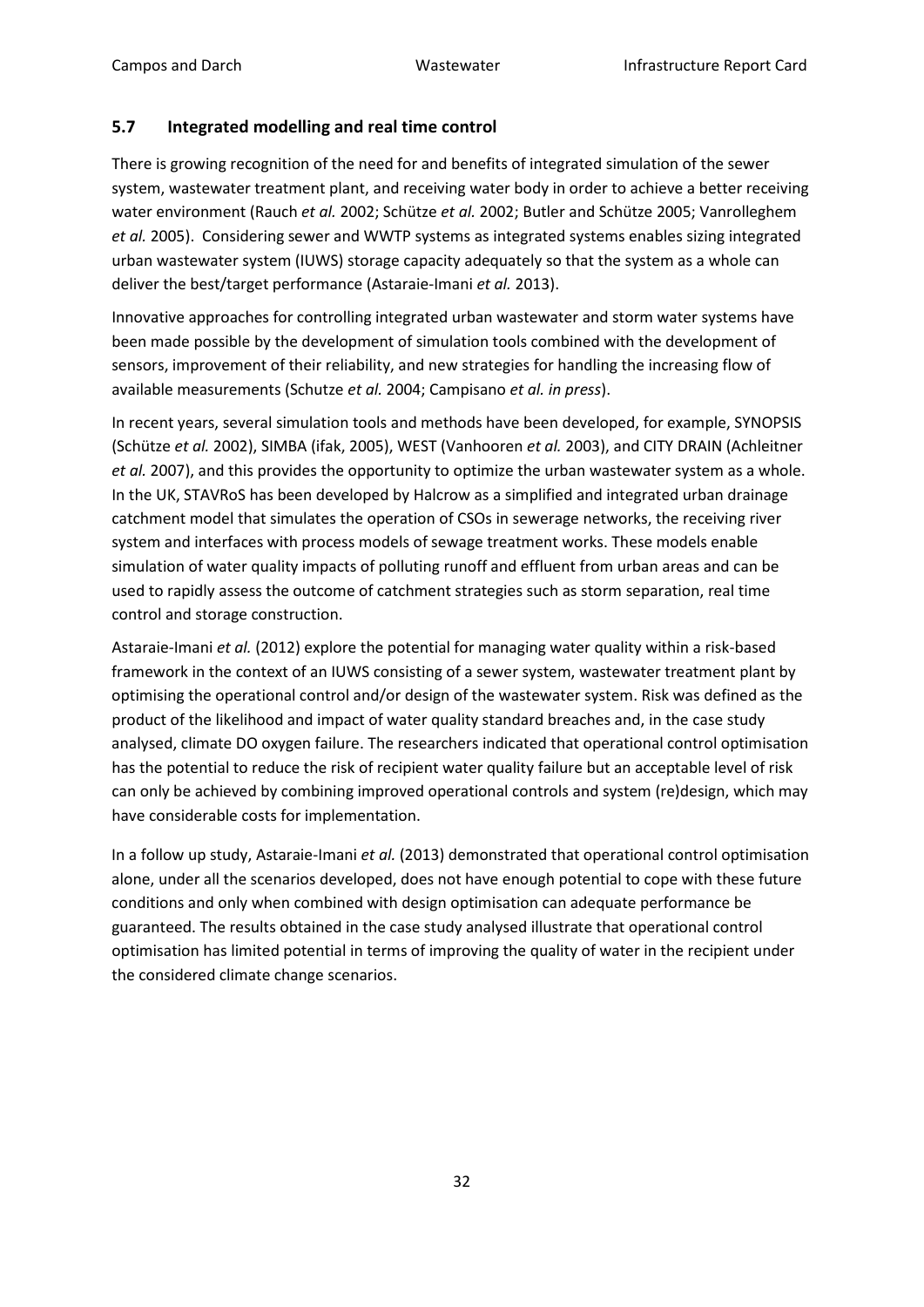## 5.7 Integrated modelling and real time control

There is growing recognition of the need for and benefits of integrated simulation of the sewer system, wastewater treatment plant, and receiving water body in order to achieve a better receiving water environment (Rauch *et al.* 2002; Schütze *et al.* 2002; Butler and Schütze 2005; Vanrolleghem *et al.* 2005). Considering sewer and WWTP systems as integrated systems enables sizing integrated urban wastewater system (IUWS) storage capacity adequately so that the system as a whole can deliver the best/target performance (Astaraie-Imani *et al.* 2013).

Innovative approaches for controlling integrated urban wastewater and storm water systems have been made possible by the development of simulation tools combined with the development of sensors, improvement of their reliability, and new strategies for handling the increasing flow of available measurements (Schutze *et al.* 2004; Campisano *et al. in press*).

In recent years, several simulation tools and methods have been developed, for example, SYNOPSIS (Schütze *et al.* 2002), SIMBA (ifak, 2005), WEST (Vanhooren *et al.* 2003), and CITY DRAIN (Achleitner *et al.* 2007), and this provides the opportunity to optimize the urban wastewater system as a whole. In the UK, STAVRoS has been developed by Halcrow as a simplified and integrated urban drainage catchment model that simulates the operation of CSOs in sewerage networks, the receiving river system and interfaces with process models of sewage treatment works. These models enable simulation of water quality impacts of polluting runoff and effluent from urban areas and can be used to rapidly assess the outcome of catchment strategies such as storm separation, real time control and storage construction.

Astaraie-Imani *et al.* (2012) explore the potential for managing water quality within a risk-based framework in the context of an IUWS consisting of a sewer system, wastewater treatment plant by optimising the operational control and/or design of the wastewater system. Risk was defined as the product of the likelihood and impact of water quality standard breaches and, in the case study analysed, climate DO oxygen failure. The researchers indicated that operational control optimisation has the potential to reduce the risk of recipient water quality failure but an acceptable level of risk can only be achieved by combining improved operational controls and system (re)design, which may have considerable costs for implementation.

In a follow up study, Astaraie-Imani *et al.* (2013) demonstrated that operational control optimisation alone, under all the scenarios developed, does not have enough potential to cope with these future conditions and only when combined with design optimisation can adequate performance be guaranteed. The results obtained in the case study analysed illustrate that operational control optimisation has limited potential in terms of improving the quality of water in the recipient under the considered climate change scenarios.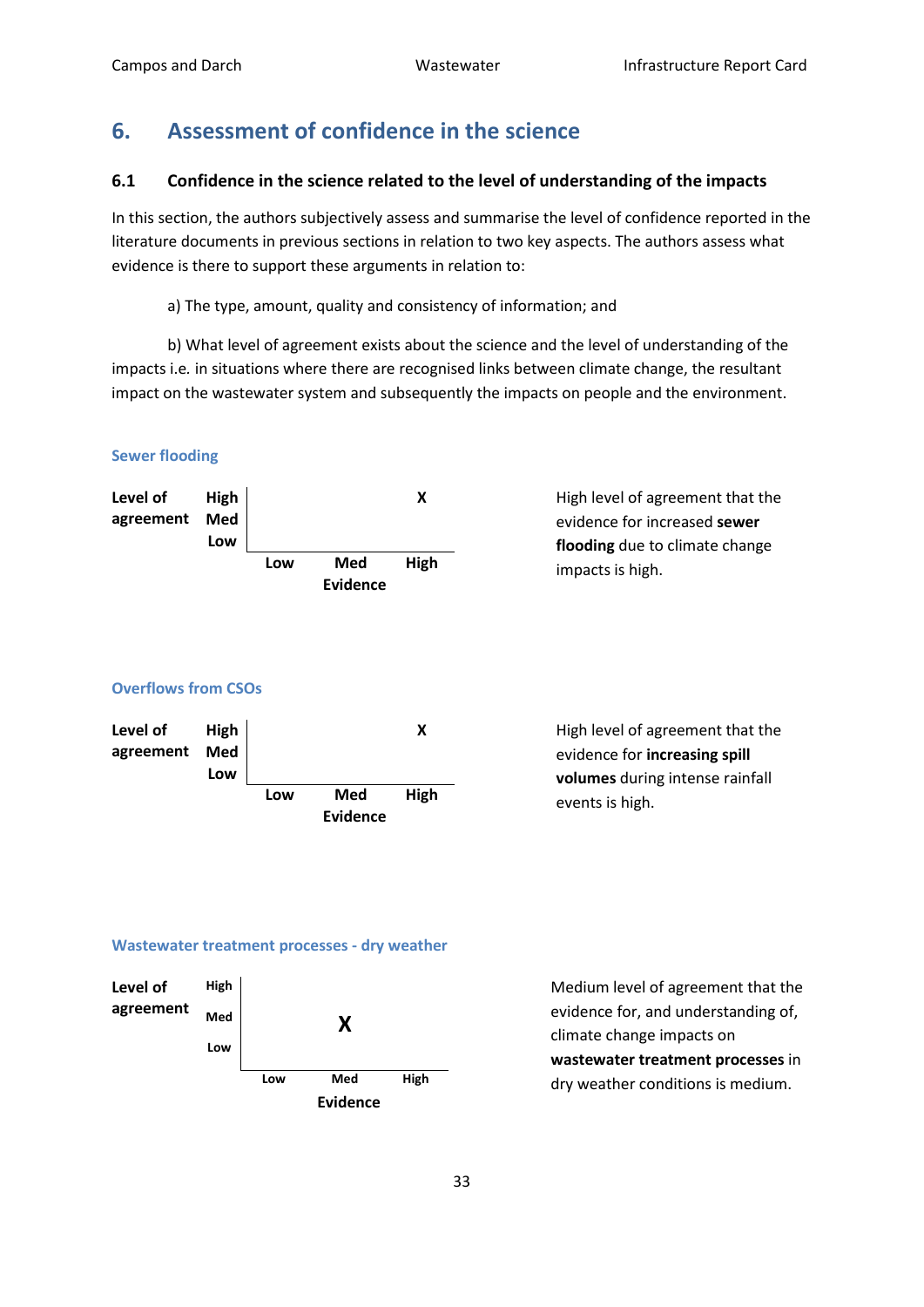## 6. Assessment of confidence in the science

### 6.1 Confidence in the science related to the level of understanding of the impacts

In this section, the authors subjectively assess and summarise the level of confidence reported in the literature documents in previous sections in relation to two key aspects. The authors assess what evidence is there to support these arguments in relation to:

a) The type, amount, quality and consistency of information; and

b) What level of agreement exists about the science and the level of understanding of the impacts i.e. in situations where there are recognised links between climate change, the resultant impact on the wastewater system and subsequently the impacts on people and the environment.

#### Sewer flooding

| Level of agreement | Evidence: Low | Evidence: Med | Evidence: High |
|---|---|---|---|
| High | | | X |
| Med | | | |
| Low | | | |

High level of agreement that the evidence for increased **sewer flooding** due to climate change impacts is high.

#### Overflows from CSOs

| Level of agreement | Evidence: Low | Evidence: Med | Evidence: High |
|---|---|---|---|
| High | | | X |
| Med | | | |
| Low | | | |

High level of agreement that the evidence for **increasing spill volumes** during intense rainfall events is high.

#### Wastewater treatment processes - dry weather

| Level of agreement | Evidence: Low | Evidence: Med | Evidence: High |
|---|---|---|---|
| High | | | |
| Med | | X | |
| Low | | | |

Medium level of agreement that the evidence for, and understanding of, climate change impacts on **wastewater treatment processes** in dry weather conditions is medium.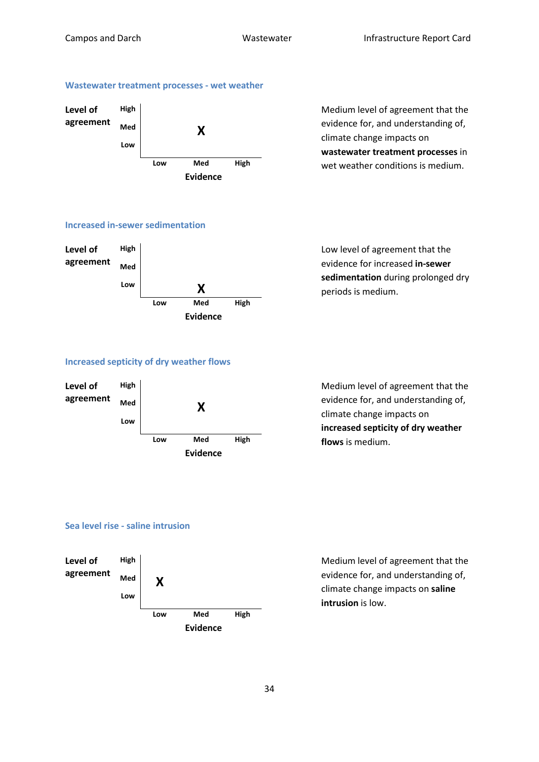### Wastewater treatment processes - wet weather

| Level of agreement | Low | Med | High |
|---|---|---|---|
| High | | | |
| Med | | X | |
| Low | | | |

**Evidence**

Medium level of agreement that the evidence for, and understanding of, climate change impacts on **wastewater treatment processes** in wet weather conditions is medium.

### Increased in-sewer sedimentation

| Level of agreement | Low | Med | High |
|---|---|---|---|
| High | | | |
| Med | | | |
| Low | | X | |

**Evidence**

Low level of agreement that the evidence for increased **in-sewer sedimentation** during prolonged dry periods is medium.

### Increased septicity of dry weather flows

| Level of agreement | Low | Med | High |
|---|---|---|---|
| High | | | |
| Med | | X | |
| Low | | | |

**Evidence**

Medium level of agreement that the evidence for, and understanding of, climate change impacts on **increased septicity of dry weather flows** is medium.

### Sea level rise - saline intrusion

| Level of agreement | Low | Med | High |
|---|---|---|---|
| High | | | |
| Med | X | | |
| Low | | | |

**Evidence**

Medium level of agreement that the evidence for, and understanding of, climate change impacts on **saline intrusion** is low.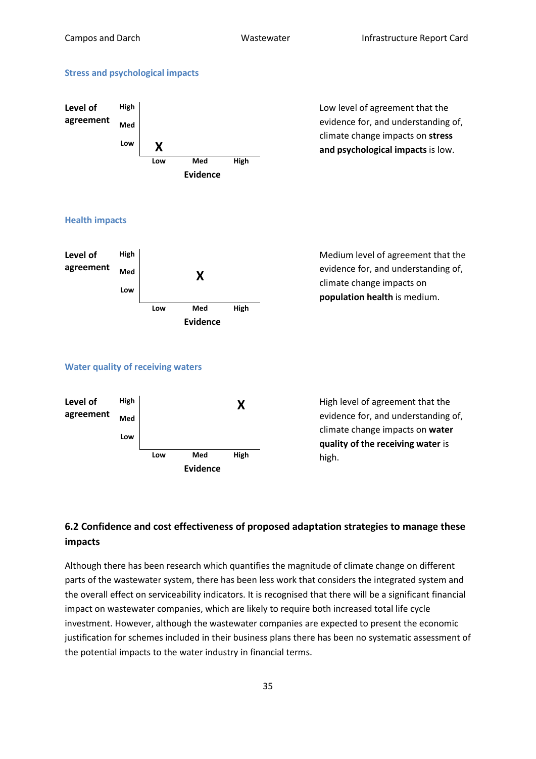### Stress and psychological impacts

| Level of agreement | Low | Med | High |
|---|---|---|---|
| High | | | |
| Med | | | |
| Low | X | | |

Evidence

Low level of agreement that the evidence for, and understanding of, climate change impacts on **stress and psychological impacts** is low.

### Health impacts

| Level of agreement | Low | Med | High |
|---|---|---|---|
| High | | | |
| Med | | X | |
| Low | | | |

Evidence

Medium level of agreement that the evidence for, and understanding of, climate change impacts on **population health** is medium.

### Water quality of receiving waters

| Level of agreement | Low | Med | High |
|---|---|---|---|
| High | | | X |
| Med | | | |
| Low | | | |

Evidence

High level of agreement that the evidence for, and understanding of, climate change impacts on **water quality of the receiving water** is high.

## 6.2 Confidence and cost effectiveness of proposed adaptation strategies to manage these impacts

Although there has been research which quantifies the magnitude of climate change on different parts of the wastewater system, there has been less work that considers the integrated system and the overall effect on serviceability indicators. It is recognised that there will be a significant financial impact on wastewater companies, which are likely to require both increased total life cycle investment. However, although the wastewater companies are expected to present the economic justification for schemes included in their business plans there has been no systematic assessment of the potential impacts to the water industry in financial terms.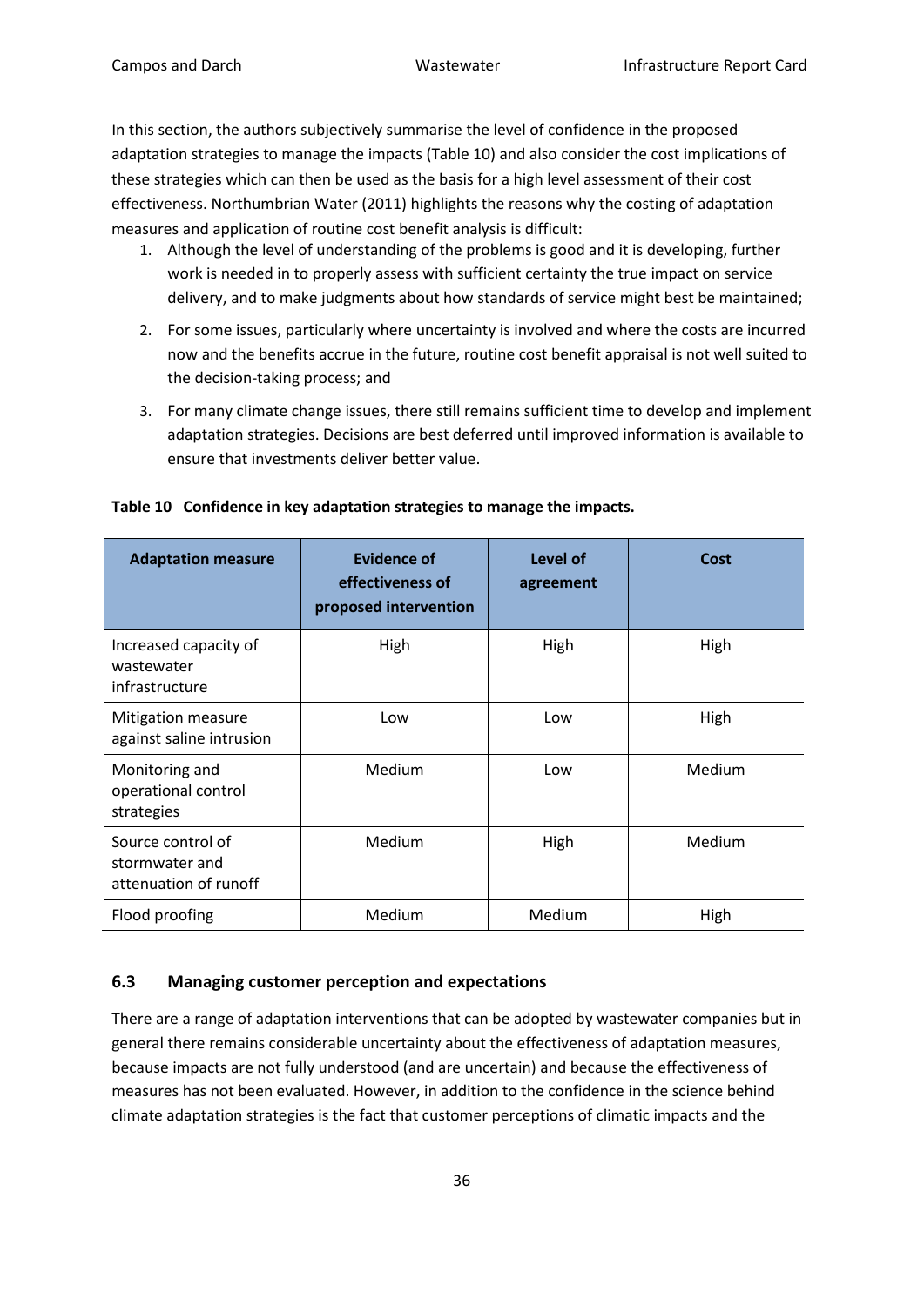In this section, the authors subjectively summarise the level of confidence in the proposed adaptation strategies to manage the impacts (Table 10) and also consider the cost implications of these strategies which can then be used as the basis for a high level assessment of their cost effectiveness. Northumbrian Water (2011) highlights the reasons why the costing of adaptation measures and application of routine cost benefit analysis is difficult:

1. Although the level of understanding of the problems is good and it is developing, further work is needed in to properly assess with sufficient certainty the true impact on service delivery, and to make judgments about how standards of service might best be maintained;
2. For some issues, particularly where uncertainty is involved and where the costs are incurred now and the benefits accrue in the future, routine cost benefit appraisal is not well suited to the decision-taking process; and
3. For many climate change issues, there still remains sufficient time to develop and implement adaptation strategies. Decisions are best deferred until improved information is available to ensure that investments deliver better value.

**Table 10 Confidence in key adaptation strategies to manage the impacts.**

| Adaptation measure | Evidence of effectiveness of proposed intervention | Level of agreement | Cost |
|---|---|---|---|
| Increased capacity of wastewater infrastructure | High | High | High |
| Mitigation measure against saline intrusion | Low | Low | High |
| Monitoring and operational control strategies | Medium | Low | Medium |
| Source control of stormwater and attenuation of runoff | Medium | High | Medium |
| Flood proofing | Medium | Medium | High |

### 6.3 Managing customer perception and expectations

There are a range of adaptation interventions that can be adopted by wastewater companies but in general there remains considerable uncertainty about the effectiveness of adaptation measures, because impacts are not fully understood (and are uncertain) and because the effectiveness of measures has not been evaluated. However, in addition to the confidence in the science behind climate adaptation strategies is the fact that customer perceptions of climatic impacts and the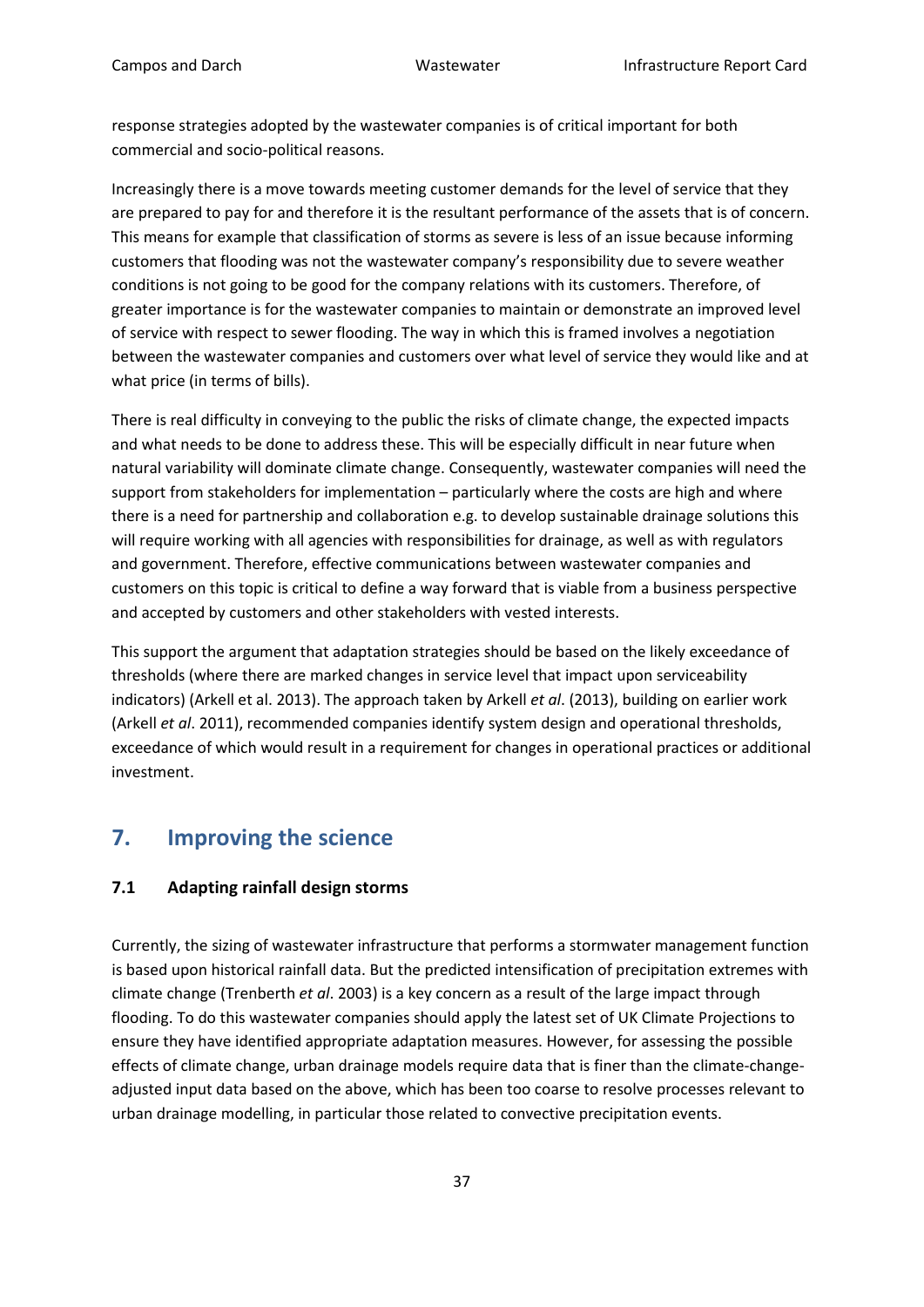response strategies adopted by the wastewater companies is of critical important for both commercial and socio-political reasons.

Increasingly there is a move towards meeting customer demands for the level of service that they are prepared to pay for and therefore it is the resultant performance of the assets that is of concern. This means for example that classification of storms as severe is less of an issue because informing customers that flooding was not the wastewater company's responsibility due to severe weather conditions is not going to be good for the company relations with its customers. Therefore, of greater importance is for the wastewater companies to maintain or demonstrate an improved level of service with respect to sewer flooding. The way in which this is framed involves a negotiation between the wastewater companies and customers over what level of service they would like and at what price (in terms of bills).

There is real difficulty in conveying to the public the risks of climate change, the expected impacts and what needs to be done to address these. This will be especially difficult in near future when natural variability will dominate climate change. Consequently, wastewater companies will need the support from stakeholders for implementation – particularly where the costs are high and where there is a need for partnership and collaboration e.g. to develop sustainable drainage solutions this will require working with all agencies with responsibilities for drainage, as well as with regulators and government. Therefore, effective communications between wastewater companies and customers on this topic is critical to define a way forward that is viable from a business perspective and accepted by customers and other stakeholders with vested interests.

This support the argument that adaptation strategies should be based on the likely exceedance of thresholds (where there are marked changes in service level that impact upon serviceability indicators) (Arkell et al. 2013). The approach taken by Arkell *et al*. (2013), building on earlier work (Arkell *et al*. 2011), recommended companies identify system design and operational thresholds, exceedance of which would result in a requirement for changes in operational practices or additional investment.

## 7. Improving the science

### 7.1 Adapting rainfall design storms

Currently, the sizing of wastewater infrastructure that performs a stormwater management function is based upon historical rainfall data. But the predicted intensification of precipitation extremes with climate change (Trenberth *et al*. 2003) is a key concern as a result of the large impact through flooding. To do this wastewater companies should apply the latest set of UK Climate Projections to ensure they have identified appropriate adaptation measures. However, for assessing the possible effects of climate change, urban drainage models require data that is finer than the climate-change-adjusted input data based on the above, which has been too coarse to resolve processes relevant to urban drainage modelling, in particular those related to convective precipitation events.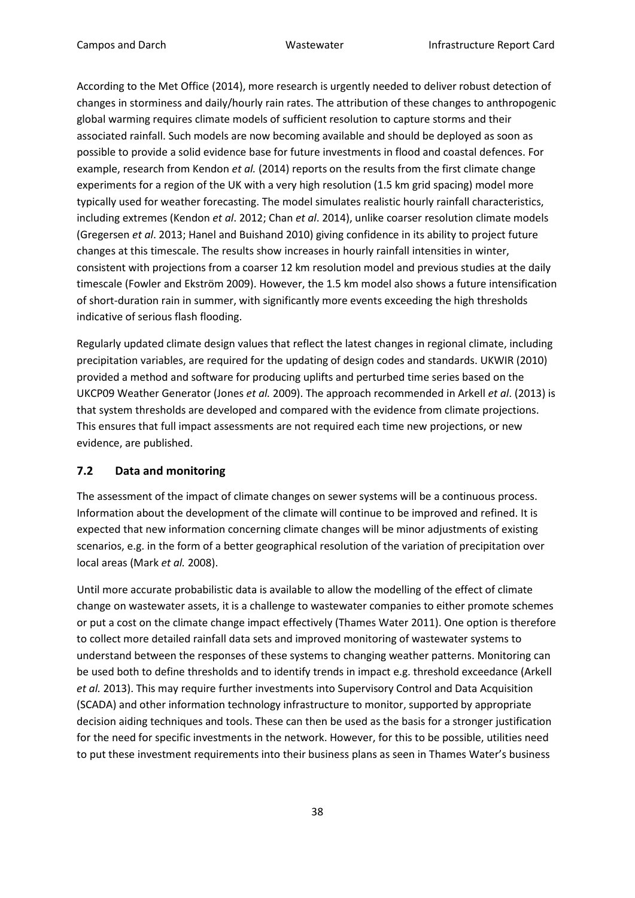According to the Met Office (2014), more research is urgently needed to deliver robust detection of changes in storminess and daily/hourly rain rates. The attribution of these changes to anthropogenic global warming requires climate models of sufficient resolution to capture storms and their associated rainfall. Such models are now becoming available and should be deployed as soon as possible to provide a solid evidence base for future investments in flood and coastal defences. For example, research from Kendon *et al.* (2014) reports on the results from the first climate change experiments for a region of the UK with a very high resolution (1.5 km grid spacing) model more typically used for weather forecasting. The model simulates realistic hourly rainfall characteristics, including extremes (Kendon *et al*. 2012; Chan *et al*. 2014), unlike coarser resolution climate models (Gregersen *et al*. 2013; Hanel and Buishand 2010) giving confidence in its ability to project future changes at this timescale. The results show increases in hourly rainfall intensities in winter, consistent with projections from a coarser 12 km resolution model and previous studies at the daily timescale (Fowler and Ekström 2009). However, the 1.5 km model also shows a future intensification of short-duration rain in summer, with significantly more events exceeding the high thresholds indicative of serious flash flooding.

Regularly updated climate design values that reflect the latest changes in regional climate, including precipitation variables, are required for the updating of design codes and standards. UKWIR (2010) provided a method and software for producing uplifts and perturbed time series based on the UKCP09 Weather Generator (Jones *et al.* 2009). The approach recommended in Arkell *et al*. (2013) is that system thresholds are developed and compared with the evidence from climate projections. This ensures that full impact assessments are not required each time new projections, or new evidence, are published.

### 7.2 Data and monitoring

The assessment of the impact of climate changes on sewer systems will be a continuous process. Information about the development of the climate will continue to be improved and refined. It is expected that new information concerning climate changes will be minor adjustments of existing scenarios, e.g. in the form of a better geographical resolution of the variation of precipitation over local areas (Mark *et al.* 2008).

Until more accurate probabilistic data is available to allow the modelling of the effect of climate change on wastewater assets, it is a challenge to wastewater companies to either promote schemes or put a cost on the climate change impact effectively (Thames Water 2011). One option is therefore to collect more detailed rainfall data sets and improved monitoring of wastewater systems to understand between the responses of these systems to changing weather patterns. Monitoring can be used both to define thresholds and to identify trends in impact e.g. threshold exceedance (Arkell *et al.* 2013). This may require further investments into Supervisory Control and Data Acquisition (SCADA) and other information technology infrastructure to monitor, supported by appropriate decision aiding techniques and tools. These can then be used as the basis for a stronger justification for the need for specific investments in the network. However, for this to be possible, utilities need to put these investment requirements into their business plans as seen in Thames Water's business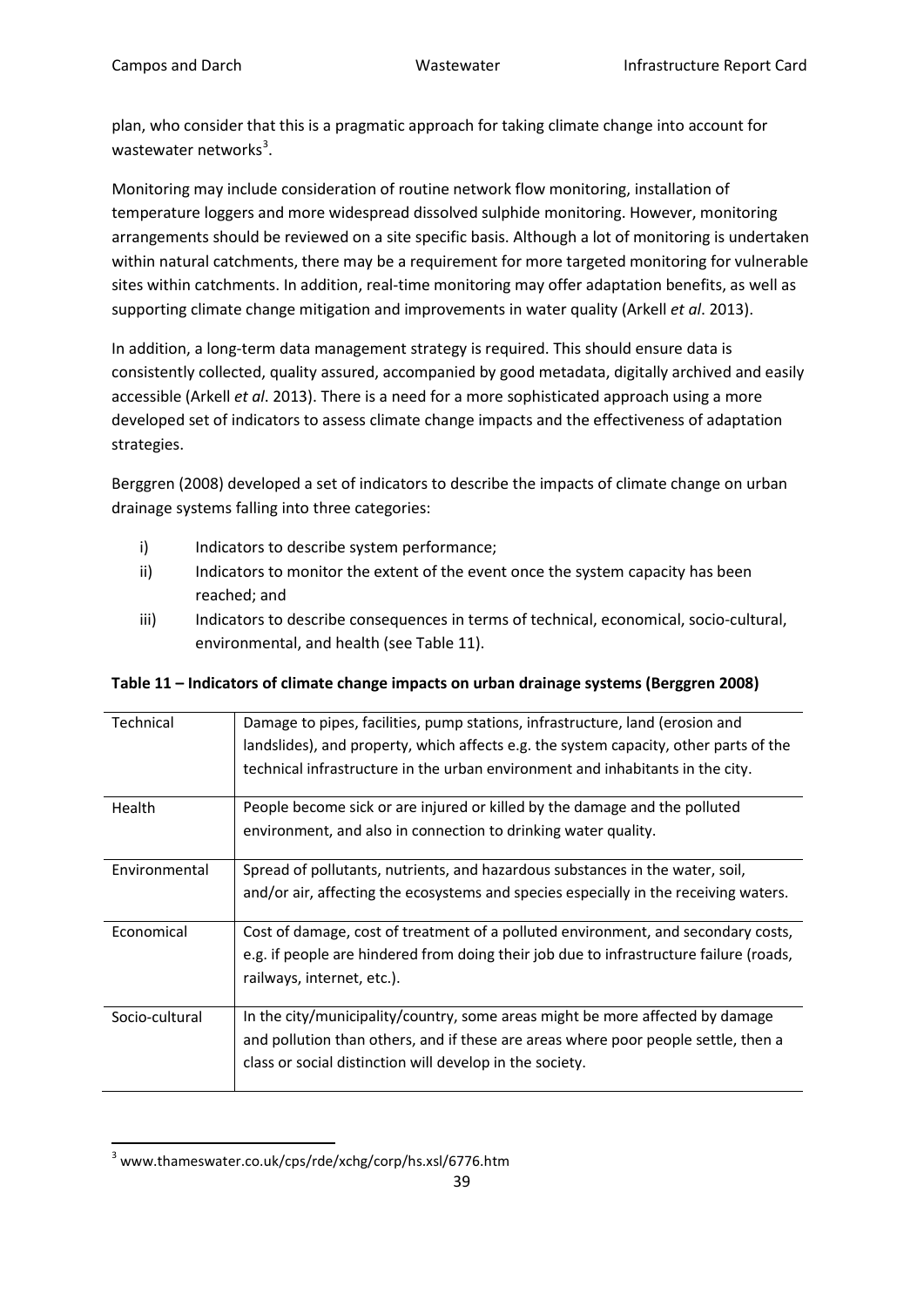plan, who consider that this is a pragmatic approach for taking climate change into account for wastewater networks[3].

Monitoring may include consideration of routine network flow monitoring, installation of temperature loggers and more widespread dissolved sulphide monitoring. However, monitoring arrangements should be reviewed on a site specific basis. Although a lot of monitoring is undertaken within natural catchments, there may be a requirement for more targeted monitoring for vulnerable sites within catchments. In addition, real-time monitoring may offer adaptation benefits, as well as supporting climate change mitigation and improvements in water quality (Arkell *et al*. 2013).

In addition, a long-term data management strategy is required. This should ensure data is consistently collected, quality assured, accompanied by good metadata, digitally archived and easily accessible (Arkell *et al*. 2013). There is a need for a more sophisticated approach using a more developed set of indicators to assess climate change impacts and the effectiveness of adaptation strategies.

Berggren (2008) developed a set of indicators to describe the impacts of climate change on urban drainage systems falling into three categories:

i) Indicators to describe system performance;
ii) Indicators to monitor the extent of the event once the system capacity has been reached; and
iii) Indicators to describe consequences in terms of technical, economical, socio-cultural, environmental, and health (see Table 11).

**Table 11 – Indicators of climate change impacts on urban drainage systems (Berggren 2008)**

| | |
|---|---|
| Technical | Damage to pipes, facilities, pump stations, infrastructure, land (erosion and landslides), and property, which affects e.g. the system capacity, other parts of the technical infrastructure in the urban environment and inhabitants in the city. |
| Health | People become sick or are injured or killed by the damage and the polluted environment, and also in connection to drinking water quality. |
| Environmental | Spread of pollutants, nutrients, and hazardous substances in the water, soil, and/or air, affecting the ecosystems and species especially in the receiving waters. |
| Economical | Cost of damage, cost of treatment of a polluted environment, and secondary costs, e.g. if people are hindered from doing their job due to infrastructure failure (roads, railways, internet, etc.). |
| Socio-cultural | In the city/municipality/country, some areas might be more affected by damage and pollution than others, and if these are areas where poor people settle, then a class or social distinction will develop in the society. |

[3] www.thameswater.co.uk/cps/rde/xchg/corp/hs.xsl/6776.htm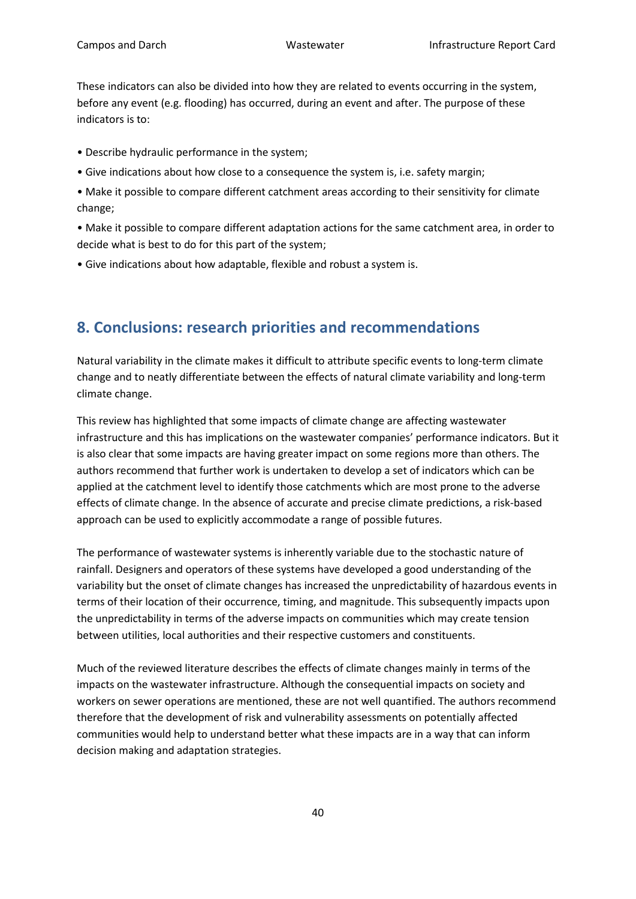These indicators can also be divided into how they are related to events occurring in the system, before any event (e.g. flooding) has occurred, during an event and after. The purpose of these indicators is to:

- Describe hydraulic performance in the system;
- Give indications about how close to a consequence the system is, i.e. safety margin;
- Make it possible to compare different catchment areas according to their sensitivity for climate change;
- Make it possible to compare different adaptation actions for the same catchment area, in order to decide what is best to do for this part of the system;
- Give indications about how adaptable, flexible and robust a system is.

## 8. Conclusions: research priorities and recommendations

Natural variability in the climate makes it difficult to attribute specific events to long-term climate change and to neatly differentiate between the effects of natural climate variability and long-term climate change.

This review has highlighted that some impacts of climate change are affecting wastewater infrastructure and this has implications on the wastewater companies' performance indicators. But it is also clear that some impacts are having greater impact on some regions more than others. The authors recommend that further work is undertaken to develop a set of indicators which can be applied at the catchment level to identify those catchments which are most prone to the adverse effects of climate change. In the absence of accurate and precise climate predictions, a risk-based approach can be used to explicitly accommodate a range of possible futures.

The performance of wastewater systems is inherently variable due to the stochastic nature of rainfall. Designers and operators of these systems have developed a good understanding of the variability but the onset of climate changes has increased the unpredictability of hazardous events in terms of their location of their occurrence, timing, and magnitude. This subsequently impacts upon the unpredictability in terms of the adverse impacts on communities which may create tension between utilities, local authorities and their respective customers and constituents.

Much of the reviewed literature describes the effects of climate changes mainly in terms of the impacts on the wastewater infrastructure. Although the consequential impacts on society and workers on sewer operations are mentioned, these are not well quantified. The authors recommend therefore that the development of risk and vulnerability assessments on potentially affected communities would help to understand better what these impacts are in a way that can inform decision making and adaptation strategies.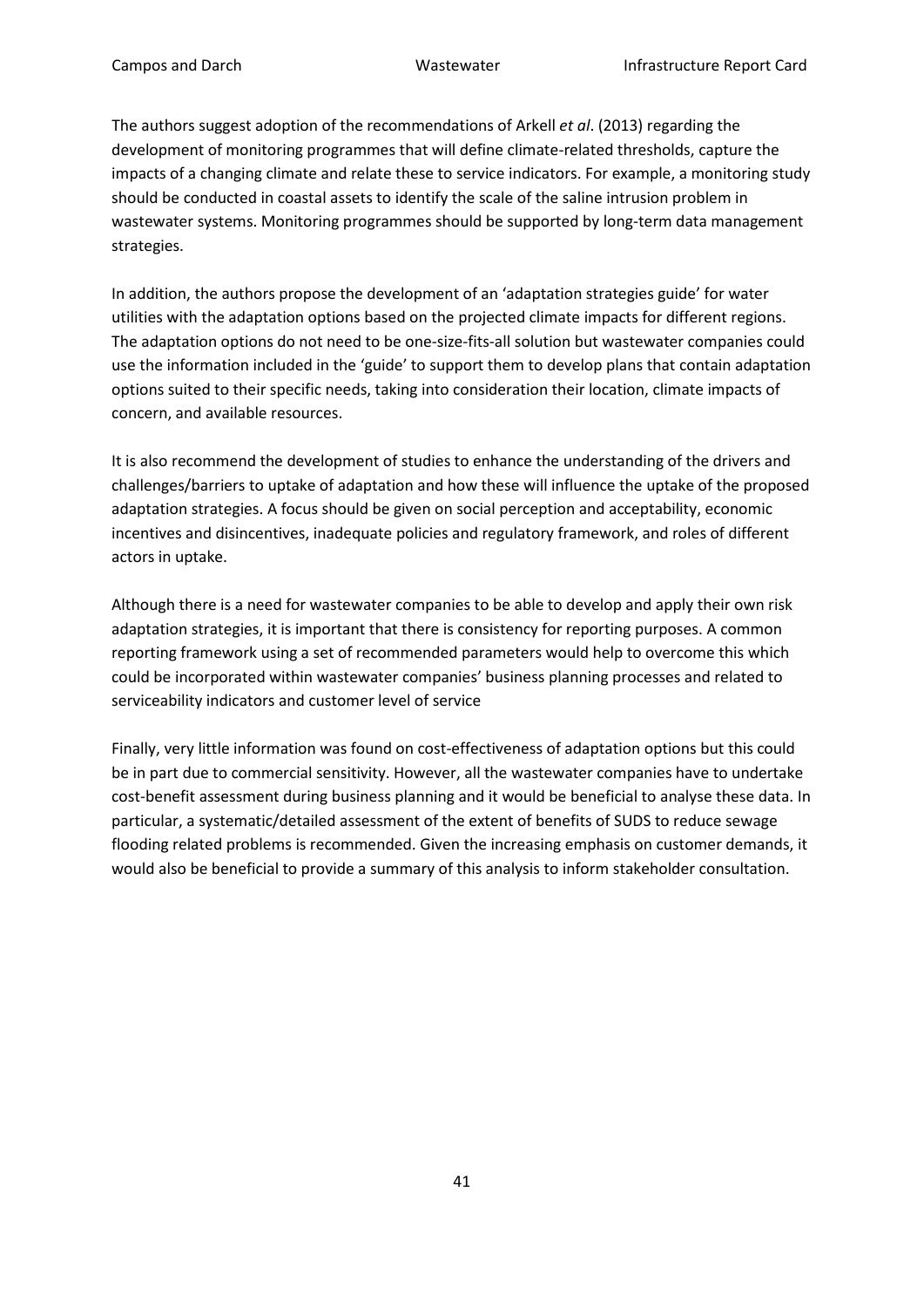The authors suggest adoption of the recommendations of Arkell *et al*. (2013) regarding the development of monitoring programmes that will define climate-related thresholds, capture the impacts of a changing climate and relate these to service indicators. For example, a monitoring study should be conducted in coastal assets to identify the scale of the saline intrusion problem in wastewater systems. Monitoring programmes should be supported by long-term data management strategies.

In addition, the authors propose the development of an 'adaptation strategies guide' for water utilities with the adaptation options based on the projected climate impacts for different regions. The adaptation options do not need to be one-size-fits-all solution but wastewater companies could use the information included in the 'guide' to support them to develop plans that contain adaptation options suited to their specific needs, taking into consideration their location, climate impacts of concern, and available resources.

It is also recommend the development of studies to enhance the understanding of the drivers and challenges/barriers to uptake of adaptation and how these will influence the uptake of the proposed adaptation strategies. A focus should be given on social perception and acceptability, economic incentives and disincentives, inadequate policies and regulatory framework, and roles of different actors in uptake.

Although there is a need for wastewater companies to be able to develop and apply their own risk adaptation strategies, it is important that there is consistency for reporting purposes. A common reporting framework using a set of recommended parameters would help to overcome this which could be incorporated within wastewater companies' business planning processes and related to serviceability indicators and customer level of service

Finally, very little information was found on cost-effectiveness of adaptation options but this could be in part due to commercial sensitivity. However, all the wastewater companies have to undertake cost-benefit assessment during business planning and it would be beneficial to analyse these data. In particular, a systematic/detailed assessment of the extent of benefits of SUDS to reduce sewage flooding related problems is recommended. Given the increasing emphasis on customer demands, it would also be beneficial to provide a summary of this analysis to inform stakeholder consultation.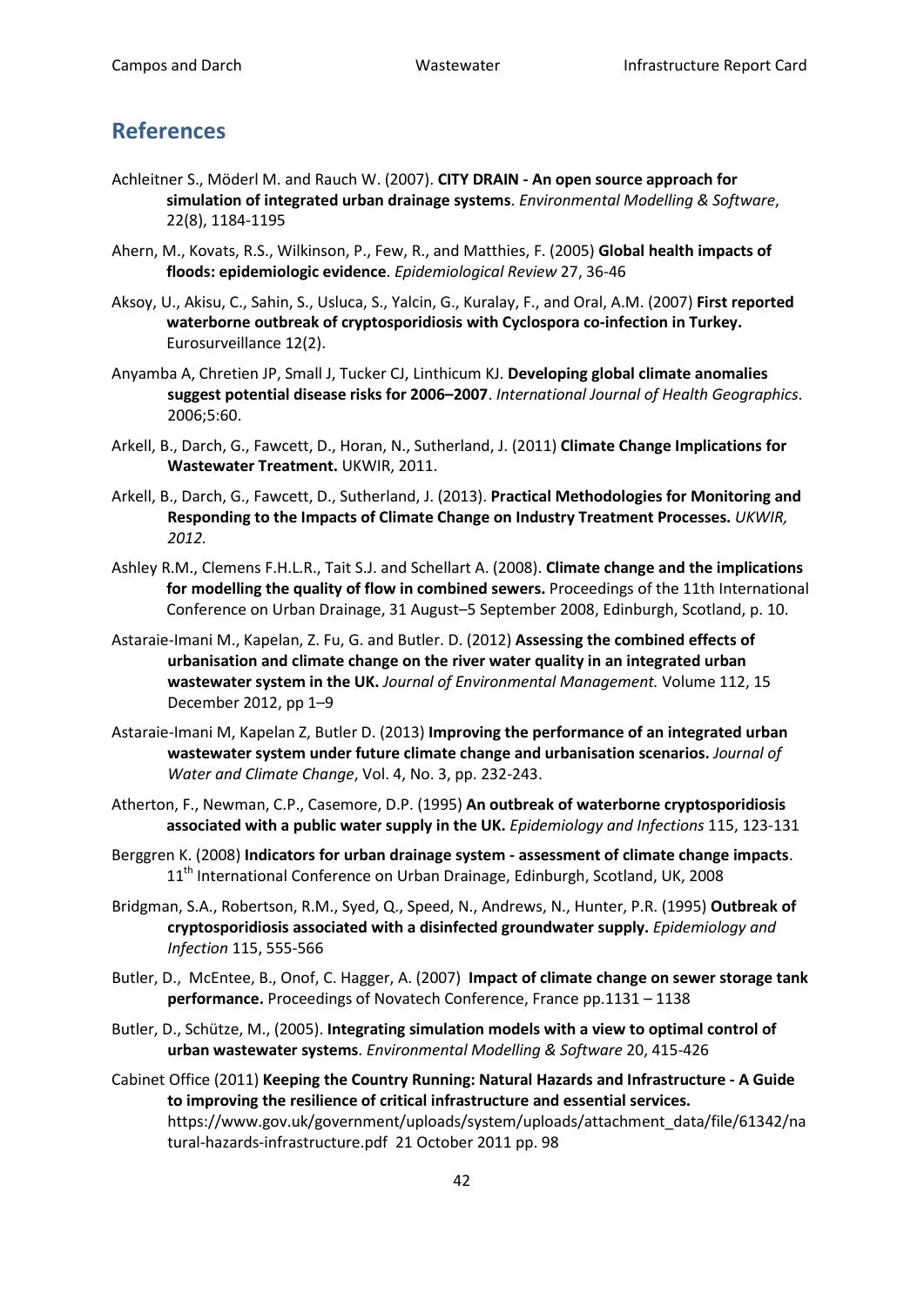## References

Achleitner S., Möderl M. and Rauch W. (2007). **CITY DRAIN - An open source approach for simulation of integrated urban drainage systems**. *Environmental Modelling & Software*, 22(8), 1184-1195

Ahern, M., Kovats, R.S., Wilkinson, P., Few, R., and Matthies, F. (2005) **Global health impacts of floods: epidemiologic evidence**. *Epidemiological Review* 27, 36-46

Aksoy, U., Akisu, C., Sahin, S., Usluca, S., Yalcin, G., Kuralay, F., and Oral, A.M. (2007) **First reported waterborne outbreak of cryptosporidiosis with Cyclospora co-infection in Turkey.** Eurosurveillance 12(2).

Anyamba A, Chretien JP, Small J, Tucker CJ, Linthicum KJ. **Developing global climate anomalies suggest potential disease risks for 2006–2007**. *International Journal of Health Geographics*. 2006;5:60.

Arkell, B., Darch, G., Fawcett, D., Horan, N., Sutherland, J. (2011) **Climate Change Implications for Wastewater Treatment.** UKWIR, 2011.

Arkell, B., Darch, G., Fawcett, D., Sutherland, J. (2013). **Practical Methodologies for Monitoring and Responding to the Impacts of Climate Change on Industry Treatment Processes.** *UKWIR, 2012.*

Ashley R.M., Clemens F.H.L.R., Tait S.J. and Schellart A. (2008). **Climate change and the implications for modelling the quality of flow in combined sewers.** Proceedings of the 11th International Conference on Urban Drainage, 31 August–5 September 2008, Edinburgh, Scotland, p. 10.

Astaraie-Imani M., Kapelan, Z. Fu, G. and Butler. D. (2012) **Assessing the combined effects of urbanisation and climate change on the river water quality in an integrated urban wastewater system in the UK.** *Journal of Environmental Management.* Volume 112, 15 December 2012, pp 1–9

Astaraie-Imani M, Kapelan Z, Butler D. (2013) **Improving the performance of an integrated urban wastewater system under future climate change and urbanisation scenarios.** *Journal of Water and Climate Change*, Vol. 4, No. 3, pp. 232-243.

Atherton, F., Newman, C.P., Casemore, D.P. (1995) **An outbreak of waterborne cryptosporidiosis associated with a public water supply in the UK.** *Epidemiology and Infections* 115, 123-131

Berggren K. (2008) **Indicators for urban drainage system - assessment of climate change impacts**. 11th International Conference on Urban Drainage, Edinburgh, Scotland, UK, 2008

Bridgman, S.A., Robertson, R.M., Syed, Q., Speed, N., Andrews, N., Hunter, P.R. (1995) **Outbreak of cryptosporidiosis associated with a disinfected groundwater supply.** *Epidemiology and Infection* 115, 555-566

Butler, D., McEntee, B., Onof, C. Hagger, A. (2007) **Impact of climate change on sewer storage tank performance.** Proceedings of Novatech Conference, France pp.1131 – 1138

Butler, D., Schütze, M., (2005). **Integrating simulation models with a view to optimal control of urban wastewater systems**. *Environmental Modelling & Software* 20, 415-426

Cabinet Office (2011) **Keeping the Country Running: Natural Hazards and Infrastructure - A Guide to improving the resilience of critical infrastructure and essential services.** https://www.gov.uk/government/uploads/system/uploads/attachment_data/file/61342/natural-hazards-infrastructure.pdf 21 October 2011 pp. 98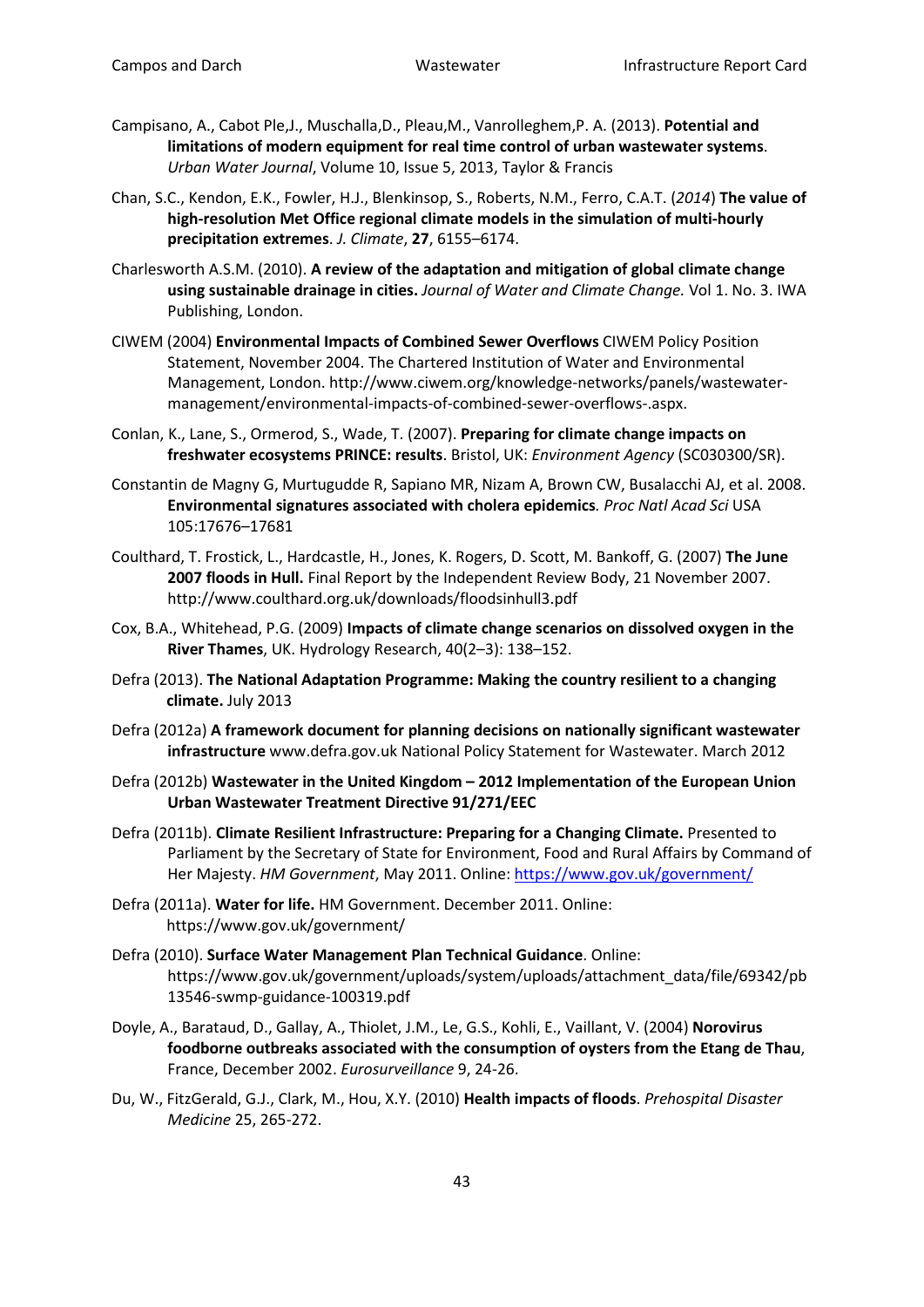Campisano, A., Cabot Ple,J., Muschalla,D., Pleau,M., Vanrolleghem,P. A. (2013). **Potential and limitations of modern equipment for real time control of urban wastewater systems**. *Urban Water Journal*, Volume 10, Issue 5, 2013, Taylor & Francis

Chan, S.C., Kendon, E.K., Fowler, H.J., Blenkinsop, S., Roberts, N.M., Ferro, C.A.T. (*2014*) **The value of high-resolution Met Office regional climate models in the simulation of multi-hourly precipitation extremes**. *J. Climate*, **27**, 6155–6174.

Charlesworth A.S.M. (2010). **A review of the adaptation and mitigation of global climate change using sustainable drainage in cities.** *Journal of Water and Climate Change.* Vol 1. No. 3. IWA Publishing, London.

CIWEM (2004) **Environmental Impacts of Combined Sewer Overflows** CIWEM Policy Position Statement, November 2004. The Chartered Institution of Water and Environmental Management, London. http://www.ciwem.org/knowledge-networks/panels/wastewater-management/environmental-impacts-of-combined-sewer-overflows-.aspx.

Conlan, K., Lane, S., Ormerod, S., Wade, T. (2007). **Preparing for climate change impacts on freshwater ecosystems PRINCE: results**. Bristol, UK: *Environment Agency* (SC030300/SR).

Constantin de Magny G, Murtugudde R, Sapiano MR, Nizam A, Brown CW, Busalacchi AJ, et al. 2008. **Environmental signatures associated with cholera epidemics***. Proc Natl Acad Sci* USA 105:17676–17681

Coulthard, T. Frostick, L., Hardcastle, H., Jones, K. Rogers, D. Scott, M. Bankoff, G. (2007) **The June 2007 floods in Hull.** Final Report by the Independent Review Body, 21 November 2007. http://www.coulthard.org.uk/downloads/floodsinhull3.pdf

Cox, B.A., Whitehead, P.G. (2009) **Impacts of climate change scenarios on dissolved oxygen in the River Thames**, UK. Hydrology Research, 40(2–3): 138–152.

Defra (2013). **The National Adaptation Programme: Making the country resilient to a changing climate.** July 2013

Defra (2012a) **A framework document for planning decisions on nationally significant wastewater infrastructure** www.defra.gov.uk National Policy Statement for Wastewater. March 2012

Defra (2012b) **Wastewater in the United Kingdom – 2012 Implementation of the European Union Urban Wastewater Treatment Directive 91/271/EEC**

Defra (2011b). **Climate Resilient Infrastructure: Preparing for a Changing Climate.** Presented to Parliament by the Secretary of State for Environment, Food and Rural Affairs by Command of Her Majesty. *HM Government*, May 2011. Online: https://www.gov.uk/government/

Defra (2011a). **Water for life.** HM Government. December 2011. Online: https://www.gov.uk/government/

Defra (2010). **Surface Water Management Plan Technical Guidance**. Online: https://www.gov.uk/government/uploads/system/uploads/attachment_data/file/69342/pb13546-swmp-guidance-100319.pdf

Doyle, A., Barataud, D., Gallay, A., Thiolet, J.M., Le, G.S., Kohli, E., Vaillant, V. (2004) **Norovirus foodborne outbreaks associated with the consumption of oysters from the Etang de Thau**, France, December 2002. *Eurosurveillance* 9, 24-26.

Du, W., FitzGerald, G.J., Clark, M., Hou, X.Y. (2010) **Health impacts of floods**. *Prehospital Disaster Medicine* 25, 265-272.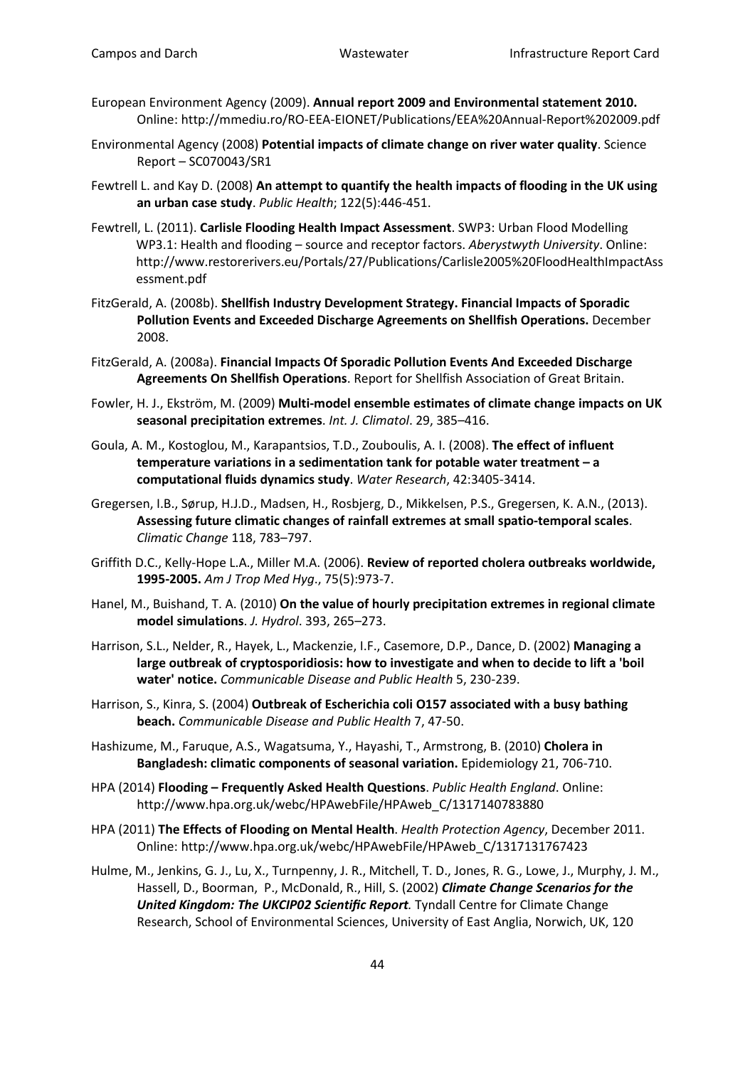European Environment Agency (2009). **Annual report 2009 and Environmental statement 2010.** Online: http://mmediu.ro/RO-EEA-EIONET/Publications/EEA%20Annual-Report%202009.pdf

Environmental Agency (2008) **Potential impacts of climate change on river water quality**. Science Report – SC070043/SR1

Fewtrell L. and Kay D. (2008) **An attempt to quantify the health impacts of flooding in the UK using an urban case study**. *Public Health*; 122(5):446-451.

Fewtrell, L. (2011). **Carlisle Flooding Health Impact Assessment**. SWP3: Urban Flood Modelling WP3.1: Health and flooding – source and receptor factors. *Aberystwyth University*. Online: http://www.restorerivers.eu/Portals/27/Publications/Carlisle2005%20FloodHealthImpactAssessment.pdf

FitzGerald, A. (2008b). **Shellfish Industry Development Strategy. Financial Impacts of Sporadic Pollution Events and Exceeded Discharge Agreements on Shellfish Operations.** December 2008.

FitzGerald, A. (2008a). **Financial Impacts Of Sporadic Pollution Events And Exceeded Discharge Agreements On Shellfish Operations**. Report for Shellfish Association of Great Britain.

Fowler, H. J., Ekström, M. (2009) **Multi-model ensemble estimates of climate change impacts on UK seasonal precipitation extremes**. *Int. J. Climatol*. 29, 385–416.

Goula, A. M., Kostoglou, M., Karapantsios, T.D., Zouboulis, A. I. (2008). **The effect of influent temperature variations in a sedimentation tank for potable water treatment – a computational fluids dynamics study**. *Water Research*, 42:3405-3414.

Gregersen, I.B., Sørup, H.J.D., Madsen, H., Rosbjerg, D., Mikkelsen, P.S., Gregersen, K. A.N., (2013). **Assessing future climatic changes of rainfall extremes at small spatio-temporal scales**. *Climatic Change* 118, 783–797.

Griffith D.C., Kelly-Hope L.A., Miller M.A. (2006). **Review of reported cholera outbreaks worldwide, 1995-2005.** *Am J Trop Med Hyg*., 75(5):973-7.

Hanel, M., Buishand, T. A. (2010) **On the value of hourly precipitation extremes in regional climate model simulations**. *J. Hydrol*. 393, 265–273.

Harrison, S.L., Nelder, R., Hayek, L., Mackenzie, I.F., Casemore, D.P., Dance, D. (2002) **Managing a large outbreak of cryptosporidiosis: how to investigate and when to decide to lift a 'boil water' notice.** *Communicable Disease and Public Health* 5, 230-239.

Harrison, S., Kinra, S. (2004) **Outbreak of Escherichia coli O157 associated with a busy bathing beach.** *Communicable Disease and Public Health* 7, 47-50.

Hashizume, M., Faruque, A.S., Wagatsuma, Y., Hayashi, T., Armstrong, B. (2010) **Cholera in Bangladesh: climatic components of seasonal variation.** Epidemiology 21, 706-710.

HPA (2014) **Flooding – Frequently Asked Health Questions**. *Public Health England*. Online: http://www.hpa.org.uk/webc/HPAwebFile/HPAweb_C/1317140783880

HPA (2011) **The Effects of Flooding on Mental Health**. *Health Protection Agency*, December 2011. Online: http://www.hpa.org.uk/webc/HPAwebFile/HPAweb_C/1317131767423

Hulme, M., Jenkins, G. J., Lu, X., Turnpenny, J. R., Mitchell, T. D., Jones, R. G., Lowe, J., Murphy, J. M., Hassell, D., Boorman, P., McDonald, R., Hill, S. (2002) ***Climate Change Scenarios for the United Kingdom: The UKCIP02 Scientific Report.*** Tyndall Centre for Climate Change Research, School of Environmental Sciences, University of East Anglia, Norwich, UK, 120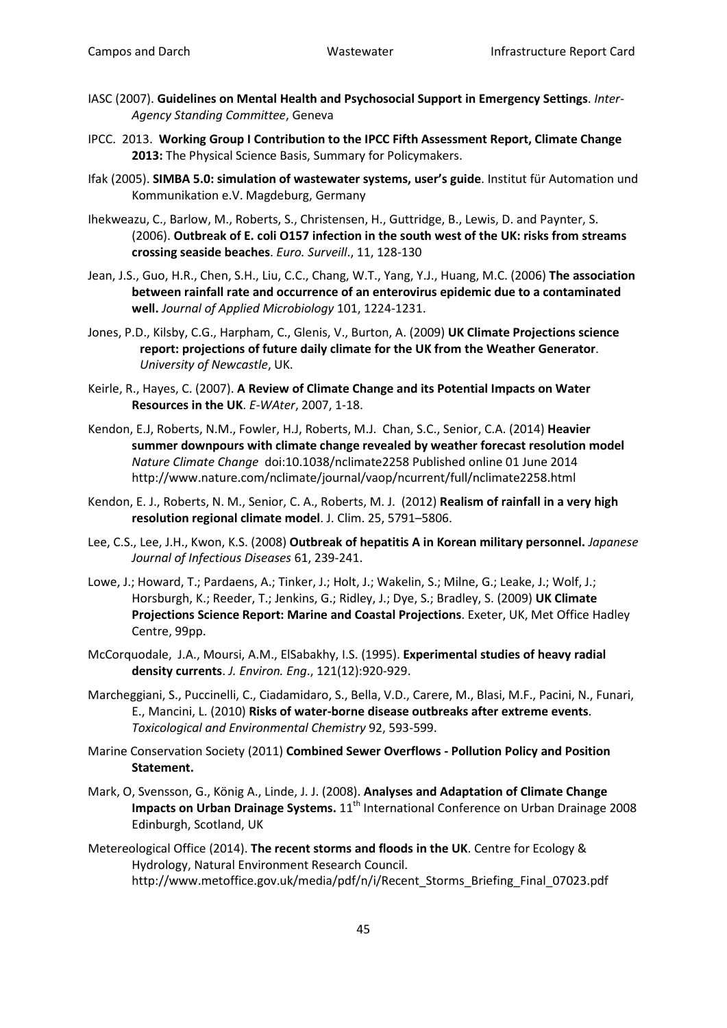IASC (2007). **Guidelines on Mental Health and Psychosocial Support in Emergency Settings**. *Inter-Agency Standing Committee*, Geneva

IPCC. 2013. **Working Group I Contribution to the IPCC Fifth Assessment Report, Climate Change 2013:** The Physical Science Basis, Summary for Policymakers.

Ifak (2005). **SIMBA 5.0: simulation of wastewater systems, user's guide**. Institut für Automation und Kommunikation e.V. Magdeburg, Germany

Ihekweazu, C., Barlow, M., Roberts, S., Christensen, H., Guttridge, B., Lewis, D. and Paynter, S. (2006). **Outbreak of E. coli O157 infection in the south west of the UK: risks from streams crossing seaside beaches**. *Euro. Surveill*., 11, 128-130

Jean, J.S., Guo, H.R., Chen, S.H., Liu, C.C., Chang, W.T., Yang, Y.J., Huang, M.C. (2006) **The association between rainfall rate and occurrence of an enterovirus epidemic due to a contaminated well.** *Journal of Applied Microbiology* 101, 1224-1231.

Jones, P.D., Kilsby, C.G., Harpham, C., Glenis, V., Burton, A. (2009) **UK Climate Projections science report: projections of future daily climate for the UK from the Weather Generator**. *University of Newcastle*, UK.

Keirle, R., Hayes, C. (2007). **A Review of Climate Change and its Potential Impacts on Water Resources in the UK**. *E-WAter*, 2007, 1-18.

Kendon, E.J, Roberts, N.M., Fowler, H.J, Roberts, M.J. Chan, S.C., Senior, C.A. (2014) **Heavier summer downpours with climate change revealed by weather forecast resolution model** *Nature Climate Change* doi:10.1038/nclimate2258 Published online 01 June 2014 http://www.nature.com/nclimate/journal/vaop/ncurrent/full/nclimate2258.html

Kendon, E. J., Roberts, N. M., Senior, C. A., Roberts, M. J. (2012) **Realism of rainfall in a very high resolution regional climate model**. J. Clim. 25, 5791–5806.

Lee, C.S., Lee, J.H., Kwon, K.S. (2008) **Outbreak of hepatitis A in Korean military personnel.** *Japanese Journal of Infectious Diseases* 61, 239-241.

Lowe, J.; Howard, T.; Pardaens, A.; Tinker, J.; Holt, J.; Wakelin, S.; Milne, G.; Leake, J.; Wolf, J.; Horsburgh, K.; Reeder, T.; Jenkins, G.; Ridley, J.; Dye, S.; Bradley, S. (2009) **UK Climate Projections Science Report: Marine and Coastal Projections**. Exeter, UK, Met Office Hadley Centre, 99pp.

McCorquodale, J.A., Moursi, A.M., ElSabakhy, I.S. (1995). **Experimental studies of heavy radial density currents**. *J. Environ. Eng*., 121(12):920-929.

Marcheggiani, S., Puccinelli, C., Ciadamidaro, S., Bella, V.D., Carere, M., Blasi, M.F., Pacini, N., Funari, E., Mancini, L. (2010) **Risks of water-borne disease outbreaks after extreme events**. *Toxicological and Environmental Chemistry* 92, 593-599.

Marine Conservation Society (2011) **Combined Sewer Overflows - Pollution Policy and Position Statement.**

Mark, O, Svensson, G., König A., Linde, J. J. (2008). **Analyses and Adaptation of Climate Change Impacts on Urban Drainage Systems.** 11th International Conference on Urban Drainage 2008 Edinburgh, Scotland, UK

Metereological Office (2014). **The recent storms and floods in the UK**. Centre for Ecology & Hydrology, Natural Environment Research Council. http://www.metoffice.gov.uk/media/pdf/n/i/Recent_Storms_Briefing_Final_07023.pdf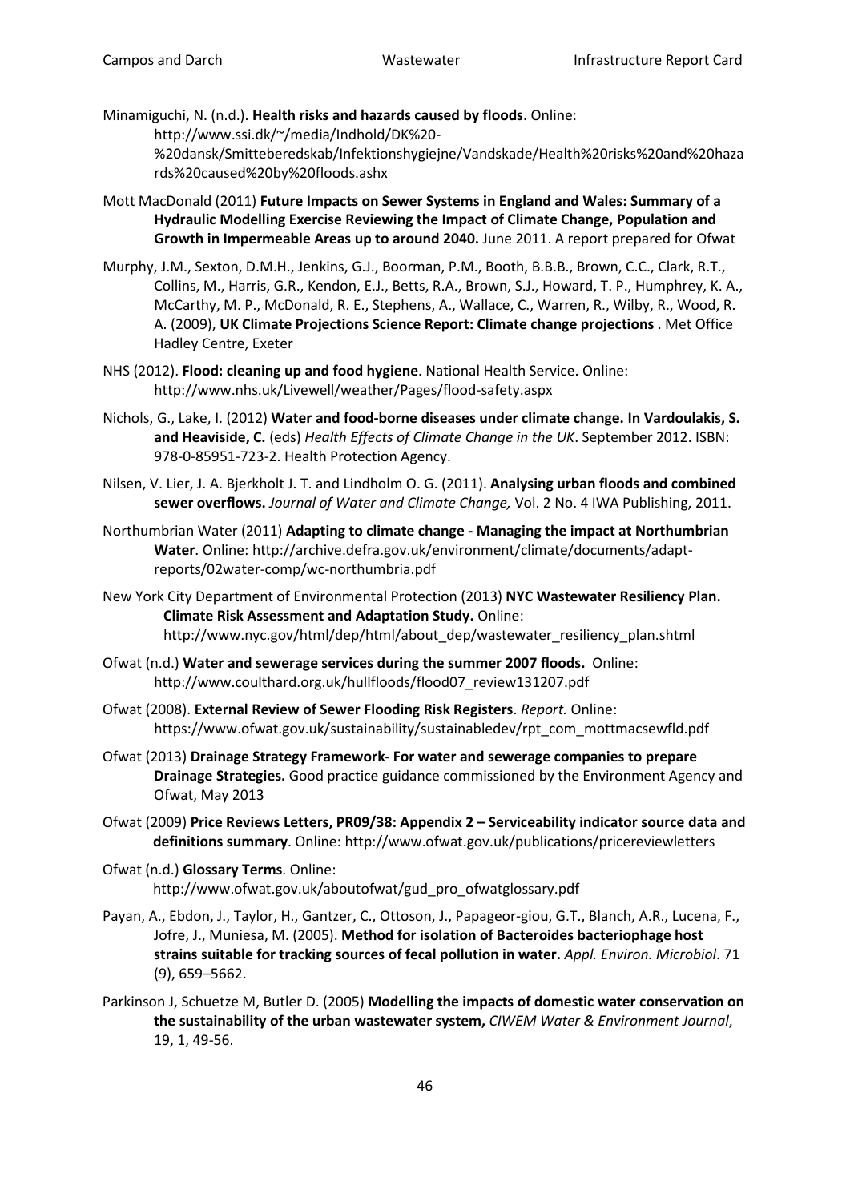Minamiguchi, N. (n.d.). **Health risks and hazards caused by floods**. Online: http://www.ssi.dk/~/media/Indhold/DK%20-%20dansk/Smitteberedskab/Infektionshygiejne/Vandskade/Health%20risks%20and%20hazards%20caused%20by%20floods.ashx

Mott MacDonald (2011) **Future Impacts on Sewer Systems in England and Wales: Summary of a Hydraulic Modelling Exercise Reviewing the Impact of Climate Change, Population and Growth in Impermeable Areas up to around 2040.** June 2011. A report prepared for Ofwat

Murphy, J.M., Sexton, D.M.H., Jenkins, G.J., Boorman, P.M., Booth, B.B.B., Brown, C.C., Clark, R.T., Collins, M., Harris, G.R., Kendon, E.J., Betts, R.A., Brown, S.J., Howard, T. P., Humphrey, K. A., McCarthy, M. P., McDonald, R. E., Stephens, A., Wallace, C., Warren, R., Wilby, R., Wood, R. A. (2009), **UK Climate Projections Science Report: Climate change projections** . Met Office Hadley Centre, Exeter

NHS (2012). **Flood: cleaning up and food hygiene**. National Health Service. Online: http://www.nhs.uk/Livewell/weather/Pages/flood-safety.aspx

Nichols, G., Lake, I. (2012) **Water and food-borne diseases under climate change. In Vardoulakis, S. and Heaviside, C.** (eds) *Health Effects of Climate Change in the UK*. September 2012. ISBN: 978-0-85951-723-2. Health Protection Agency.

Nilsen, V. Lier, J. A. Bjerkholt J. T. and Lindholm O. G. (2011). **Analysing urban floods and combined sewer overflows.** *Journal of Water and Climate Change,* Vol. 2 No. 4 IWA Publishing, 2011.

Northumbrian Water (2011) **Adapting to climate change - Managing the impact at Northumbrian Water**. Online: http://archive.defra.gov.uk/environment/climate/documents/adapt-reports/02water-comp/wc-northumbria.pdf

New York City Department of Environmental Protection (2013) **NYC Wastewater Resiliency Plan. Climate Risk Assessment and Adaptation Study.** Online: http://www.nyc.gov/html/dep/html/about_dep/wastewater_resiliency_plan.shtml

Ofwat (n.d.) **Water and sewerage services during the summer 2007 floods.** Online: http://www.coulthard.org.uk/hullfloods/flood07_review131207.pdf

Ofwat (2008). **External Review of Sewer Flooding Risk Registers**. *Report.* Online: https://www.ofwat.gov.uk/sustainability/sustainabledev/rpt_com_mottmacsewfld.pdf

Ofwat (2013) **Drainage Strategy Framework- For water and sewerage companies to prepare Drainage Strategies.** Good practice guidance commissioned by the Environment Agency and Ofwat, May 2013

Ofwat (2009) **Price Reviews Letters, PR09/38: Appendix 2 – Serviceability indicator source data and definitions summary**. Online: http://www.ofwat.gov.uk/publications/pricereviewletters

Ofwat (n.d.) **Glossary Terms**. Online: http://www.ofwat.gov.uk/aboutofwat/gud_pro_ofwatglossary.pdf

Payan, A., Ebdon, J., Taylor, H., Gantzer, C., Ottoson, J., Papageor-giou, G.T., Blanch, A.R., Lucena, F., Jofre, J., Muniesa, M. (2005). **Method for isolation of Bacteroides bacteriophage host strains suitable for tracking sources of fecal pollution in water.** *Appl. Environ. Microbiol*. 71 (9), 659–5662.

Parkinson J, Schuetze M, Butler D. (2005) **Modelling the impacts of domestic water conservation on the sustainability of the urban wastewater system,** *CIWEM Water & Environment Journal*, 19, 1, 49-56.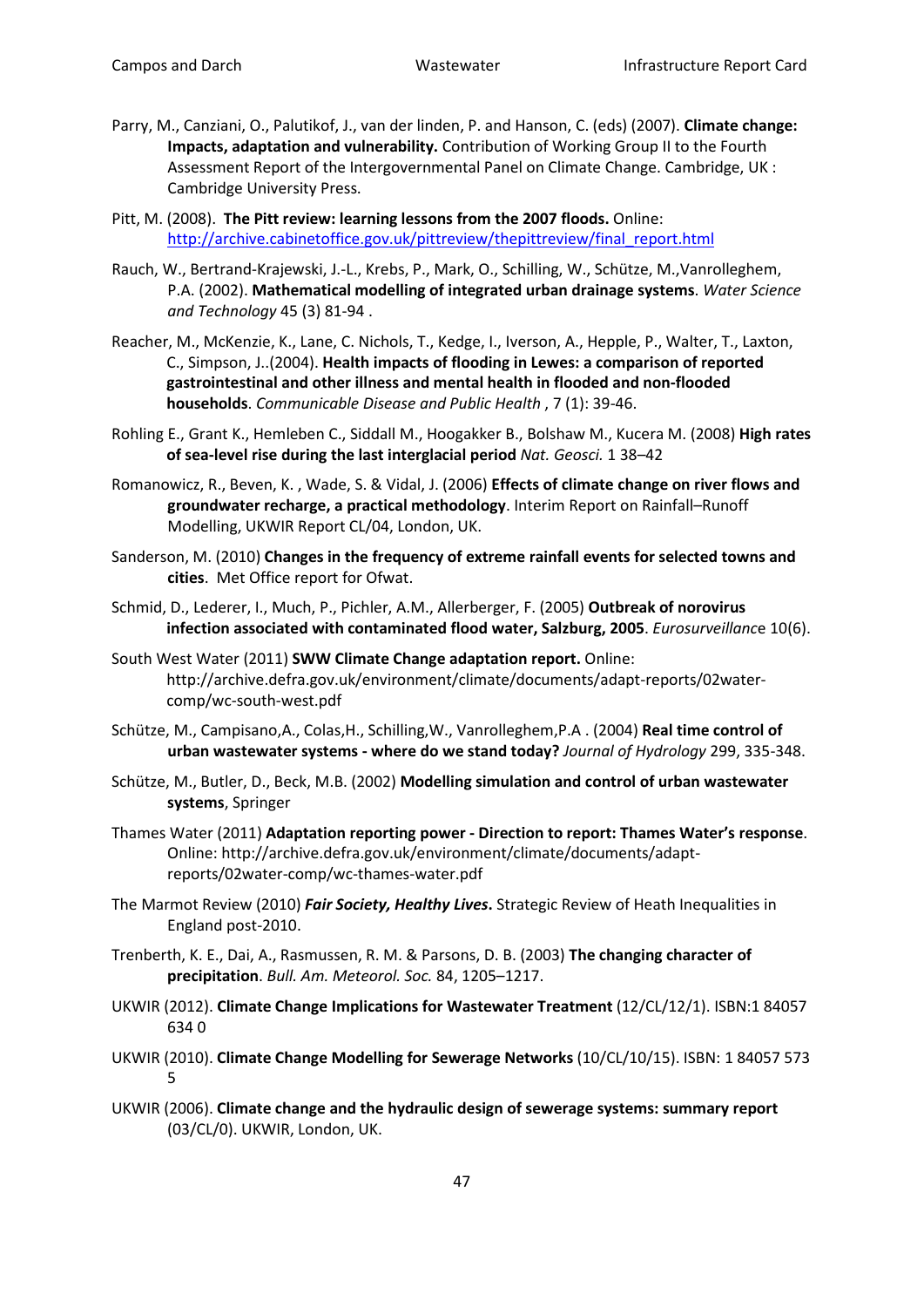Parry, M., Canziani, O., Palutikof, J., van der linden, P. and Hanson, C. (eds) (2007). **Climate change: Impacts, adaptation and vulnerability.** Contribution of Working Group II to the Fourth Assessment Report of the Intergovernmental Panel on Climate Change. Cambridge, UK : Cambridge University Press.

Pitt, M. (2008). **The Pitt review: learning lessons from the 2007 floods.** Online: [http://archive.cabinetoffice.gov.uk/pittreview/thepittreview/final_report.html](http://archive.cabinetoffice.gov.uk/pittreview/thepittreview/final_report.html)

Rauch, W., Bertrand-Krajewski, J.-L., Krebs, P., Mark, O., Schilling, W., Schütze, M.,Vanrolleghem, P.A. (2002). **Mathematical modelling of integrated urban drainage systems**. *Water Science and Technology* 45 (3) 81-94 .

Reacher, M., McKenzie, K., Lane, C. Nichols, T., Kedge, I., Iverson, A., Hepple, P., Walter, T., Laxton, C., Simpson, J..(2004). **Health impacts of flooding in Lewes: a comparison of reported gastrointestinal and other illness and mental health in flooded and non-flooded households**. *Communicable Disease and Public Health* , 7 (1): 39-46.

Rohling E., Grant K., Hemleben C., Siddall M., Hoogakker B., Bolshaw M., Kucera M. (2008) **High rates of sea-level rise during the last interglacial period** *Nat. Geosci.* 1 38–42

Romanowicz, R., Beven, K. , Wade, S. & Vidal, J. (2006) **Effects of climate change on river flows and groundwater recharge, a practical methodology**. Interim Report on Rainfall–Runoff Modelling, UKWIR Report CL/04, London, UK.

Sanderson, M. (2010) **Changes in the frequency of extreme rainfall events for selected towns and cities**. Met Office report for Ofwat.

Schmid, D., Lederer, I., Much, P., Pichler, A.M., Allerberger, F. (2005) **Outbreak of norovirus infection associated with contaminated flood water, Salzburg, 2005**. *Eurosurveillanc*e 10(6).

South West Water (2011) **SWW Climate Change adaptation report.** Online: http://archive.defra.gov.uk/environment/climate/documents/adapt-reports/02water-comp/wc-south-west.pdf

Schütze, M., Campisano,A., Colas,H., Schilling,W., Vanrolleghem,P.A . (2004) **Real time control of urban wastewater systems - where do we stand today?** *Journal of Hydrology* 299, 335-348.

Schütze, M., Butler, D., Beck, M.B. (2002) **Modelling simulation and control of urban wastewater systems**, Springer

Thames Water (2011) **Adaptation reporting power - Direction to report: Thames Water's response**. Online: http://archive.defra.gov.uk/environment/climate/documents/adapt-reports/02water-comp/wc-thames-water.pdf

The Marmot Review (2010) ***Fair Society, Healthy Lives*.** Strategic Review of Heath Inequalities in England post-2010.

Trenberth, K. E., Dai, A., Rasmussen, R. M. & Parsons, D. B. (2003) **The changing character of precipitation**. *Bull. Am. Meteorol. Soc.* 84, 1205–1217.

UKWIR (2012). **Climate Change Implications for Wastewater Treatment** (12/CL/12/1). ISBN:1 84057 634 0

UKWIR (2010). **Climate Change Modelling for Sewerage Networks** (10/CL/10/15). ISBN: 1 84057 573 5

UKWIR (2006). **Climate change and the hydraulic design of sewerage systems: summary report** (03/CL/0). UKWIR, London, UK.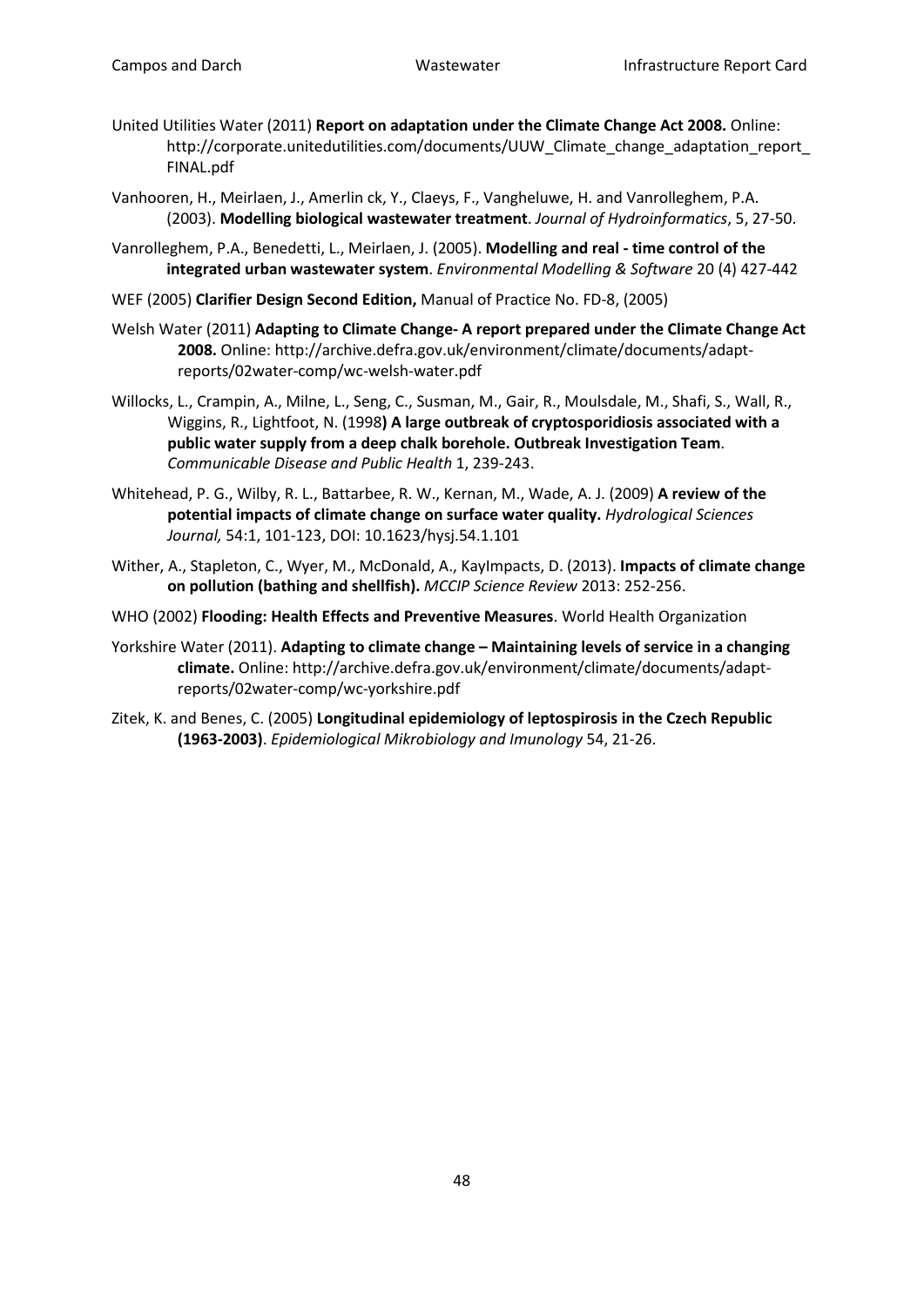United Utilities Water (2011) **Report on adaptation under the Climate Change Act 2008.** Online: http://corporate.unitedutilities.com/documents/UUW_Climate_change_adaptation_report_FINAL.pdf

Vanhooren, H., Meirlaen, J., Amerlin ck, Y., Claeys, F., Vangheluwe, H. and Vanrolleghem, P.A. (2003). **Modelling biological wastewater treatment**. *Journal of Hydroinformatics*, 5, 27-50.

Vanrolleghem, P.A., Benedetti, L., Meirlaen, J. (2005). **Modelling and real - time control of the integrated urban wastewater system**. *Environmental Modelling & Software* 20 (4) 427-442

WEF (2005) **Clarifier Design Second Edition,** Manual of Practice No. FD-8, (2005)

Welsh Water (2011) **Adapting to Climate Change- A report prepared under the Climate Change Act 2008.** Online: http://archive.defra.gov.uk/environment/climate/documents/adapt-reports/02water-comp/wc-welsh-water.pdf

Willocks, L., Crampin, A., Milne, L., Seng, C., Susman, M., Gair, R., Moulsdale, M., Shafi, S., Wall, R., Wiggins, R., Lightfoot, N. (1998**) A large outbreak of cryptosporidiosis associated with a public water supply from a deep chalk borehole. Outbreak Investigation Team**. *Communicable Disease and Public Health* 1, 239-243.

Whitehead, P. G., Wilby, R. L., Battarbee, R. W., Kernan, M., Wade, A. J. (2009) **A review of the potential impacts of climate change on surface water quality.** *Hydrological Sciences Journal,* 54:1, 101-123, DOI: 10.1623/hysj.54.1.101

Wither, A., Stapleton, C., Wyer, M., McDonald, A., KayImpacts, D. (2013). **Impacts of climate change on pollution (bathing and shellfish).** *MCCIP Science Review* 2013: 252-256.

WHO (2002) **Flooding: Health Effects and Preventive Measures**. World Health Organization

Yorkshire Water (2011). **Adapting to climate change – Maintaining levels of service in a changing climate.** Online: http://archive.defra.gov.uk/environment/climate/documents/adapt-reports/02water-comp/wc-yorkshire.pdf

Zitek, K. and Benes, C. (2005) **Longitudinal epidemiology of leptospirosis in the Czech Republic (1963-2003)**. *Epidemiological Mikrobiology and Imunology* 54, 21-26.